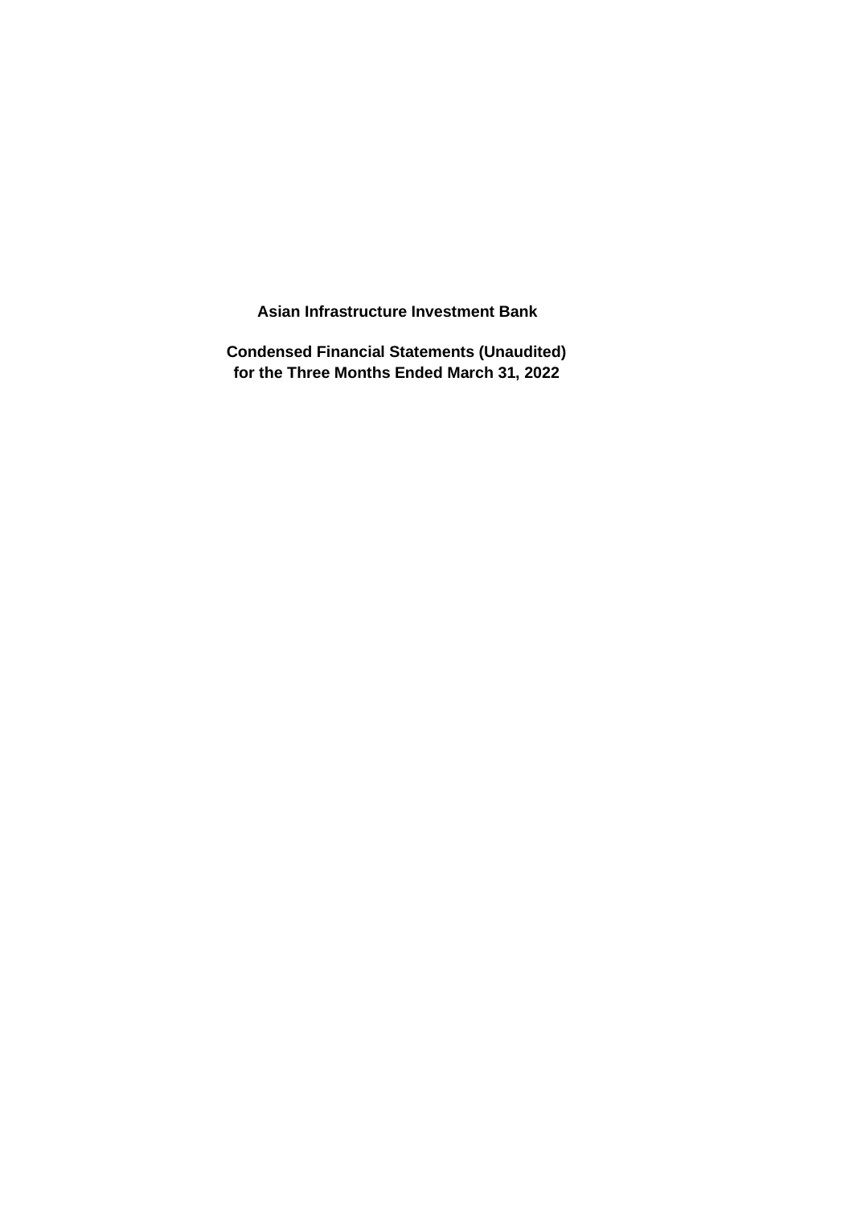# Asian Infrastructure Investment Bank

## Condensed Financial Statements (Unaudited)
## for the Three Months Ended March 31, 2022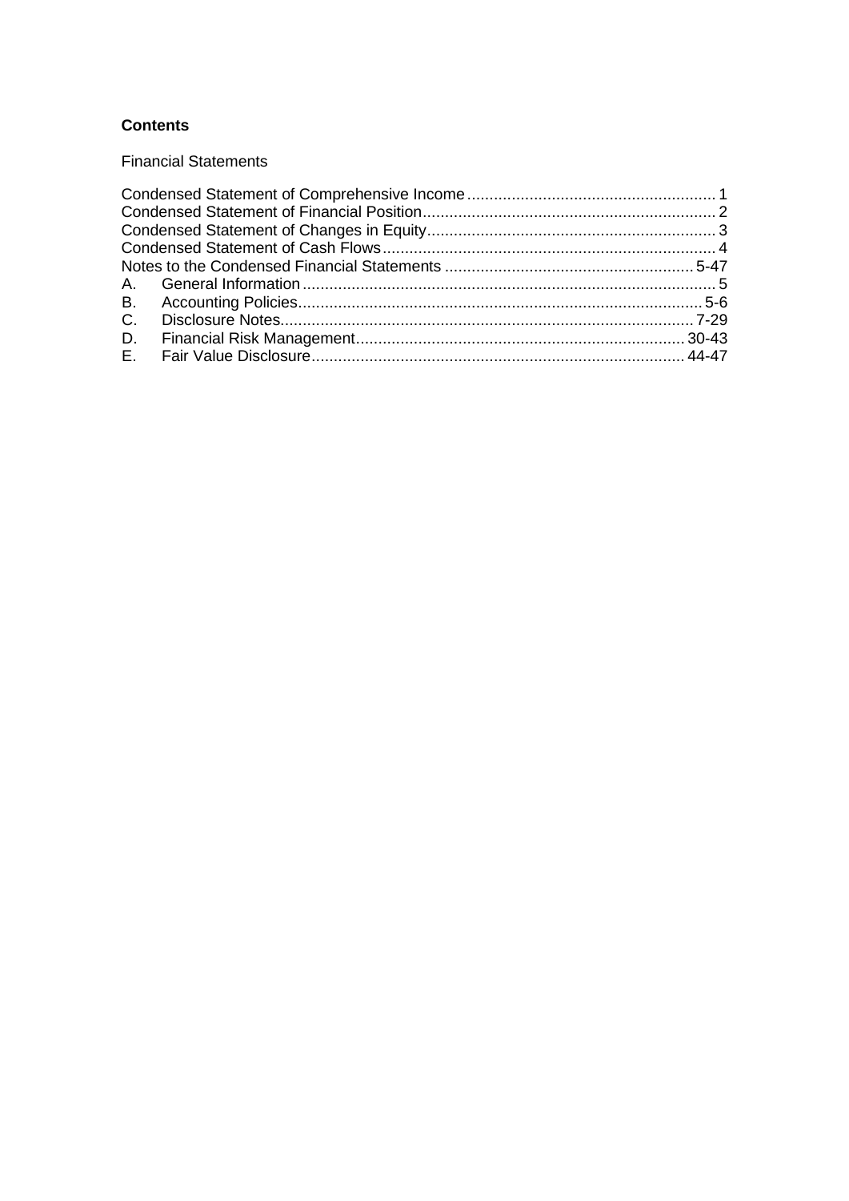# Contents

Financial Statements

| | |
|---|---|
| Condensed Statement of Comprehensive Income | 1 |
| Condensed Statement of Financial Position | 2 |
| Condensed Statement of Changes in Equity | 3 |
| Condensed Statement of Cash Flows | 4 |
| Notes to the Condensed Financial Statements | 5-47 |
| A. General Information | 5 |
| B. Accounting Policies | 5-6 |
| C. Disclosure Notes | 7-29 |
| D. Financial Risk Management | 30-43 |
| E. Fair Value Disclosure | 44-47 |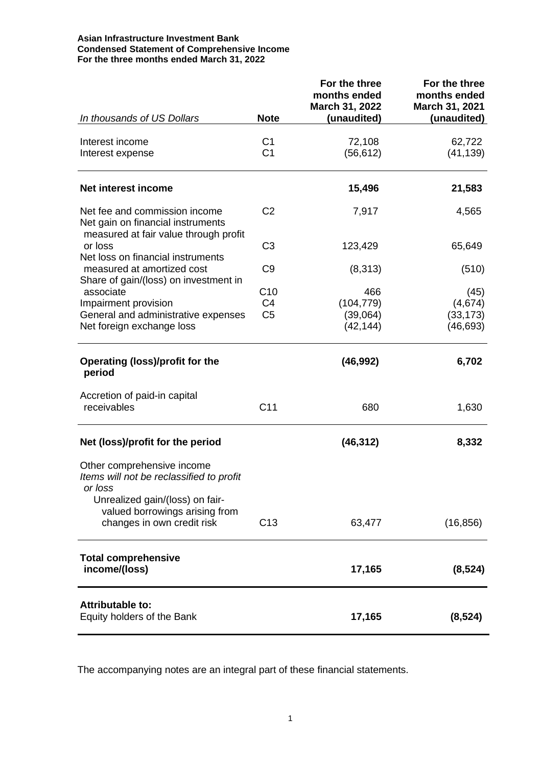**Asian Infrastructure Investment Bank**
**Condensed Statement of Comprehensive Income**
**For the three months ended March 31, 2022**

| *In thousands of US Dollars* | Note | For the three months ended March 31, 2022 (unaudited) | For the three months ended March 31, 2021 (unaudited) |
|---|---|---|---|
| Interest income | C1 | 72,108 | 62,722 |
| Interest expense | C1 | (56,612) | (41,139) |
| **Net interest income** | | **15,496** | **21,583** |
| Net fee and commission income | C2 | 7,917 | 4,565 |
| Net gain on financial instruments measured at fair value through profit or loss | C3 | 123,429 | 65,649 |
| Net loss on financial instruments measured at amortized cost | C9 | (8,313) | (510) |
| Share of gain/(loss) on investment in associate | C10 | 466 | (45) |
| Impairment provision | C4 | (104,779) | (4,674) |
| General and administrative expenses | C5 | (39,064) | (33,173) |
| Net foreign exchange loss | | (42,144) | (46,693) |
| **Operating (loss)/profit for the period** | | **(46,992)** | **6,702** |
| Accretion of paid-in capital receivables | C11 | 680 | 1,630 |
| **Net (loss)/profit for the period** | | **(46,312)** | **8,332** |
| Other comprehensive income | | | |
| *Items will not be reclassified to profit or loss* | | | |
| Unrealized gain/(loss) on fair-valued borrowings arising from changes in own credit risk | C13 | 63,477 | (16,856) |
| **Total comprehensive income/(loss)** | | **17,165** | **(8,524)** |
| **Attributable to:** | | | |
| Equity holders of the Bank | | **17,165** | **(8,524)** |

The accompanying notes are an integral part of these financial statements.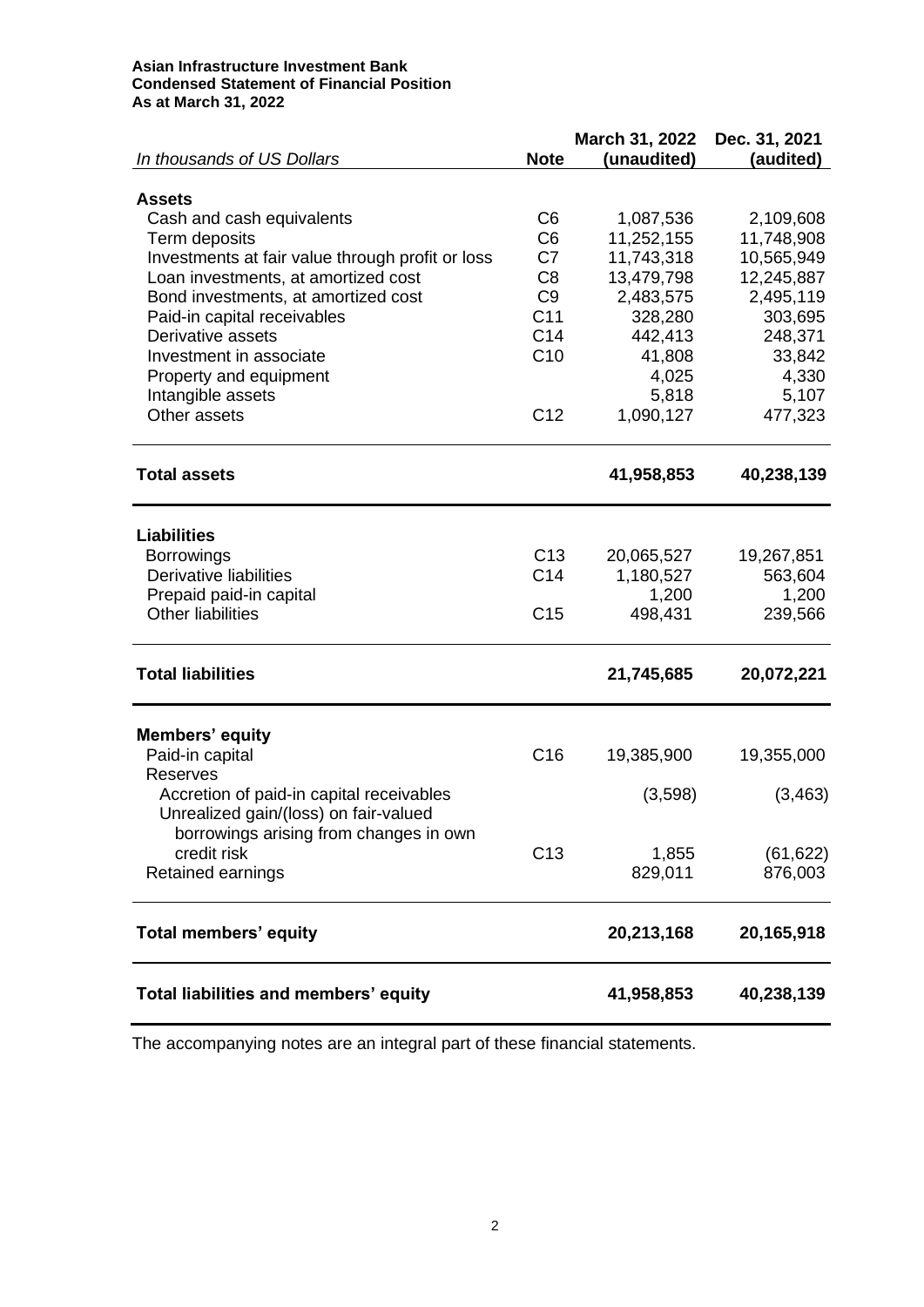**Asian Infrastructure Investment Bank**
**Condensed Statement of Financial Position**
**As at March 31, 2022**

| *In thousands of US Dollars* | Note | March 31, 2022 (unaudited) | Dec. 31, 2021 (audited) |
|---|---|---|---|
| **Assets** | | | |
| Cash and cash equivalents | C6 | 1,087,536 | 2,109,608 |
| Term deposits | C6 | 11,252,155 | 11,748,908 |
| Investments at fair value through profit or loss | C7 | 11,743,318 | 10,565,949 |
| Loan investments, at amortized cost | C8 | 13,479,798 | 12,245,887 |
| Bond investments, at amortized cost | C9 | 2,483,575 | 2,495,119 |
| Paid-in capital receivables | C11 | 328,280 | 303,695 |
| Derivative assets | C14 | 442,413 | 248,371 |
| Investment in associate | C10 | 41,808 | 33,842 |
| Property and equipment | | 4,025 | 4,330 |
| Intangible assets | | 5,818 | 5,107 |
| Other assets | C12 | 1,090,127 | 477,323 |
| **Total assets** | | **41,958,853** | **40,238,139** |
| **Liabilities** | | | |
| Borrowings | C13 | 20,065,527 | 19,267,851 |
| Derivative liabilities | C14 | 1,180,527 | 563,604 |
| Prepaid paid-in capital | | 1,200 | 1,200 |
| Other liabilities | C15 | 498,431 | 239,566 |
| **Total liabilities** | | **21,745,685** | **20,072,221** |
| **Members' equity** | | | |
| Paid-in capital | C16 | 19,385,900 | 19,355,000 |
| Reserves | | | |
| Accretion of paid-in capital receivables | | (3,598) | (3,463) |
| Unrealized gain/(loss) on fair-valued borrowings arising from changes in own credit risk | C13 | 1,855 | (61,622) |
| Retained earnings | | 829,011 | 876,003 |
| **Total members' equity** | | **20,213,168** | **20,165,918** |
| **Total liabilities and members' equity** | | **41,958,853** | **40,238,139** |

The accompanying notes are an integral part of these financial statements.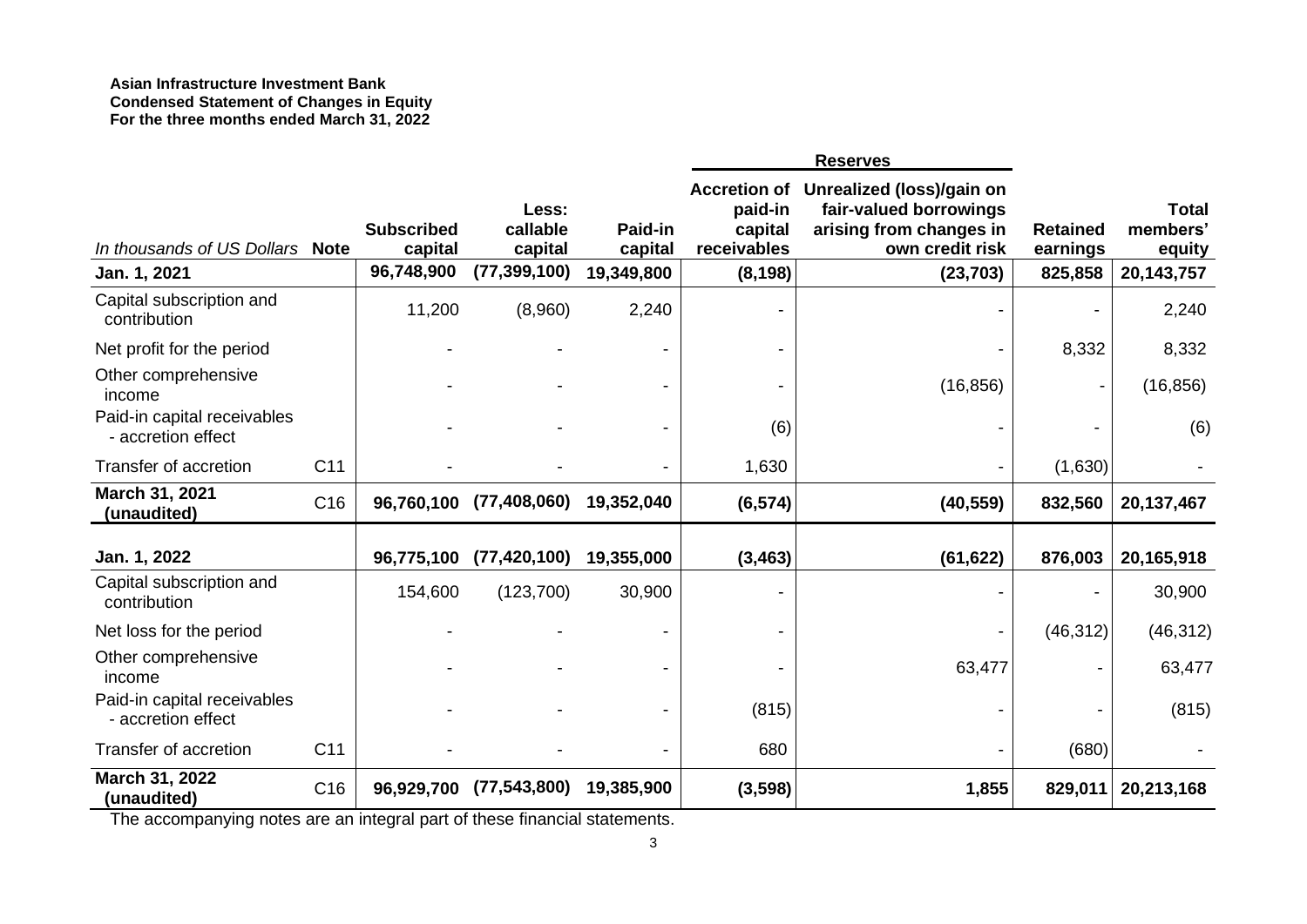**Asian Infrastructure Investment Bank**
**Condensed Statement of Changes in Equity**
**For the three months ended March 31, 2022**

| | | | | | Reserves | | | |
|---|---|---|---|---|---|---|---|---|
| *In thousands of US Dollars* | **Note** | **Subscribed capital** | **Less: callable capital** | **Paid-in capital** | **Accretion of paid-in capital receivables** | **Unrealized (loss)/gain on fair-valued borrowings arising from changes in own credit risk** | **Retained earnings** | **Total members' equity** |
| **Jan. 1, 2021** | | **96,748,900** | **(77,399,100)** | **19,349,800** | **(8,198)** | **(23,703)** | **825,858** | **20,143,757** |
| Capital subscription and contribution | | 11,200 | (8,960) | 2,240 | - | - | - | 2,240 |
| Net profit for the period | | - | - | - | - | - | 8,332 | 8,332 |
| Other comprehensive income | | - | - | - | - | (16,856) | - | (16,856) |
| Paid-in capital receivables - accretion effect | | - | - | - | (6) | - | - | (6) |
| Transfer of accretion | C11 | - | - | - | 1,630 | - | (1,630) | - |
| **March 31, 2021 (unaudited)** | C16 | **96,760,100** | **(77,408,060)** | **19,352,040** | **(6,574)** | **(40,559)** | **832,560** | **20,137,467** |
| **Jan. 1, 2022** | | **96,775,100** | **(77,420,100)** | **19,355,000** | **(3,463)** | **(61,622)** | **876,003** | **20,165,918** |
| Capital subscription and contribution | | 154,600 | (123,700) | 30,900 | - | - | - | 30,900 |
| Net loss for the period | | - | - | - | - | - | (46,312) | (46,312) |
| Other comprehensive income | | - | - | - | - | 63,477 | - | 63,477 |
| Paid-in capital receivables - accretion effect | | - | - | - | (815) | - | - | (815) |
| Transfer of accretion | C11 | - | - | - | 680 | - | (680) | - |
| **March 31, 2022 (unaudited)** | C16 | **96,929,700** | **(77,543,800)** | **19,385,900** | **(3,598)** | **1,855** | **829,011** | **20,213,168** |

The accompanying notes are an integral part of these financial statements.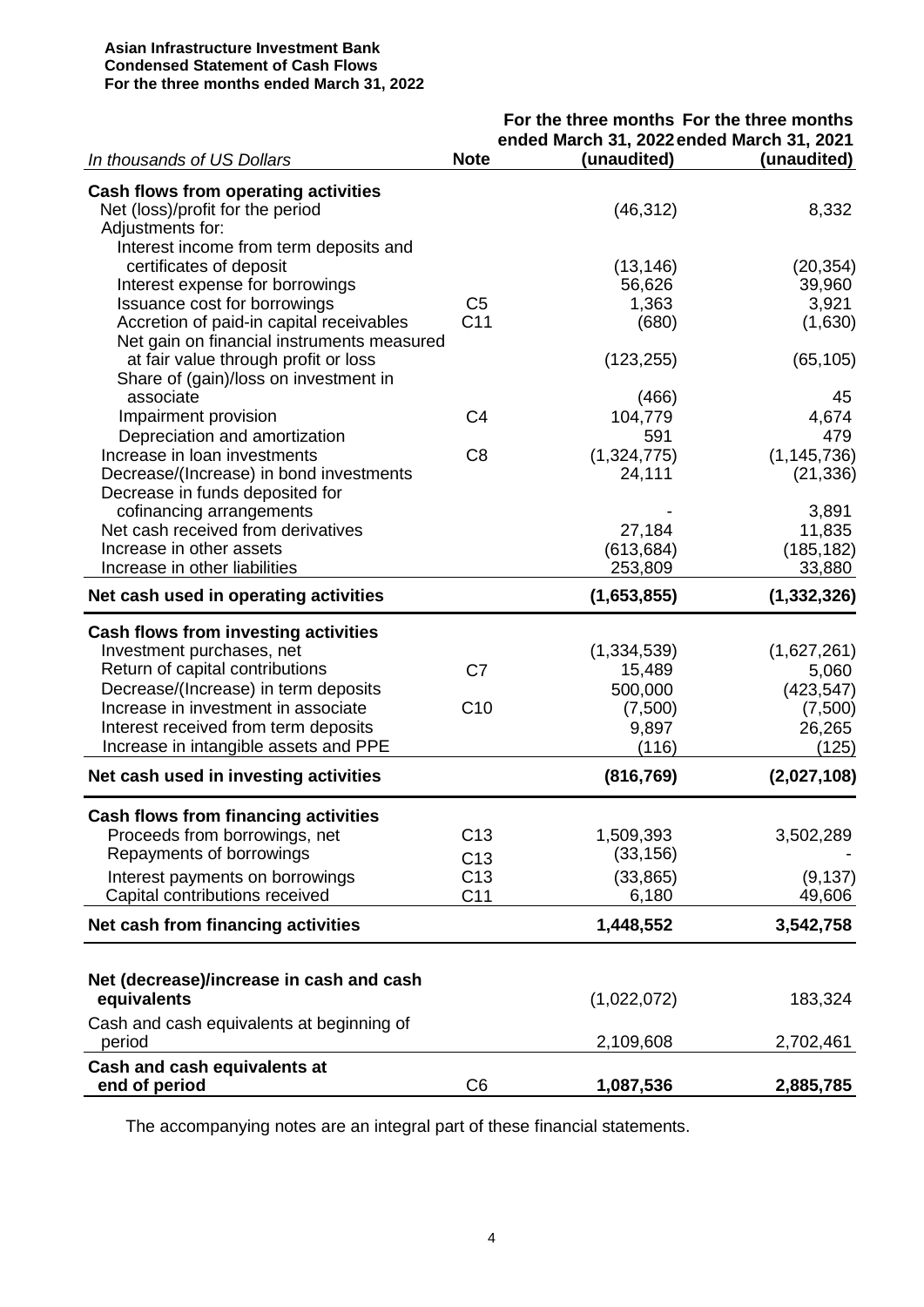**Asian Infrastructure Investment Bank**
**Condensed Statement of Cash Flows**
**For the three months ended March 31, 2022**

| *In thousands of US Dollars* | **Note** | **For the three months ended March 31, 2022 (unaudited)** | **For the three months ended March 31, 2021 (unaudited)** |
|---|---|---|---|
| **Cash flows from operating activities** | | | |
| Net (loss)/profit for the period | | (46,312) | 8,332 |
| Adjustments for: | | | |
| Interest income from term deposits and certificates of deposit | | (13,146) | (20,354) |
| Interest expense for borrowings | | 56,626 | 39,960 |
| Issuance cost for borrowings | C5 | 1,363 | 3,921 |
| Accretion of paid-in capital receivables | C11 | (680) | (1,630) |
| Net gain on financial instruments measured at fair value through profit or loss | | (123,255) | (65,105) |
| Share of (gain)/loss on investment in associate | | (466) | 45 |
| Impairment provision | C4 | 104,779 | 4,674 |
| Depreciation and amortization | | 591 | 479 |
| Increase in loan investments | C8 | (1,324,775) | (1,145,736) |
| Decrease/(Increase) in bond investments | | 24,111 | (21,336) |
| Decrease in funds deposited for cofinancing arrangements | | - | 3,891 |
| Net cash received from derivatives | | 27,184 | 11,835 |
| Increase in other assets | | (613,684) | (185,182) |
| Increase in other liabilities | | 253,809 | 33,880 |
| **Net cash used in operating activities** | | **(1,653,855)** | **(1,332,326)** |
| **Cash flows from investing activities** | | | |
| Investment purchases, net | | (1,334,539) | (1,627,261) |
| Return of capital contributions | C7 | 15,489 | 5,060 |
| Decrease/(Increase) in term deposits | | 500,000 | (423,547) |
| Increase in investment in associate | C10 | (7,500) | (7,500) |
| Interest received from term deposits | | 9,897 | 26,265 |
| Increase in intangible assets and PPE | | (116) | (125) |
| **Net cash used in investing activities** | | **(816,769)** | **(2,027,108)** |
| **Cash flows from financing activities** | | | |
| Proceeds from borrowings, net | C13 | 1,509,393 | 3,502,289 |
| Repayments of borrowings | C13 | (33,156) | - |
| Interest payments on borrowings | C13 | (33,865) | (9,137) |
| Capital contributions received | C11 | 6,180 | 49,606 |
| **Net cash from financing activities** | | **1,448,552** | **3,542,758** |
| **Net (decrease)/increase in cash and cash equivalents** | | (1,022,072) | 183,324 |
| Cash and cash equivalents at beginning of period | | 2,109,608 | 2,702,461 |
| **Cash and cash equivalents at end of period** | C6 | **1,087,536** | **2,885,785** |

The accompanying notes are an integral part of these financial statements.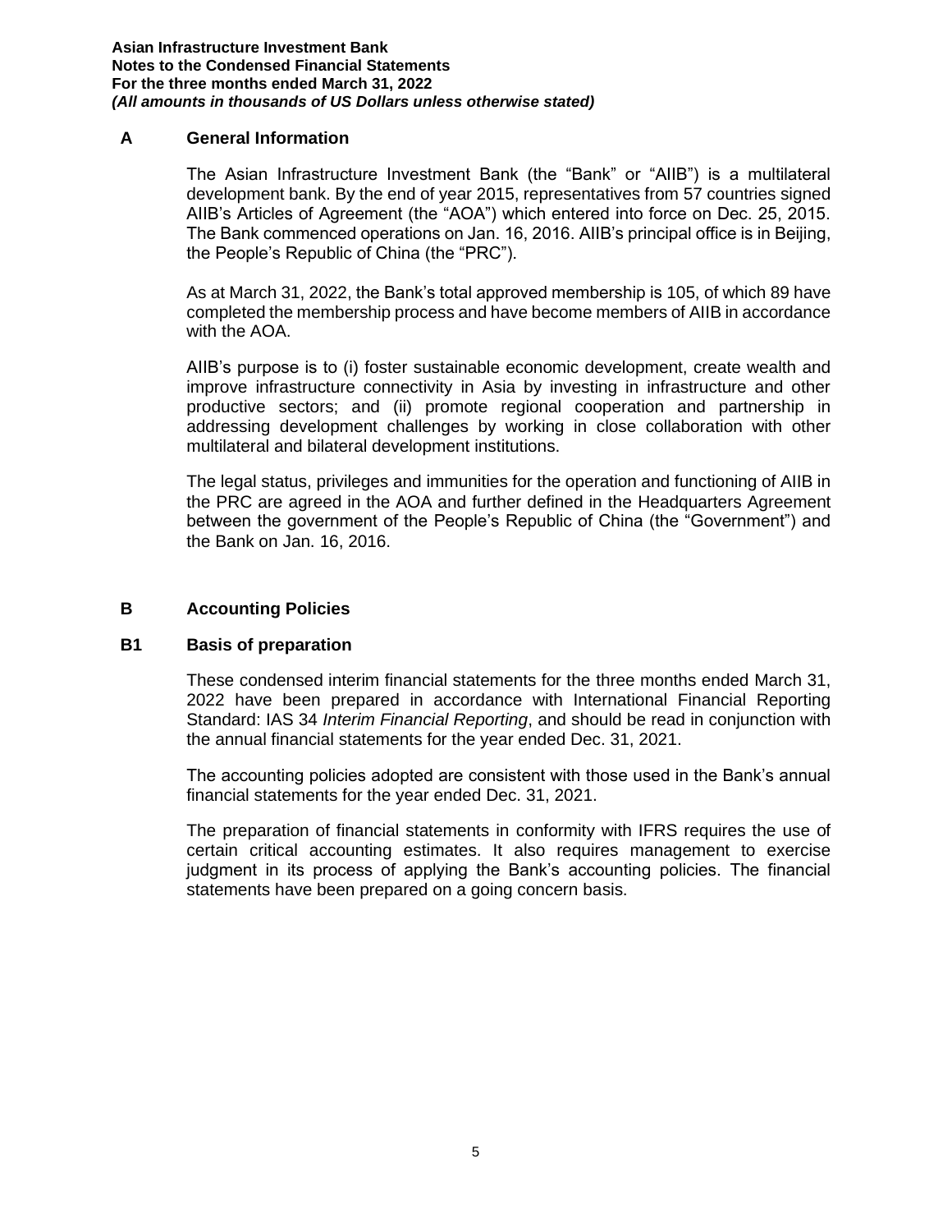## A General Information

The Asian Infrastructure Investment Bank (the "Bank" or "AIIB") is a multilateral development bank. By the end of year 2015, representatives from 57 countries signed AIIB's Articles of Agreement (the "AOA") which entered into force on Dec. 25, 2015. The Bank commenced operations on Jan. 16, 2016. AIIB's principal office is in Beijing, the People's Republic of China (the "PRC").

As at March 31, 2022, the Bank's total approved membership is 105, of which 89 have completed the membership process and have become members of AIIB in accordance with the AOA.

AIIB's purpose is to (i) foster sustainable economic development, create wealth and improve infrastructure connectivity in Asia by investing in infrastructure and other productive sectors; and (ii) promote regional cooperation and partnership in addressing development challenges by working in close collaboration with other multilateral and bilateral development institutions.

The legal status, privileges and immunities for the operation and functioning of AIIB in the PRC are agreed in the AOA and further defined in the Headquarters Agreement between the government of the People's Republic of China (the "Government") and the Bank on Jan. 16, 2016.

## B Accounting Policies

### B1 Basis of preparation

These condensed interim financial statements for the three months ended March 31, 2022 have been prepared in accordance with International Financial Reporting Standard: IAS 34 *Interim Financial Reporting*, and should be read in conjunction with the annual financial statements for the year ended Dec. 31, 2021.

The accounting policies adopted are consistent with those used in the Bank's annual financial statements for the year ended Dec. 31, 2021.

The preparation of financial statements in conformity with IFRS requires the use of certain critical accounting estimates. It also requires management to exercise judgment in its process of applying the Bank's accounting policies. The financial statements have been prepared on a going concern basis.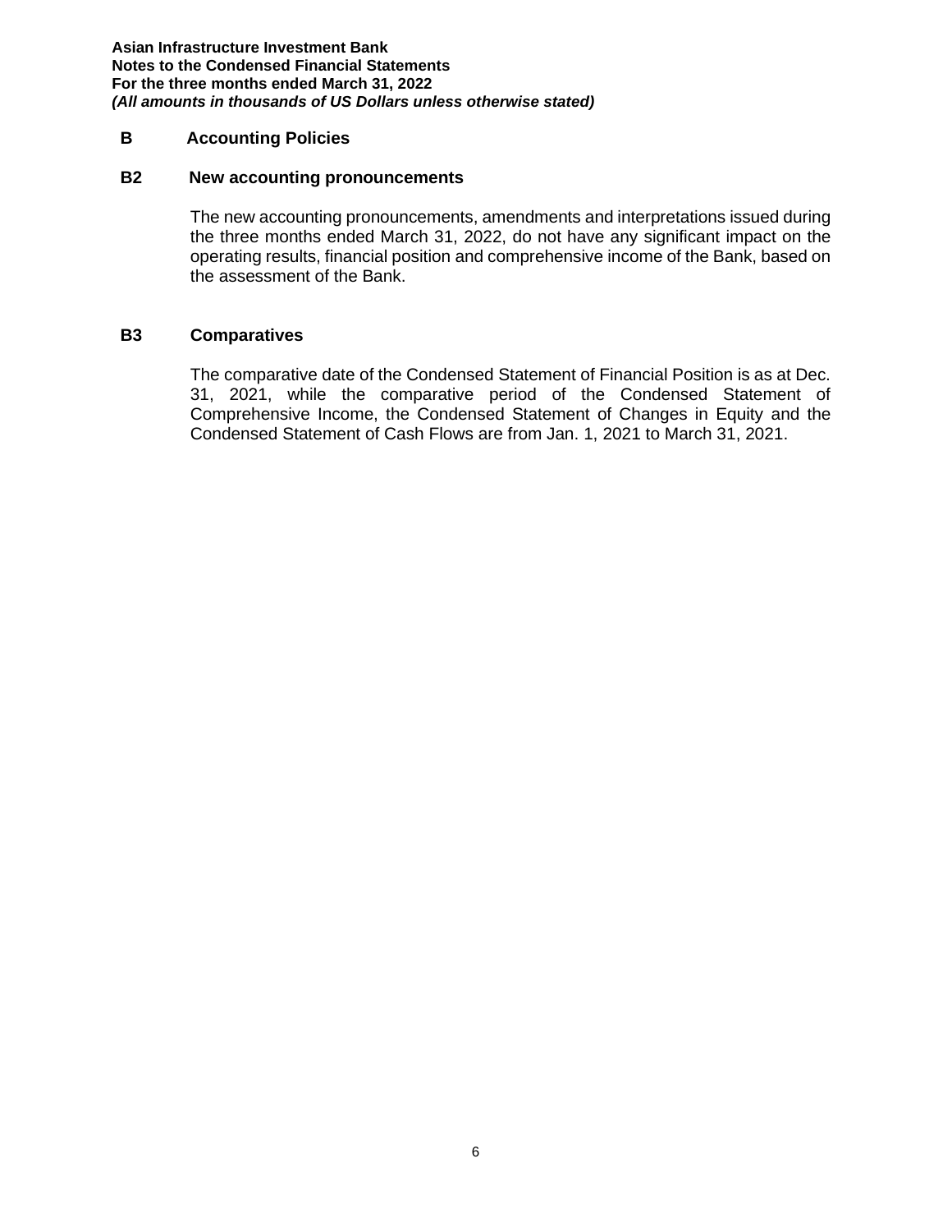## B Accounting Policies

### B2 New accounting pronouncements

The new accounting pronouncements, amendments and interpretations issued during the three months ended March 31, 2022, do not have any significant impact on the operating results, financial position and comprehensive income of the Bank, based on the assessment of the Bank.

### B3 Comparatives

The comparative date of the Condensed Statement of Financial Position is as at Dec. 31, 2021, while the comparative period of the Condensed Statement of Comprehensive Income, the Condensed Statement of Changes in Equity and the Condensed Statement of Cash Flows are from Jan. 1, 2021 to March 31, 2021.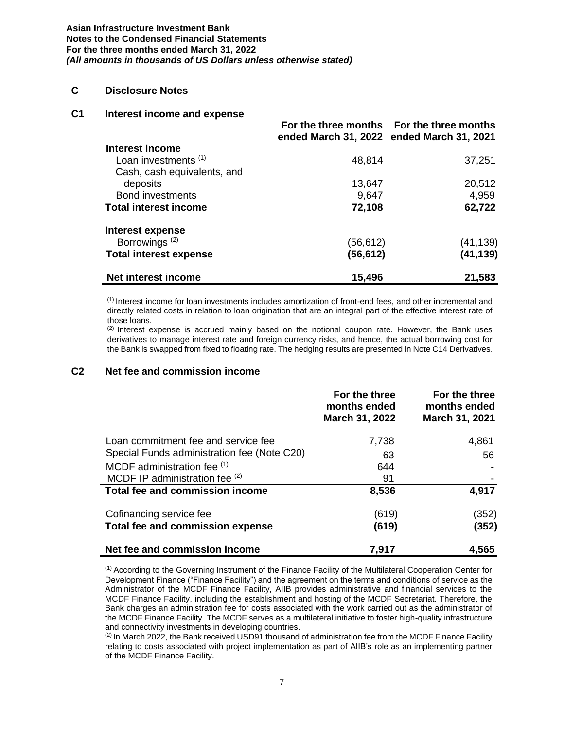# C Disclosure Notes

## C1 Interest income and expense

| | For the three months ended March 31, 2022 | For the three months ended March 31, 2021 |
|---|---|---|
| **Interest income** | | |
| Loan investments [1] | 48,814 | 37,251 |
| Cash, cash equivalents, and deposits | 13,647 | 20,512 |
| Bond investments | 9,647 | 4,959 |
| **Total interest income** | **72,108** | **62,722** |
| **Interest expense** | | |
| Borrowings [2] | (56,612) | (41,139) |
| **Total interest expense** | **(56,612)** | **(41,139)** |
| **Net interest income** | **15,496** | **21,583** |

[1] Interest income for loan investments includes amortization of front-end fees, and other incremental and directly related costs in relation to loan origination that are an integral part of the effective interest rate of those loans.

[2] Interest expense is accrued mainly based on the notional coupon rate. However, the Bank uses derivatives to manage interest rate and foreign currency risks, and hence, the actual borrowing cost for the Bank is swapped from fixed to floating rate. The hedging results are presented in Note C14 Derivatives.

## C2 Net fee and commission income

| | For the three months ended March 31, 2022 | For the three months ended March 31, 2021 |
|---|---|---|
| Loan commitment fee and service fee | 7,738 | 4,861 |
| Special Funds administration fee (Note C20) | 63 | 56 |
| MCDF administration fee [1] | 644 | - |
| MCDF IP administration fee [2] | 91 | - |
| **Total fee and commission income** | **8,536** | **4,917** |
| Cofinancing service fee | (619) | (352) |
| **Total fee and commission expense** | **(619)** | **(352)** |
| **Net fee and commission income** | **7,917** | **4,565** |

[1] According to the Governing Instrument of the Finance Facility of the Multilateral Cooperation Center for Development Finance ("Finance Facility") and the agreement on the terms and conditions of service as the Administrator of the MCDF Finance Facility, AIIB provides administrative and financial services to the MCDF Finance Facility, including the establishment and hosting of the MCDF Secretariat. Therefore, the Bank charges an administration fee for costs associated with the work carried out as the administrator of the MCDF Finance Facility. The MCDF serves as a multilateral initiative to foster high-quality infrastructure and connectivity investments in developing countries.

[2] In March 2022, the Bank received USD91 thousand of administration fee from the MCDF Finance Facility relating to costs associated with project implementation as part of AIIB's role as an implementing partner of the MCDF Finance Facility.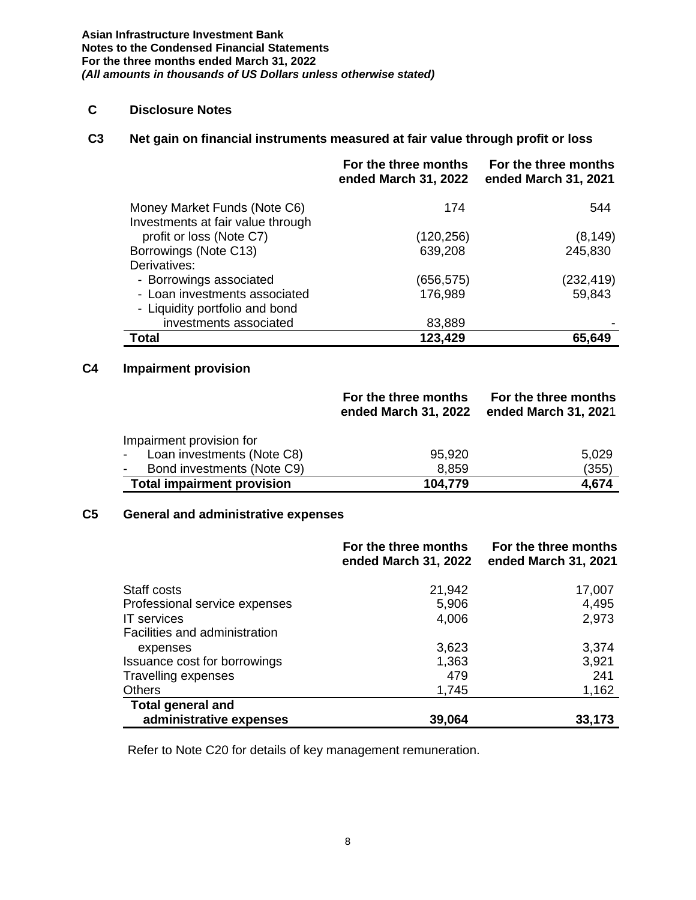## C Disclosure Notes

### C3 Net gain on financial instruments measured at fair value through profit or loss

| | For the three months ended March 31, 2022 | For the three months ended March 31, 2021 |
|---|---|---|
| Money Market Funds (Note C6) | 174 | 544 |
| Investments at fair value through profit or loss (Note C7) | (120,256) | (8,149) |
| Borrowings (Note C13) | 639,208 | 245,830 |
| Derivatives: | | |
| - Borrowings associated | (656,575) | (232,419) |
| - Loan investments associated | 176,989 | 59,843 |
| - Liquidity portfolio and bond investments associated | 83,889 | - |
| **Total** | **123,429** | **65,649** |

### C4 Impairment provision

| | For the three months ended March 31, 2022 | For the three months ended March 31, 2021 |
|---|---|---|
| Impairment provision for | | |
| - Loan investments (Note C8) | 95,920 | 5,029 |
| - Bond investments (Note C9) | 8,859 | (355) |
| **Total impairment provision** | **104,779** | **4,674** |

### C5 General and administrative expenses

| | For the three months ended March 31, 2022 | For the three months ended March 31, 2021 |
|---|---|---|
| Staff costs | 21,942 | 17,007 |
| Professional service expenses | 5,906 | 4,495 |
| IT services | 4,006 | 2,973 |
| Facilities and administration expenses | 3,623 | 3,374 |
| Issuance cost for borrowings | 1,363 | 3,921 |
| Travelling expenses | 479 | 241 |
| Others | 1,745 | 1,162 |
| **Total general and administrative expenses** | **39,064** | **33,173** |

Refer to Note C20 for details of key management remuneration.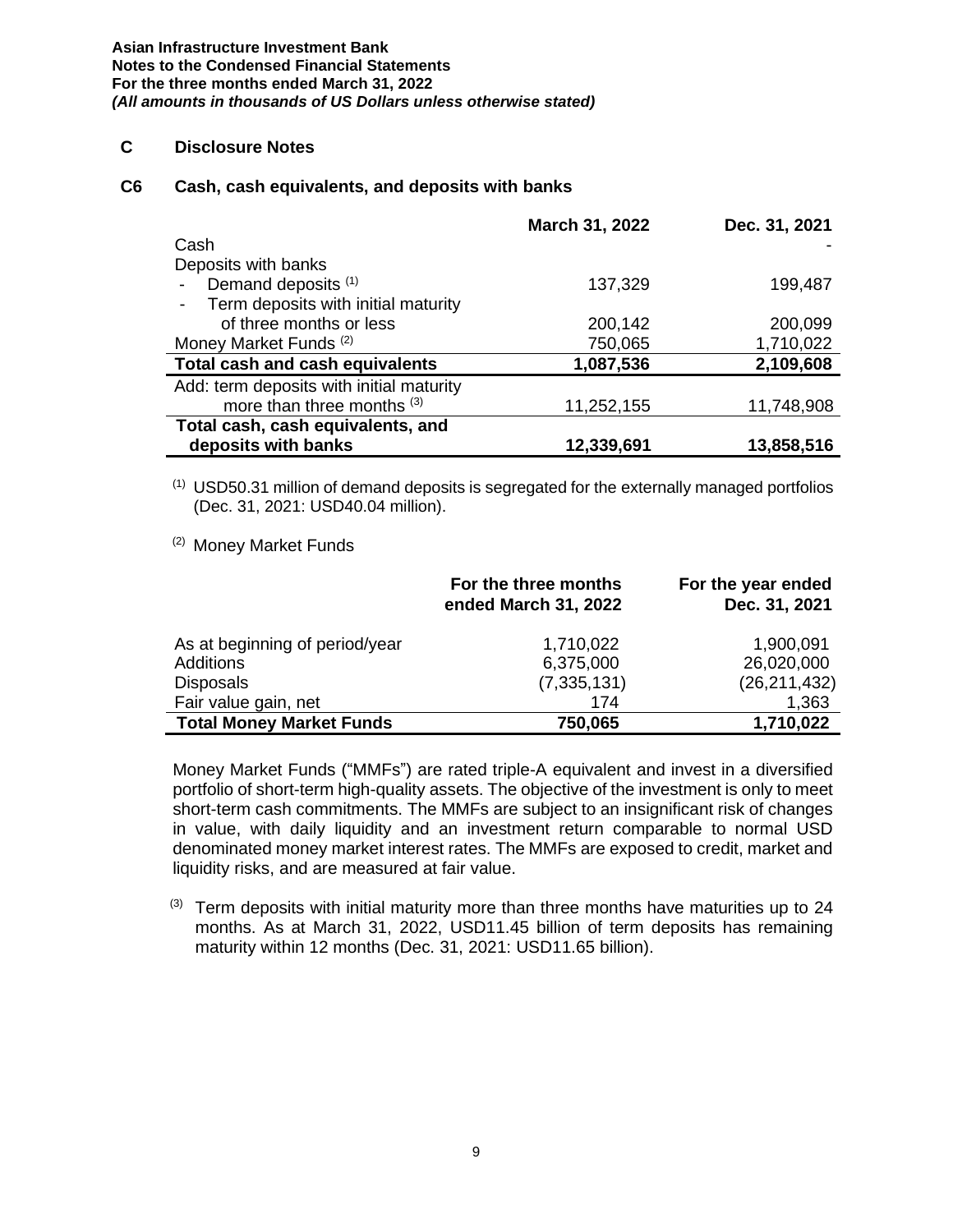**Asian Infrastructure Investment Bank**
**Notes to the Condensed Financial Statements**
**For the three months ended March 31, 2022**
***(All amounts in thousands of US Dollars unless otherwise stated)***

## C Disclosure Notes

### C6 Cash, cash equivalents, and deposits with banks

| | March 31, 2022 | Dec. 31, 2021 |
|---|---|---|
| Cash | | - |
| Deposits with banks | | |
| - Demand deposits [(1)] | 137,329 | 199,487 |
| - Term deposits with initial maturity of three months or less | 200,142 | 200,099 |
| Money Market Funds [(2)] | 750,065 | 1,710,022 |
| **Total cash and cash equivalents** | **1,087,536** | **2,109,608** |
| Add: term deposits with initial maturity more than three months [(3)] | 11,252,155 | 11,748,908 |
| **Total cash, cash equivalents, and deposits with banks** | **12,339,691** | **13,858,516** |

[(1)] USD50.31 million of demand deposits is segregated for the externally managed portfolios (Dec. 31, 2021: USD40.04 million).

[(2)] Money Market Funds

| | For the three months ended March 31, 2022 | For the year ended Dec. 31, 2021 |
|---|---|---|
| As at beginning of period/year | 1,710,022 | 1,900,091 |
| Additions | 6,375,000 | 26,020,000 |
| Disposals | (7,335,131) | (26,211,432) |
| Fair value gain, net | 174 | 1,363 |
| **Total Money Market Funds** | **750,065** | **1,710,022** |

Money Market Funds ("MMFs") are rated triple-A equivalent and invest in a diversified portfolio of short-term high-quality assets. The objective of the investment is only to meet short-term cash commitments. The MMFs are subject to an insignificant risk of changes in value, with daily liquidity and an investment return comparable to normal USD denominated money market interest rates. The MMFs are exposed to credit, market and liquidity risks, and are measured at fair value.

[(3)] Term deposits with initial maturity more than three months have maturities up to 24 months. As at March 31, 2022, USD11.45 billion of term deposits has remaining maturity within 12 months (Dec. 31, 2021: USD11.65 billion).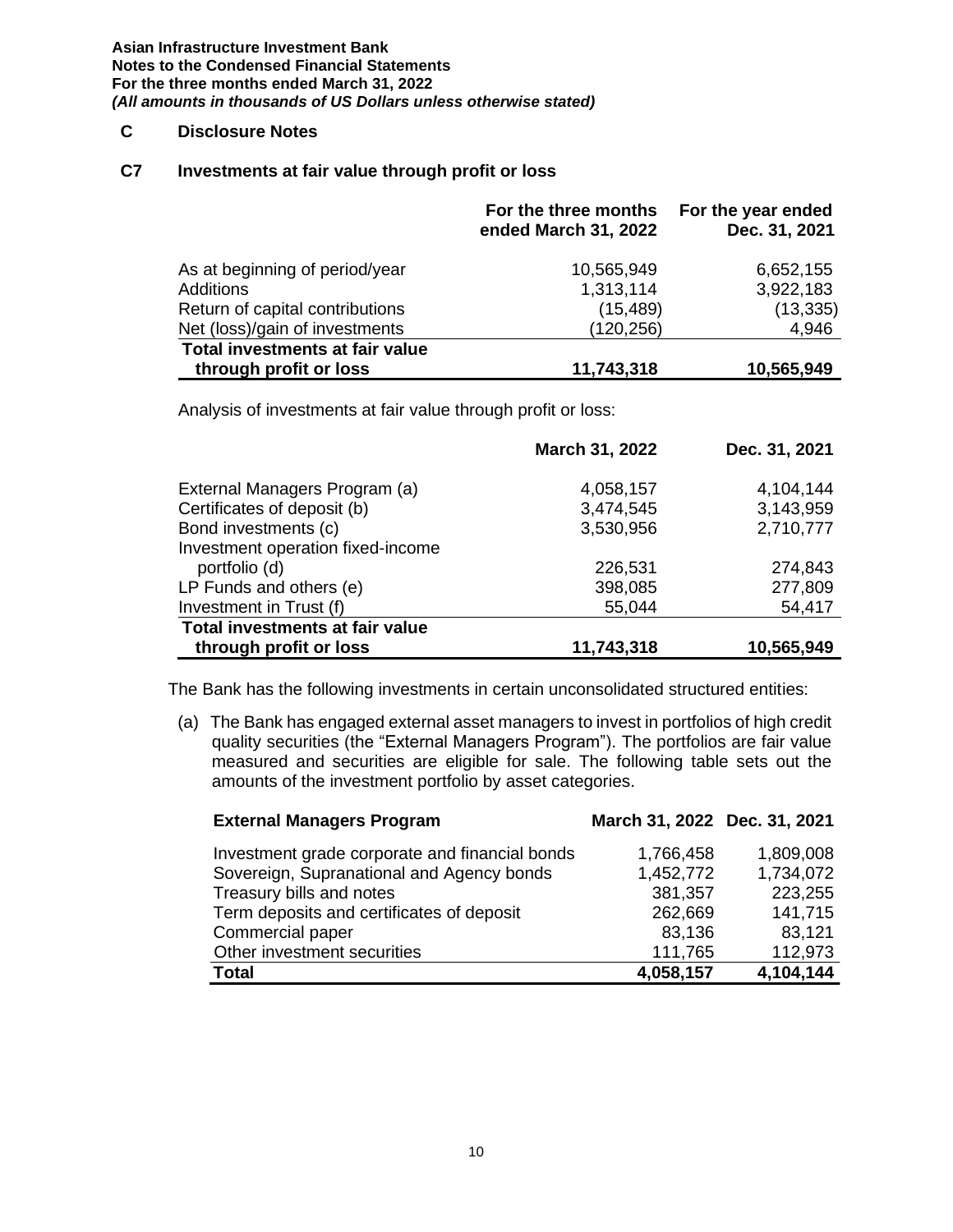## C Disclosure Notes

### C7 Investments at fair value through profit or loss

| | For the three months ended March 31, 2022 | For the year ended Dec. 31, 2021 |
|---|---|---|
| As at beginning of period/year | 10,565,949 | 6,652,155 |
| Additions | 1,313,114 | 3,922,183 |
| Return of capital contributions | (15,489) | (13,335) |
| Net (loss)/gain of investments | (120,256) | 4,946 |
| **Total investments at fair value through profit or loss** | **11,743,318** | **10,565,949** |

Analysis of investments at fair value through profit or loss:

| | March 31, 2022 | Dec. 31, 2021 |
|---|---|---|
| External Managers Program (a) | 4,058,157 | 4,104,144 |
| Certificates of deposit (b) | 3,474,545 | 3,143,959 |
| Bond investments (c) | 3,530,956 | 2,710,777 |
| Investment operation fixed-income portfolio (d) | 226,531 | 274,843 |
| LP Funds and others (e) | 398,085 | 277,809 |
| Investment in Trust (f) | 55,044 | 54,417 |
| **Total investments at fair value through profit or loss** | **11,743,318** | **10,565,949** |

The Bank has the following investments in certain unconsolidated structured entities:

(a) The Bank has engaged external asset managers to invest in portfolios of high credit quality securities (the "External Managers Program"). The portfolios are fair value measured and securities are eligible for sale. The following table sets out the amounts of the investment portfolio by asset categories.

| External Managers Program | March 31, 2022 | Dec. 31, 2021 |
|---|---|---|
| Investment grade corporate and financial bonds | 1,766,458 | 1,809,008 |
| Sovereign, Supranational and Agency bonds | 1,452,772 | 1,734,072 |
| Treasury bills and notes | 381,357 | 223,255 |
| Term deposits and certificates of deposit | 262,669 | 141,715 |
| Commercial paper | 83,136 | 83,121 |
| Other investment securities | 111,765 | 112,973 |
| **Total** | **4,058,157** | **4,104,144** |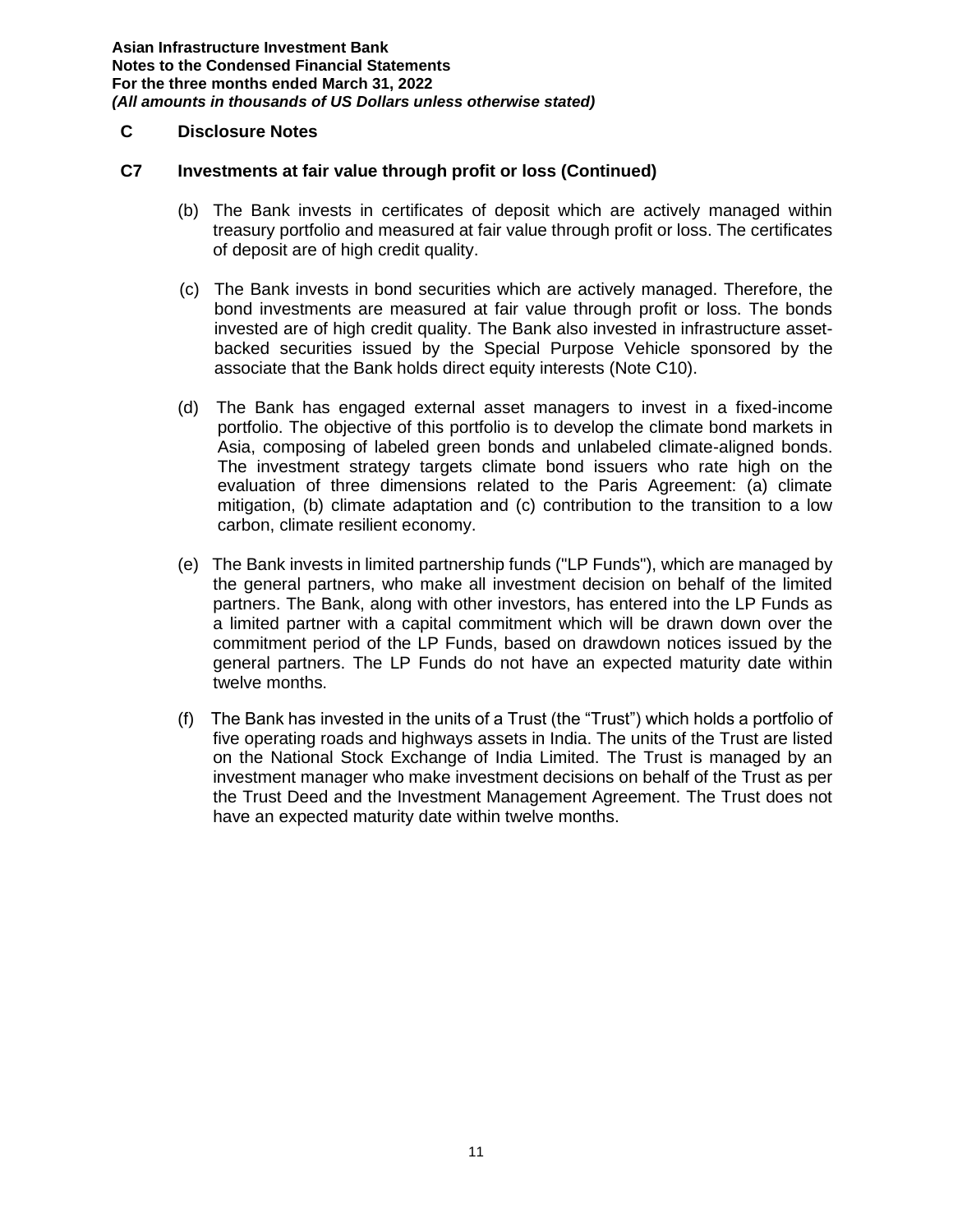## C Disclosure Notes

### C7 Investments at fair value through profit or loss (Continued)

(b) The Bank invests in certificates of deposit which are actively managed within treasury portfolio and measured at fair value through profit or loss. The certificates of deposit are of high credit quality.

(c) The Bank invests in bond securities which are actively managed. Therefore, the bond investments are measured at fair value through profit or loss. The bonds invested are of high credit quality. The Bank also invested in infrastructure asset-backed securities issued by the Special Purpose Vehicle sponsored by the associate that the Bank holds direct equity interests (Note C10).

(d) The Bank has engaged external asset managers to invest in a fixed-income portfolio. The objective of this portfolio is to develop the climate bond markets in Asia, composing of labeled green bonds and unlabeled climate-aligned bonds. The investment strategy targets climate bond issuers who rate high on the evaluation of three dimensions related to the Paris Agreement: (a) climate mitigation, (b) climate adaptation and (c) contribution to the transition to a low carbon, climate resilient economy.

(e) The Bank invests in limited partnership funds ("LP Funds"), which are managed by the general partners, who make all investment decision on behalf of the limited partners. The Bank, along with other investors, has entered into the LP Funds as a limited partner with a capital commitment which will be drawn down over the commitment period of the LP Funds, based on drawdown notices issued by the general partners. The LP Funds do not have an expected maturity date within twelve months.

(f) The Bank has invested in the units of a Trust (the "Trust") which holds a portfolio of five operating roads and highways assets in India. The units of the Trust are listed on the National Stock Exchange of India Limited. The Trust is managed by an investment manager who make investment decisions on behalf of the Trust as per the Trust Deed and the Investment Management Agreement. The Trust does not have an expected maturity date within twelve months.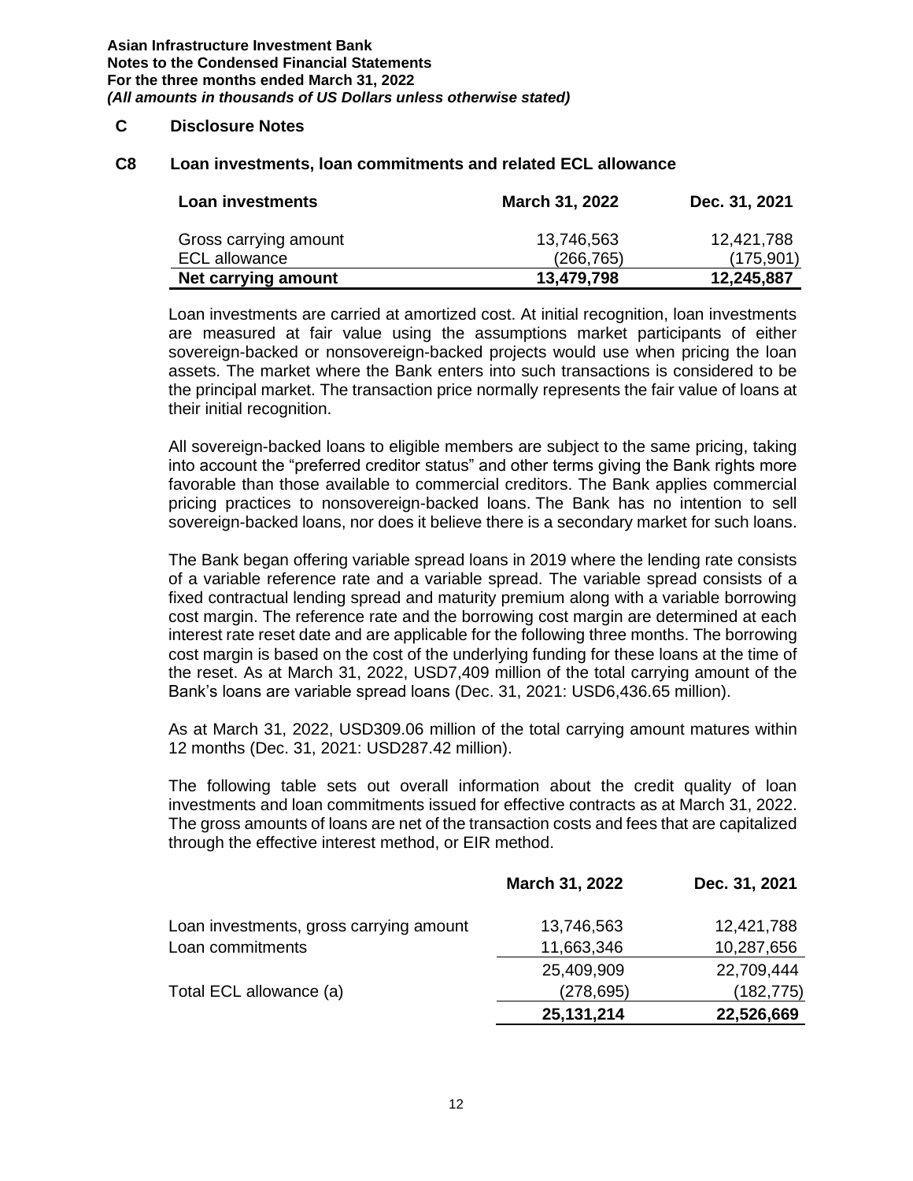## C Disclosure Notes

### C8 Loan investments, loan commitments and related ECL allowance

| Loan investments | March 31, 2022 | Dec. 31, 2021 |
|---|---|---|
| Gross carrying amount | 13,746,563 | 12,421,788 |
| ECL allowance | (266,765) | (175,901) |
| **Net carrying amount** | **13,479,798** | **12,245,887** |

Loan investments are carried at amortized cost. At initial recognition, loan investments are measured at fair value using the assumptions market participants of either sovereign-backed or nonsovereign-backed projects would use when pricing the loan assets. The market where the Bank enters into such transactions is considered to be the principal market. The transaction price normally represents the fair value of loans at their initial recognition.

All sovereign-backed loans to eligible members are subject to the same pricing, taking into account the "preferred creditor status" and other terms giving the Bank rights more favorable than those available to commercial creditors. The Bank applies commercial pricing practices to nonsovereign-backed loans. The Bank has no intention to sell sovereign-backed loans, nor does it believe there is a secondary market for such loans.

The Bank began offering variable spread loans in 2019 where the lending rate consists of a variable reference rate and a variable spread. The variable spread consists of a fixed contractual lending spread and maturity premium along with a variable borrowing cost margin. The reference rate and the borrowing cost margin are determined at each interest rate reset date and are applicable for the following three months. The borrowing cost margin is based on the cost of the underlying funding for these loans at the time of the reset. As at March 31, 2022, USD7,409 million of the total carrying amount of the Bank's loans are variable spread loans (Dec. 31, 2021: USD6,436.65 million).

As at March 31, 2022, USD309.06 million of the total carrying amount matures within 12 months (Dec. 31, 2021: USD287.42 million).

The following table sets out overall information about the credit quality of loan investments and loan commitments issued for effective contracts as at March 31, 2022. The gross amounts of loans are net of the transaction costs and fees that are capitalized through the effective interest method, or EIR method.

| | March 31, 2022 | Dec. 31, 2021 |
|---|---|---|
| Loan investments, gross carrying amount | 13,746,563 | 12,421,788 |
| Loan commitments | 11,663,346 | 10,287,656 |
| | 25,409,909 | 22,709,444 |
| Total ECL allowance (a) | (278,695) | (182,775) |
| | **25,131,214** | **22,526,669** |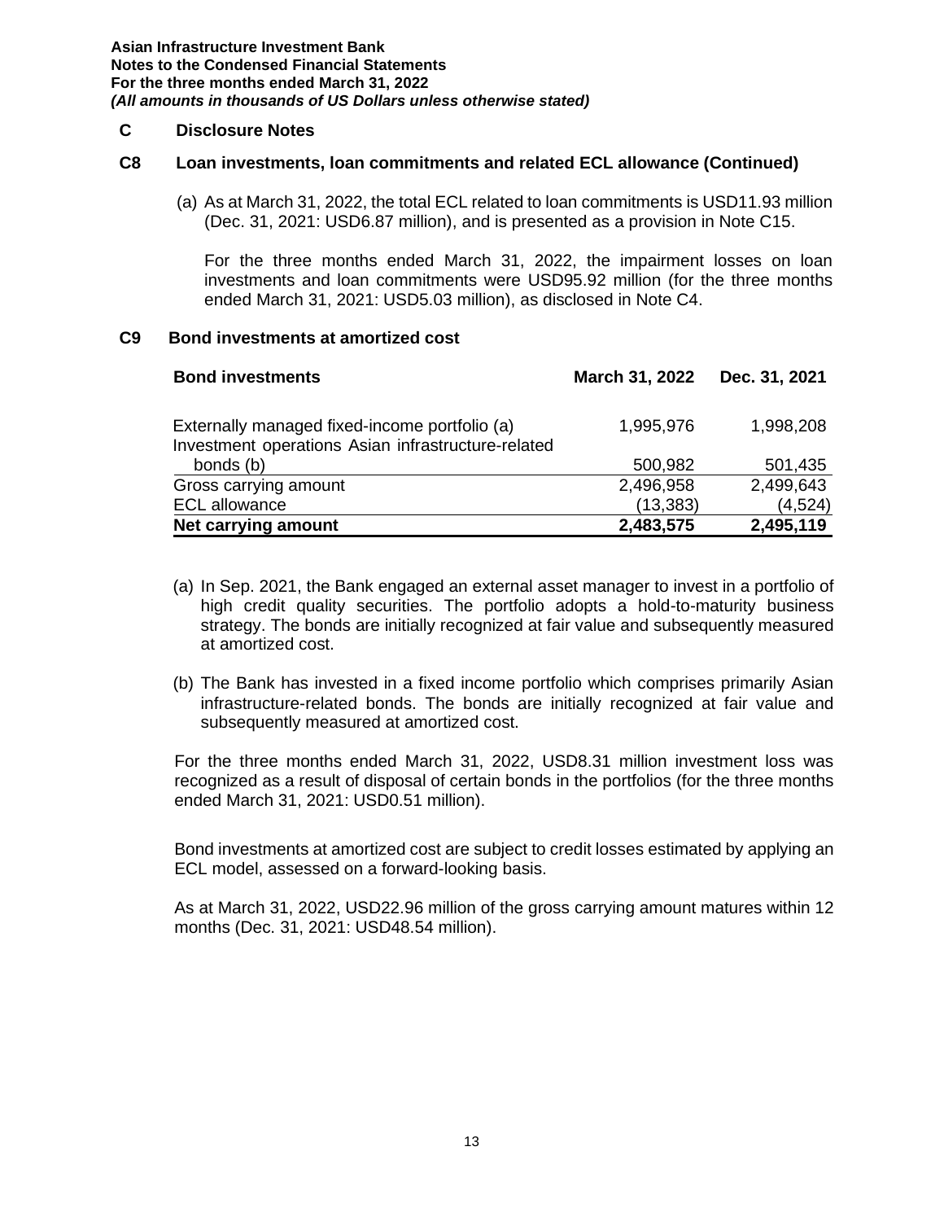## C Disclosure Notes

### C8 Loan investments, loan commitments and related ECL allowance (Continued)

(a) As at March 31, 2022, the total ECL related to loan commitments is USD11.93 million (Dec. 31, 2021: USD6.87 million), and is presented as a provision in Note C15.

For the three months ended March 31, 2022, the impairment losses on loan investments and loan commitments were USD95.92 million (for the three months ended March 31, 2021: USD5.03 million), as disclosed in Note C4.

### C9 Bond investments at amortized cost

| Bond investments | March 31, 2022 | Dec. 31, 2021 |
|---|---|---|
| Externally managed fixed-income portfolio (a) | 1,995,976 | 1,998,208 |
| Investment operations Asian infrastructure-related bonds (b) | 500,982 | 501,435 |
| Gross carrying amount | 2,496,958 | 2,499,643 |
| ECL allowance | (13,383) | (4,524) |
| **Net carrying amount** | **2,483,575** | **2,495,119** |

(a) In Sep. 2021, the Bank engaged an external asset manager to invest in a portfolio of high credit quality securities. The portfolio adopts a hold-to-maturity business strategy. The bonds are initially recognized at fair value and subsequently measured at amortized cost.

(b) The Bank has invested in a fixed income portfolio which comprises primarily Asian infrastructure-related bonds. The bonds are initially recognized at fair value and subsequently measured at amortized cost.

For the three months ended March 31, 2022, USD8.31 million investment loss was recognized as a result of disposal of certain bonds in the portfolios (for the three months ended March 31, 2021: USD0.51 million).

Bond investments at amortized cost are subject to credit losses estimated by applying an ECL model, assessed on a forward-looking basis.

As at March 31, 2022, USD22.96 million of the gross carrying amount matures within 12 months (Dec. 31, 2021: USD48.54 million).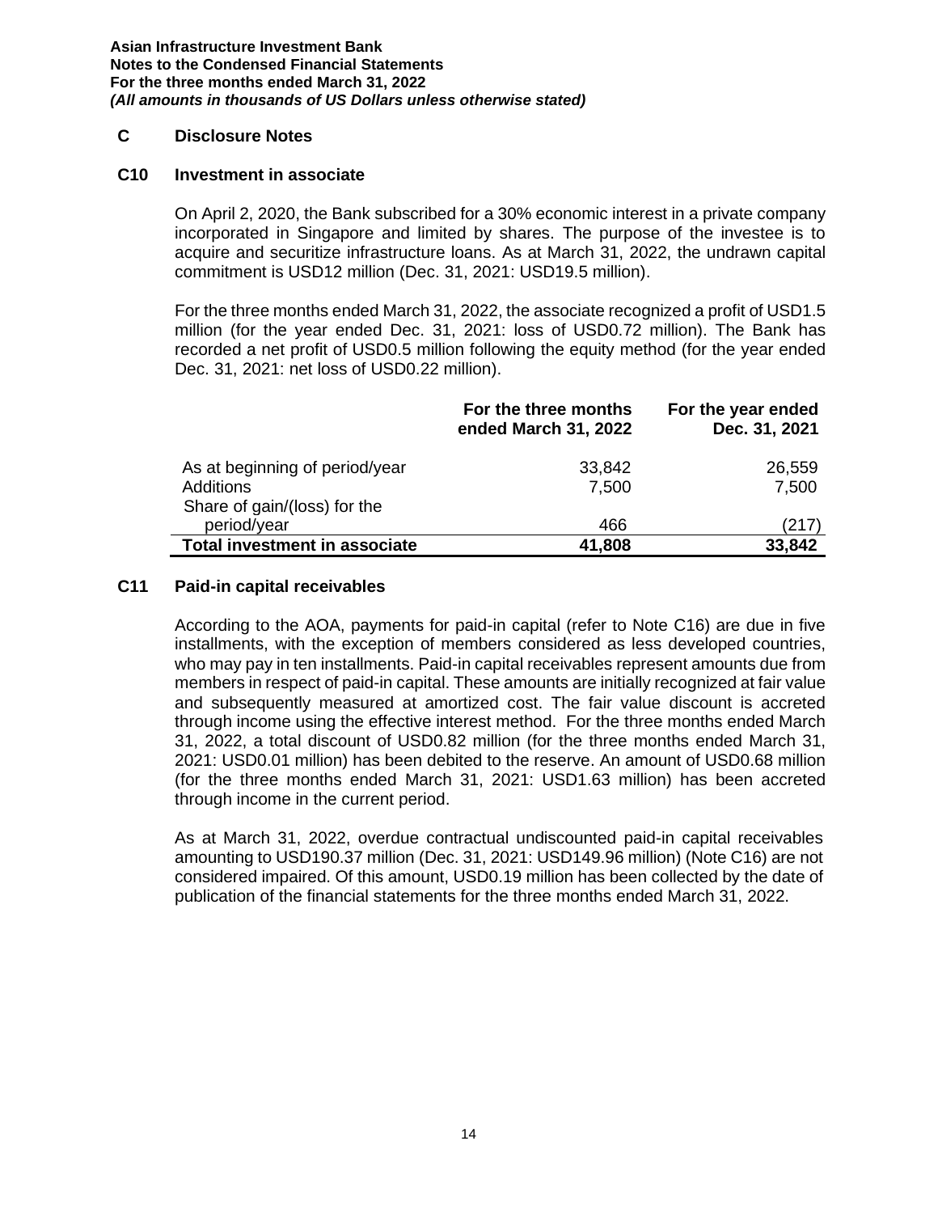## C Disclosure Notes

### C10 Investment in associate

On April 2, 2020, the Bank subscribed for a 30% economic interest in a private company incorporated in Singapore and limited by shares. The purpose of the investee is to acquire and securitize infrastructure loans. As at March 31, 2022, the undrawn capital commitment is USD12 million (Dec. 31, 2021: USD19.5 million).

For the three months ended March 31, 2022, the associate recognized a profit of USD1.5 million (for the year ended Dec. 31, 2021: loss of USD0.72 million). The Bank has recorded a net profit of USD0.5 million following the equity method (for the year ended Dec. 31, 2021: net loss of USD0.22 million).

| | For the three months ended March 31, 2022 | For the year ended Dec. 31, 2021 |
|---|---|---|
| As at beginning of period/year | 33,842 | 26,559 |
| Additions | 7,500 | 7,500 |
| Share of gain/(loss) for the period/year | 466 | (217) |
| **Total investment in associate** | **41,808** | **33,842** |

### C11 Paid-in capital receivables

According to the AOA, payments for paid-in capital (refer to Note C16) are due in five installments, with the exception of members considered as less developed countries, who may pay in ten installments. Paid-in capital receivables represent amounts due from members in respect of paid-in capital. These amounts are initially recognized at fair value and subsequently measured at amortized cost. The fair value discount is accreted through income using the effective interest method. For the three months ended March 31, 2022, a total discount of USD0.82 million (for the three months ended March 31, 2021: USD0.01 million) has been debited to the reserve. An amount of USD0.68 million (for the three months ended March 31, 2021: USD1.63 million) has been accreted through income in the current period.

As at March 31, 2022, overdue contractual undiscounted paid-in capital receivables amounting to USD190.37 million (Dec. 31, 2021: USD149.96 million) (Note C16) are not considered impaired. Of this amount, USD0.19 million has been collected by the date of publication of the financial statements for the three months ended March 31, 2022.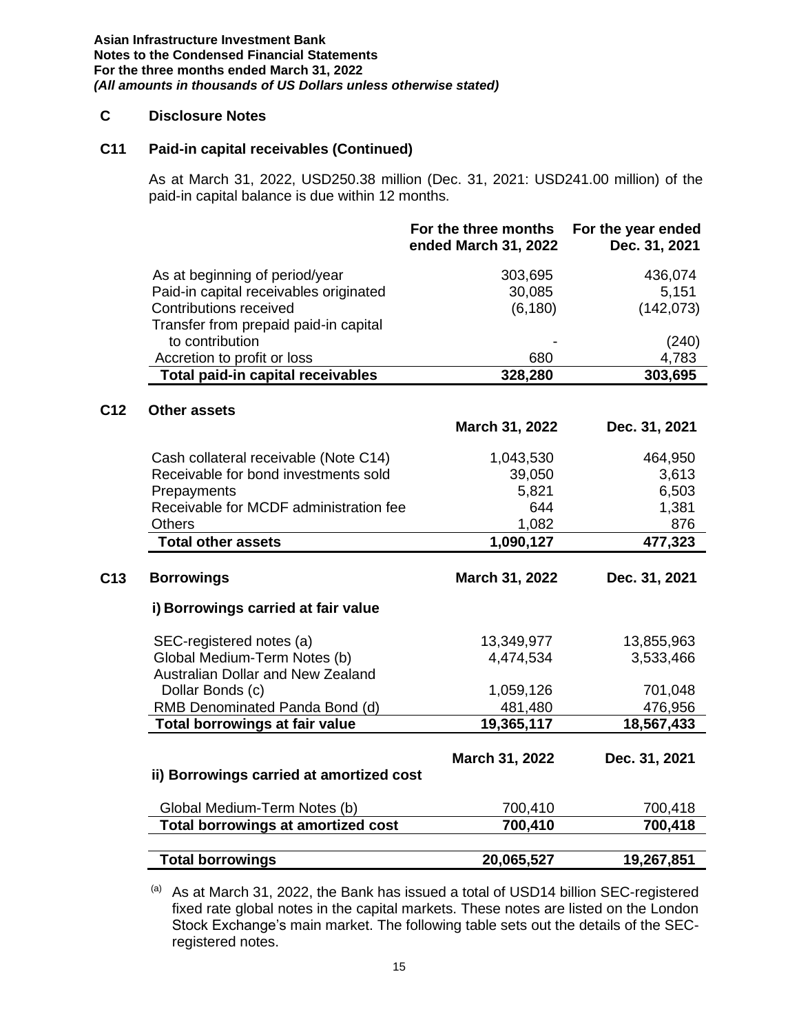## C Disclosure Notes

### C11 Paid-in capital receivables (Continued)

As at March 31, 2022, USD250.38 million (Dec. 31, 2021: USD241.00 million) of the paid-in capital balance is due within 12 months.

| | For the three months ended March 31, 2022 | For the year ended Dec. 31, 2021 |
|---|---|---|
| As at beginning of period/year | 303,695 | 436,074 |
| Paid-in capital receivables originated | 30,085 | 5,151 |
| Contributions received | (6,180) | (142,073) |
| Transfer from prepaid paid-in capital to contribution | - | (240) |
| Accretion to profit or loss | 680 | 4,783 |
| **Total paid-in capital receivables** | **328,280** | **303,695** |

### C12 Other assets

| | March 31, 2022 | Dec. 31, 2021 |
|---|---|---|
| Cash collateral receivable (Note C14) | 1,043,530 | 464,950 |
| Receivable for bond investments sold | 39,050 | 3,613 |
| Prepayments | 5,821 | 6,503 |
| Receivable for MCDF administration fee | 644 | 1,381 |
| Others | 1,082 | 876 |
| **Total other assets** | **1,090,127** | **477,323** |

### C13 Borrowings

| | March 31, 2022 | Dec. 31, 2021 |
|---|---|---|
| **i) Borrowings carried at fair value** | | |
| SEC-registered notes (a) | 13,349,977 | 13,855,963 |
| Global Medium-Term Notes (b) | 4,474,534 | 3,533,466 |
| Australian Dollar and New Zealand Dollar Bonds (c) | 1,059,126 | 701,048 |
| RMB Denominated Panda Bond (d) | 481,480 | 476,956 |
| **Total borrowings at fair value** | **19,365,117** | **18,567,433** |

| | March 31, 2022 | Dec. 31, 2021 |
|---|---|---|
| **ii) Borrowings carried at amortized cost** | | |
| Global Medium-Term Notes (b) | 700,410 | 700,418 |
| **Total borrowings at amortized cost** | **700,410** | **700,418** |
| | | |
| **Total borrowings** | **20,065,527** | **19,267,851** |

[(a)] As at March 31, 2022, the Bank has issued a total of USD14 billion SEC-registered fixed rate global notes in the capital markets. These notes are listed on the London Stock Exchange's main market. The following table sets out the details of the SEC-registered notes.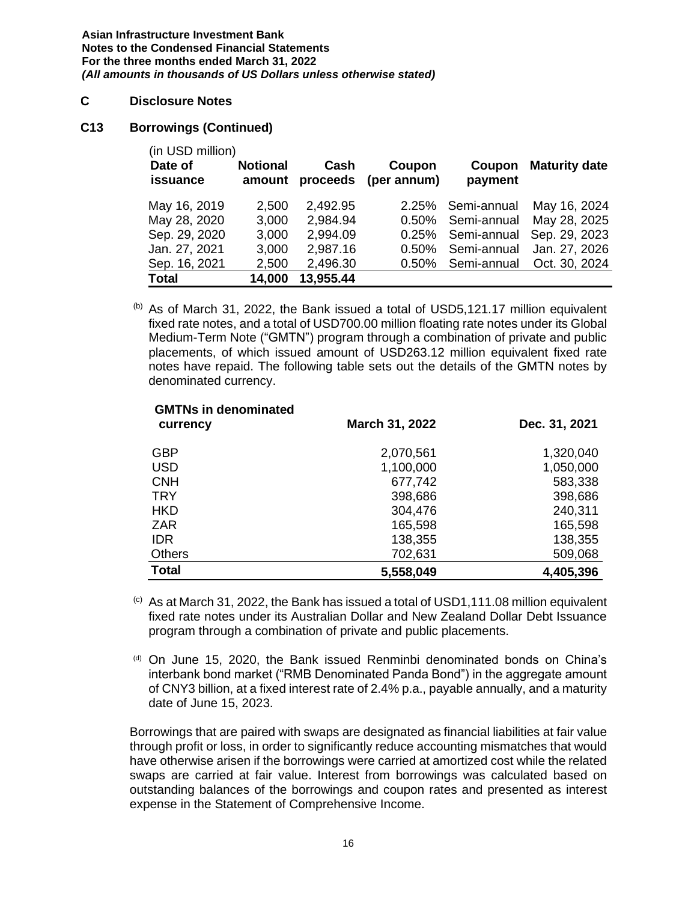# C Disclosure Notes

## C13 Borrowings (Continued)

(in USD million)

| Date of issuance | Notional amount | Cash proceeds | Coupon (per annum) | Coupon payment | Maturity date |
|---|---|---|---|---|---|
| May 16, 2019 | 2,500 | 2,492.95 | 2.25% | Semi-annual | May 16, 2024 |
| May 28, 2020 | 3,000 | 2,984.94 | 0.50% | Semi-annual | May 28, 2025 |
| Sep. 29, 2020 | 3,000 | 2,994.09 | 0.25% | Semi-annual | Sep. 29, 2023 |
| Jan. 27, 2021 | 3,000 | 2,987.16 | 0.50% | Semi-annual | Jan. 27, 2026 |
| Sep. 16, 2021 | 2,500 | 2,496.30 | 0.50% | Semi-annual | Oct. 30, 2024 |
| **Total** | **14,000** | **13,955.44** | | | |

(b) As of March 31, 2022, the Bank issued a total of USD5,121.17 million equivalent fixed rate notes, and a total of USD700.00 million floating rate notes under its Global Medium-Term Note ("GMTN") program through a combination of private and public placements, of which issued amount of USD263.12 million equivalent fixed rate notes have repaid. The following table sets out the details of the GMTN notes by denominated currency.

| GMTNs in denominated currency | March 31, 2022 | Dec. 31, 2021 |
|---|---|---|
| GBP | 2,070,561 | 1,320,040 |
| USD | 1,100,000 | 1,050,000 |
| CNH | 677,742 | 583,338 |
| TRY | 398,686 | 398,686 |
| HKD | 304,476 | 240,311 |
| ZAR | 165,598 | 165,598 |
| IDR | 138,355 | 138,355 |
| Others | 702,631 | 509,068 |
| **Total** | **5,558,049** | **4,405,396** |

(c) As at March 31, 2022, the Bank has issued a total of USD1,111.08 million equivalent fixed rate notes under its Australian Dollar and New Zealand Dollar Debt Issuance program through a combination of private and public placements.

(d) On June 15, 2020, the Bank issued Renminbi denominated bonds on China's interbank bond market ("RMB Denominated Panda Bond") in the aggregate amount of CNY3 billion, at a fixed interest rate of 2.4% p.a., payable annually, and a maturity date of June 15, 2023.

Borrowings that are paired with swaps are designated as financial liabilities at fair value through profit or loss, in order to significantly reduce accounting mismatches that would have otherwise arisen if the borrowings were carried at amortized cost while the related swaps are carried at fair value. Interest from borrowings was calculated based on outstanding balances of the borrowings and coupon rates and presented as interest expense in the Statement of Comprehensive Income.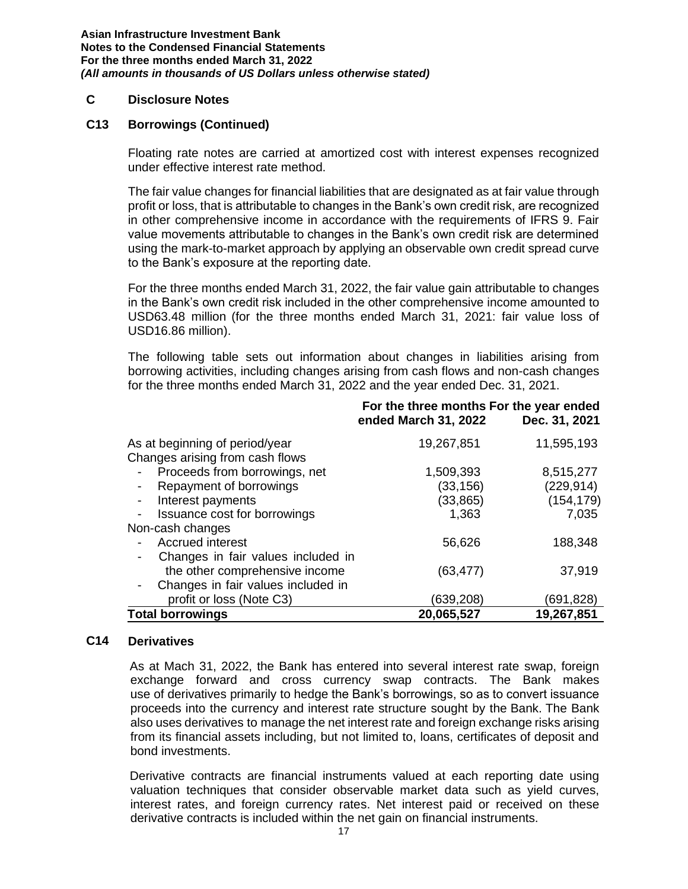## C Disclosure Notes

### C13 Borrowings (Continued)

Floating rate notes are carried at amortized cost with interest expenses recognized under effective interest rate method.

The fair value changes for financial liabilities that are designated as at fair value through profit or loss, that is attributable to changes in the Bank's own credit risk, are recognized in other comprehensive income in accordance with the requirements of IFRS 9. Fair value movements attributable to changes in the Bank's own credit risk are determined using the mark-to-market approach by applying an observable own credit spread curve to the Bank's exposure at the reporting date.

For the three months ended March 31, 2022, the fair value gain attributable to changes in the Bank's own credit risk included in the other comprehensive income amounted to USD63.48 million (for the three months ended March 31, 2021: fair value loss of USD16.86 million).

The following table sets out information about changes in liabilities arising from borrowing activities, including changes arising from cash flows and non-cash changes for the three months ended March 31, 2022 and the year ended Dec. 31, 2021.

| | For the three months ended March 31, 2022 | For the year ended Dec. 31, 2021 |
|---|---|---|
| As at beginning of period/year | 19,267,851 | 11,595,193 |
| Changes arising from cash flows | | |
| - Proceeds from borrowings, net | 1,509,393 | 8,515,277 |
| - Repayment of borrowings | (33,156) | (229,914) |
| - Interest payments | (33,865) | (154,179) |
| - Issuance cost for borrowings | 1,363 | 7,035 |
| Non-cash changes | | |
| - Accrued interest | 56,626 | 188,348 |
| - Changes in fair values included in the other comprehensive income | (63,477) | 37,919 |
| - Changes in fair values included in profit or loss (Note C3) | (639,208) | (691,828) |
| **Total borrowings** | **20,065,527** | **19,267,851** |

### C14 Derivatives

As at Mach 31, 2022, the Bank has entered into several interest rate swap, foreign exchange forward and cross currency swap contracts. The Bank makes use of derivatives primarily to hedge the Bank's borrowings, so as to convert issuance proceeds into the currency and interest rate structure sought by the Bank. The Bank also uses derivatives to manage the net interest rate and foreign exchange risks arising from its financial assets including, but not limited to, loans, certificates of deposit and bond investments.

Derivative contracts are financial instruments valued at each reporting date using valuation techniques that consider observable market data such as yield curves, interest rates, and foreign currency rates. Net interest paid or received on these derivative contracts is included within the net gain on financial instruments.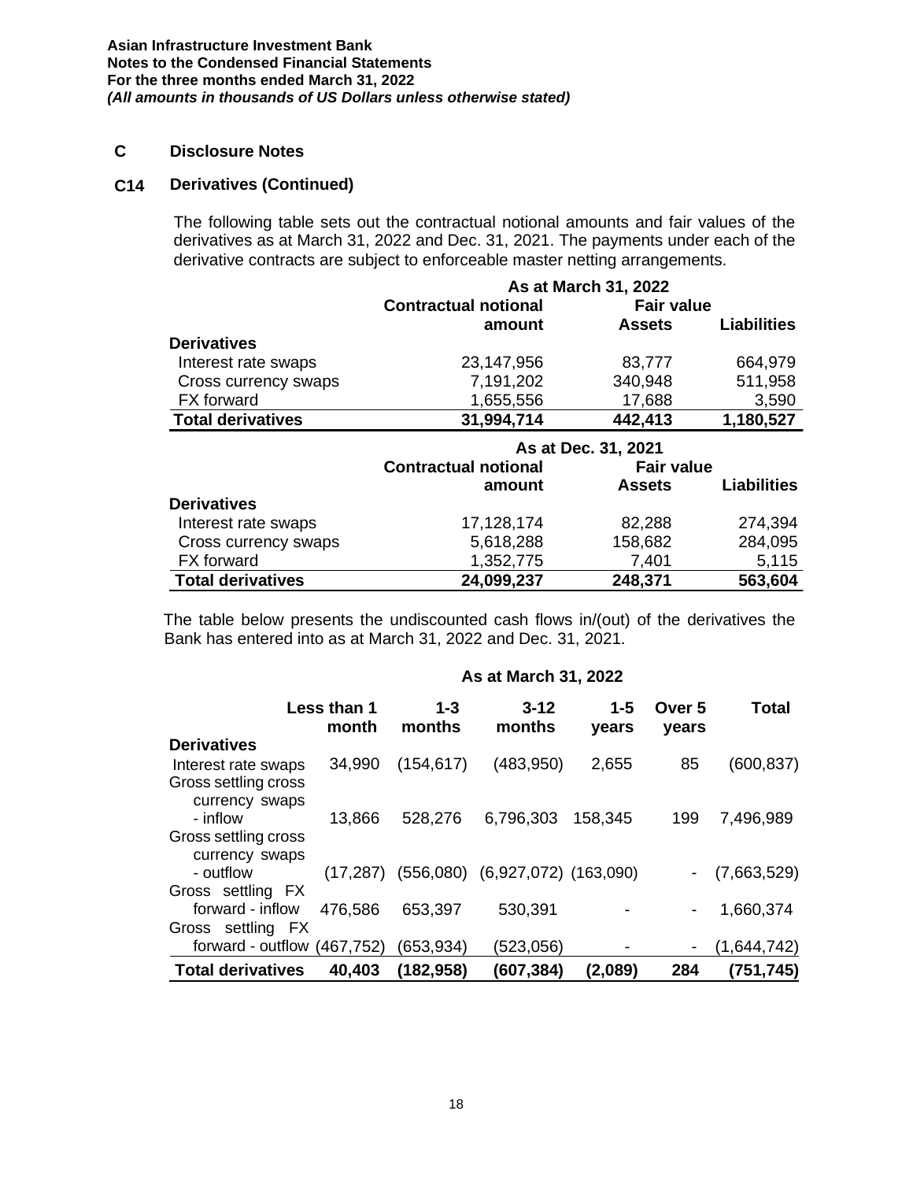**Asian Infrastructure Investment Bank**
**Notes to the Condensed Financial Statements**
**For the three months ended March 31, 2022**
***(All amounts in thousands of US Dollars unless otherwise stated)***

## C Disclosure Notes

### C14 Derivatives (Continued)

The following table sets out the contractual notional amounts and fair values of the derivatives as at March 31, 2022 and Dec. 31, 2021. The payments under each of the derivative contracts are subject to enforceable master netting arrangements.

| | As at March 31, 2022 | | |
|---|---|---|---|
| | Contractual notional amount | Fair value Assets | Liabilities |
| **Derivatives** | | | |
| Interest rate swaps | 23,147,956 | 83,777 | 664,979 |
| Cross currency swaps | 7,191,202 | 340,948 | 511,958 |
| FX forward | 1,655,556 | 17,688 | 3,590 |
| **Total derivatives** | **31,994,714** | **442,413** | **1,180,527** |

| | As at Dec. 31, 2021 | | |
|---|---|---|---|
| | Contractual notional amount | Fair value Assets | Liabilities |
| **Derivatives** | | | |
| Interest rate swaps | 17,128,174 | 82,288 | 274,394 |
| Cross currency swaps | 5,618,288 | 158,682 | 284,095 |
| FX forward | 1,352,775 | 7,401 | 5,115 |
| **Total derivatives** | **24,099,237** | **248,371** | **563,604** |

The table below presents the undiscounted cash flows in/(out) of the derivatives the Bank has entered into as at March 31, 2022 and Dec. 31, 2021.

| | As at March 31, 2022 | | | | | |
|---|---|---|---|---|---|---|
| | Less than 1 month | 1-3 months | 3-12 months | 1-5 years | Over 5 years | Total |
| **Derivatives** | | | | | | |
| Interest rate swaps | 34,990 | (154,617) | (483,950) | 2,655 | 85 | (600,837) |
| Gross settling cross currency swaps - inflow | 13,866 | 528,276 | 6,796,303 | 158,345 | 199 | 7,496,989 |
| Gross settling cross currency swaps - outflow | (17,287) | (556,080) | (6,927,072) | (163,090) | - | (7,663,529) |
| Gross settling FX forward - inflow | 476,586 | 653,397 | 530,391 | - | - | 1,660,374 |
| Gross settling FX forward - outflow | (467,752) | (653,934) | (523,056) | - | - | (1,644,742) |
| **Total derivatives** | **40,403** | **(182,958)** | **(607,384)** | **(2,089)** | **284** | **(751,745)** |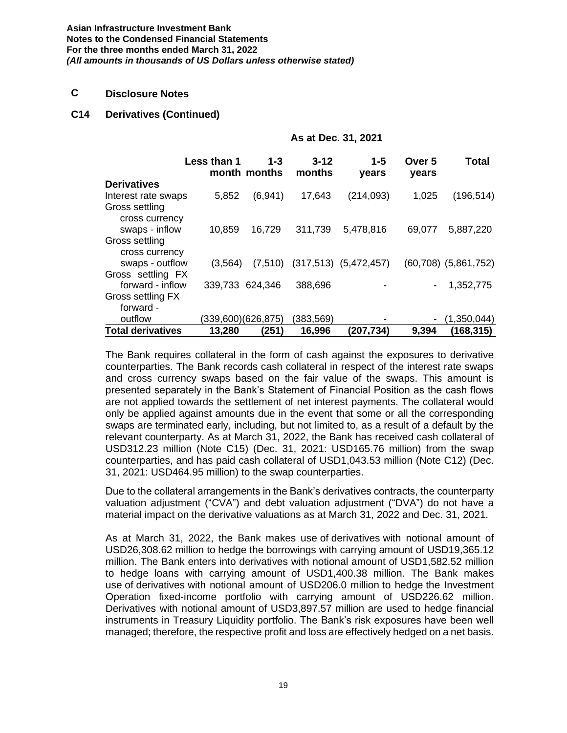## C Disclosure Notes

### C14 Derivatives (Continued)

| | As at Dec. 31, 2021 | | | | | |
|---|---|---|---|---|---|---|
| | Less than 1 month | 1-3 months | 3-12 months | 1-5 years | Over 5 years | Total |
| **Derivatives** | | | | | | |
| Interest rate swaps | 5,852 | (6,941) | 17,643 | (214,093) | 1,025 | (196,514) |
| Gross settling cross currency swaps - inflow | 10,859 | 16,729 | 311,739 | 5,478,816 | 69,077 | 5,887,220 |
| Gross settling cross currency swaps - outflow | (3,564) | (7,510) | (317,513) | (5,472,457) | (60,708) | (5,861,752) |
| Gross settling FX forward - inflow | 339,733 | 624,346 | 388,696 | - | - | 1,352,775 |
| Gross settling FX forward - outflow | (339,600) | (626,875) | (383,569) | - | - | (1,350,044) |
| **Total derivatives** | **13,280** | **(251)** | **16,996** | **(207,734)** | **9,394** | **(168,315)** |

The Bank requires collateral in the form of cash against the exposures to derivative counterparties. The Bank records cash collateral in respect of the interest rate swaps and cross currency swaps based on the fair value of the swaps. This amount is presented separately in the Bank's Statement of Financial Position as the cash flows are not applied towards the settlement of net interest payments. The collateral would only be applied against amounts due in the event that some or all the corresponding swaps are terminated early, including, but not limited to, as a result of a default by the relevant counterparty. As at March 31, 2022, the Bank has received cash collateral of USD312.23 million (Note C15) (Dec. 31, 2021: USD165.76 million) from the swap counterparties, and has paid cash collateral of USD1,043.53 million (Note C12) (Dec. 31, 2021: USD464.95 million) to the swap counterparties.

Due to the collateral arrangements in the Bank's derivatives contracts, the counterparty valuation adjustment ("CVA") and debt valuation adjustment ("DVA") do not have a material impact on the derivative valuations as at March 31, 2022 and Dec. 31, 2021.

As at March 31, 2022, the Bank makes use of derivatives with notional amount of USD26,308.62 million to hedge the borrowings with carrying amount of USD19,365.12 million. The Bank enters into derivatives with notional amount of USD1,582.52 million to hedge loans with carrying amount of USD1,400.38 million. The Bank makes use of derivatives with notional amount of USD206.0 million to hedge the Investment Operation fixed-income portfolio with carrying amount of USD226.62 million. Derivatives with notional amount of USD3,897.57 million are used to hedge financial instruments in Treasury Liquidity portfolio. The Bank's risk exposures have been well managed; therefore, the respective profit and loss are effectively hedged on a net basis.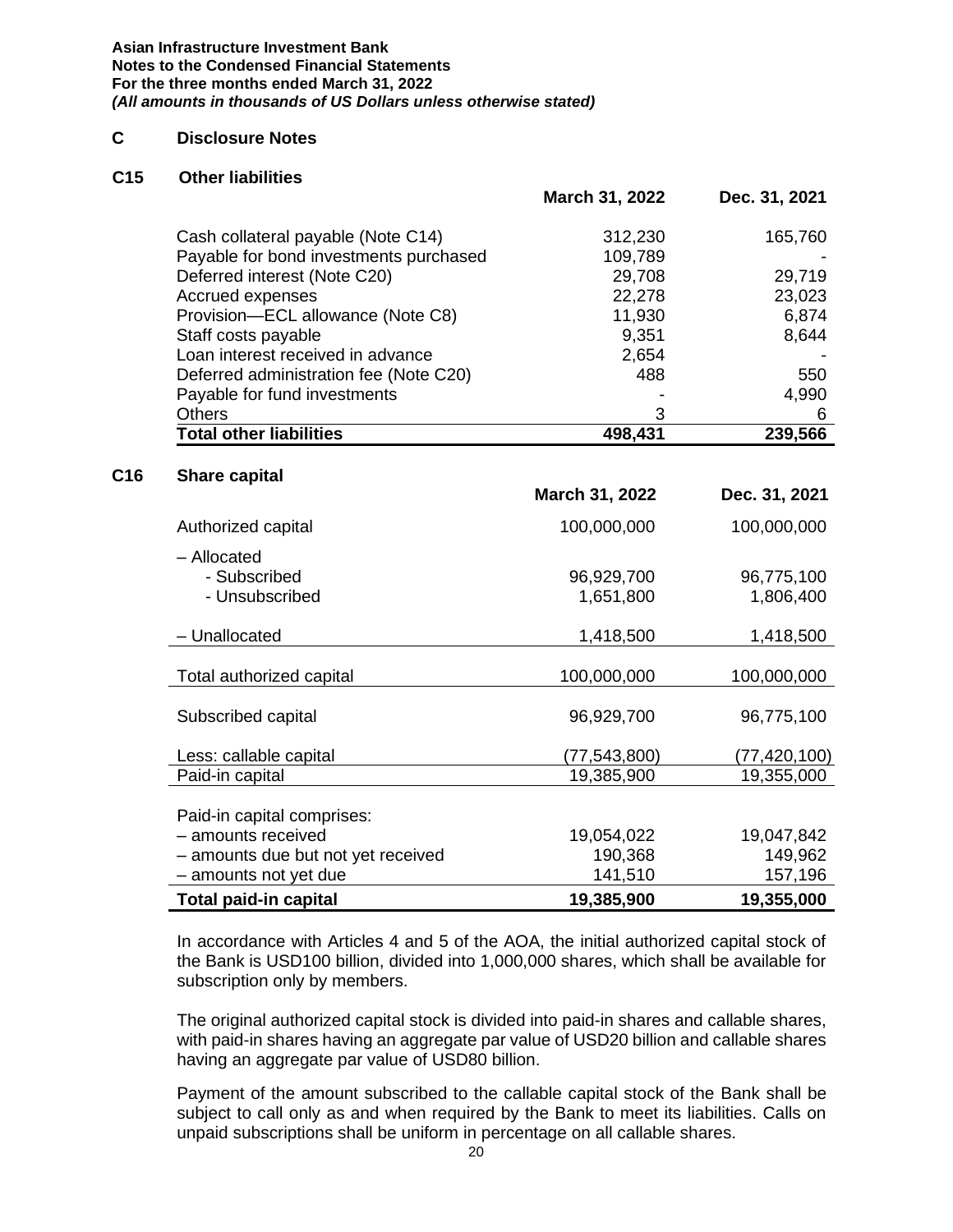## C Disclosure Notes

### C15 Other liabilities

| | March 31, 2022 | Dec. 31, 2021 |
|---|---|---|
| Cash collateral payable (Note C14) | 312,230 | 165,760 |
| Payable for bond investments purchased | 109,789 | - |
| Deferred interest (Note C20) | 29,708 | 29,719 |
| Accrued expenses | 22,278 | 23,023 |
| Provision—ECL allowance (Note C8) | 11,930 | 6,874 |
| Staff costs payable | 9,351 | 8,644 |
| Loan interest received in advance | 2,654 | - |
| Deferred administration fee (Note C20) | 488 | 550 |
| Payable for fund investments | - | 4,990 |
| Others | 3 | 6 |
| **Total other liabilities** | **498,431** | **239,566** |

### C16 Share capital

| | March 31, 2022 | Dec. 31, 2021 |
|---|---|---|
| Authorized capital | 100,000,000 | 100,000,000 |
| – Allocated | | |
| - Subscribed | 96,929,700 | 96,775,100 |
| - Unsubscribed | 1,651,800 | 1,806,400 |
| – Unallocated | 1,418,500 | 1,418,500 |
| Total authorized capital | 100,000,000 | 100,000,000 |
| Subscribed capital | 96,929,700 | 96,775,100 |
| Less: callable capital | (77,543,800) | (77,420,100) |
| Paid-in capital | 19,385,900 | 19,355,000 |
| Paid-in capital comprises: | | |
| – amounts received | 19,054,022 | 19,047,842 |
| – amounts due but not yet received | 190,368 | 149,962 |
| – amounts not yet due | 141,510 | 157,196 |
| **Total paid-in capital** | **19,385,900** | **19,355,000** |

In accordance with Articles 4 and 5 of the AOA, the initial authorized capital stock of the Bank is USD100 billion, divided into 1,000,000 shares, which shall be available for subscription only by members.

The original authorized capital stock is divided into paid-in shares and callable shares, with paid-in shares having an aggregate par value of USD20 billion and callable shares having an aggregate par value of USD80 billion.

Payment of the amount subscribed to the callable capital stock of the Bank shall be subject to call only as and when required by the Bank to meet its liabilities. Calls on unpaid subscriptions shall be uniform in percentage on all callable shares.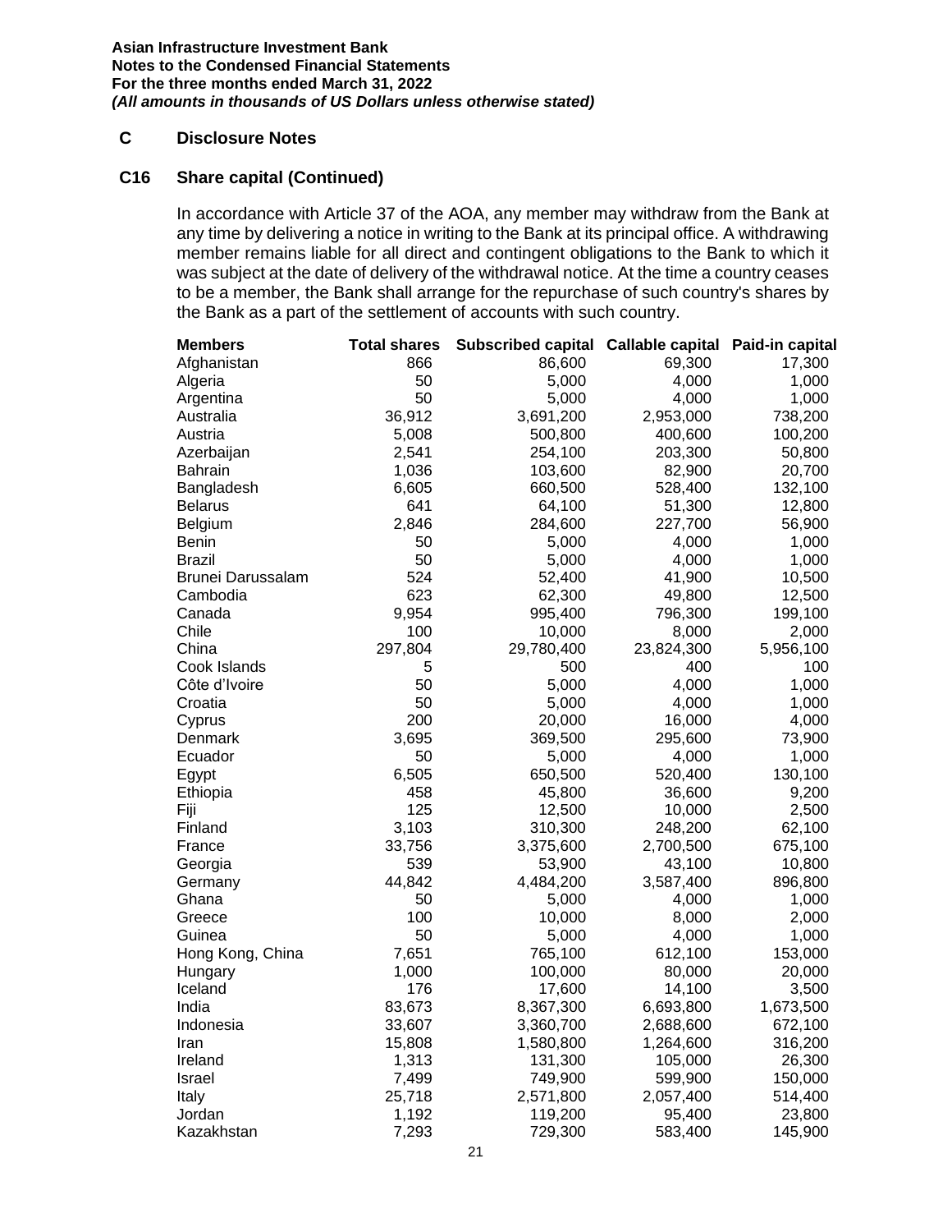**Asian Infrastructure Investment Bank**
**Notes to the Condensed Financial Statements**
**For the three months ended March 31, 2022**
***(All amounts in thousands of US Dollars unless otherwise stated)***

## C Disclosure Notes

### C16 Share capital (Continued)

In accordance with Article 37 of the AOA, any member may withdraw from the Bank at any time by delivering a notice in writing to the Bank at its principal office. A withdrawing member remains liable for all direct and contingent obligations to the Bank to which it was subject at the date of delivery of the withdrawal notice. At the time a country ceases to be a member, the Bank shall arrange for the repurchase of such country's shares by the Bank as a part of the settlement of accounts with such country.

| Members | Total shares | Subscribed capital | Callable capital | Paid-in capital |
|---|---|---|---|---|
| Afghanistan | 866 | 86,600 | 69,300 | 17,300 |
| Algeria | 50 | 5,000 | 4,000 | 1,000 |
| Argentina | 50 | 5,000 | 4,000 | 1,000 |
| Australia | 36,912 | 3,691,200 | 2,953,000 | 738,200 |
| Austria | 5,008 | 500,800 | 400,600 | 100,200 |
| Azerbaijan | 2,541 | 254,100 | 203,300 | 50,800 |
| Bahrain | 1,036 | 103,600 | 82,900 | 20,700 |
| Bangladesh | 6,605 | 660,500 | 528,400 | 132,100 |
| Belarus | 641 | 64,100 | 51,300 | 12,800 |
| Belgium | 2,846 | 284,600 | 227,700 | 56,900 |
| Benin | 50 | 5,000 | 4,000 | 1,000 |
| Brazil | 50 | 5,000 | 4,000 | 1,000 |
| Brunei Darussalam | 524 | 52,400 | 41,900 | 10,500 |
| Cambodia | 623 | 62,300 | 49,800 | 12,500 |
| Canada | 9,954 | 995,400 | 796,300 | 199,100 |
| Chile | 100 | 10,000 | 8,000 | 2,000 |
| China | 297,804 | 29,780,400 | 23,824,300 | 5,956,100 |
| Cook Islands | 5 | 500 | 400 | 100 |
| Côte d'Ivoire | 50 | 5,000 | 4,000 | 1,000 |
| Croatia | 50 | 5,000 | 4,000 | 1,000 |
| Cyprus | 200 | 20,000 | 16,000 | 4,000 |
| Denmark | 3,695 | 369,500 | 295,600 | 73,900 |
| Ecuador | 50 | 5,000 | 4,000 | 1,000 |
| Egypt | 6,505 | 650,500 | 520,400 | 130,100 |
| Ethiopia | 458 | 45,800 | 36,600 | 9,200 |
| Fiji | 125 | 12,500 | 10,000 | 2,500 |
| Finland | 3,103 | 310,300 | 248,200 | 62,100 |
| France | 33,756 | 3,375,600 | 2,700,500 | 675,100 |
| Georgia | 539 | 53,900 | 43,100 | 10,800 |
| Germany | 44,842 | 4,484,200 | 3,587,400 | 896,800 |
| Ghana | 50 | 5,000 | 4,000 | 1,000 |
| Greece | 100 | 10,000 | 8,000 | 2,000 |
| Guinea | 50 | 5,000 | 4,000 | 1,000 |
| Hong Kong, China | 7,651 | 765,100 | 612,100 | 153,000 |
| Hungary | 1,000 | 100,000 | 80,000 | 20,000 |
| Iceland | 176 | 17,600 | 14,100 | 3,500 |
| India | 83,673 | 8,367,300 | 6,693,800 | 1,673,500 |
| Indonesia | 33,607 | 3,360,700 | 2,688,600 | 672,100 |
| Iran | 15,808 | 1,580,800 | 1,264,600 | 316,200 |
| Ireland | 1,313 | 131,300 | 105,000 | 26,300 |
| Israel | 7,499 | 749,900 | 599,900 | 150,000 |
| Italy | 25,718 | 2,571,800 | 2,057,400 | 514,400 |
| Jordan | 1,192 | 119,200 | 95,400 | 23,800 |
| Kazakhstan | 7,293 | 729,300 | 583,400 | 145,900 |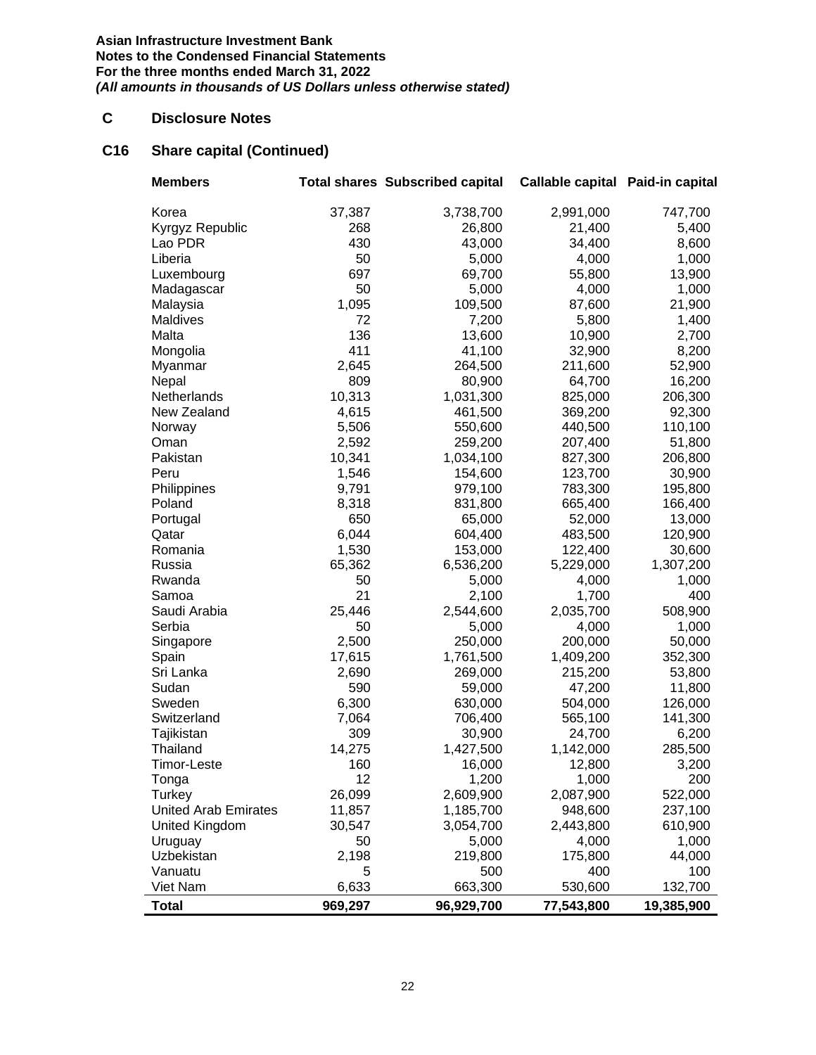**Asian Infrastructure Investment Bank**
**Notes to the Condensed Financial Statements**
**For the three months ended March 31, 2022**
***(All amounts in thousands of US Dollars unless otherwise stated)***

## C Disclosure Notes

### C16 Share capital (Continued)

| Members | Total shares | Subscribed capital | Callable capital | Paid-in capital |
|---|---|---|---|---|
| Korea | 37,387 | 3,738,700 | 2,991,000 | 747,700 |
| Kyrgyz Republic | 268 | 26,800 | 21,400 | 5,400 |
| Lao PDR | 430 | 43,000 | 34,400 | 8,600 |
| Liberia | 50 | 5,000 | 4,000 | 1,000 |
| Luxembourg | 697 | 69,700 | 55,800 | 13,900 |
| Madagascar | 50 | 5,000 | 4,000 | 1,000 |
| Malaysia | 1,095 | 109,500 | 87,600 | 21,900 |
| Maldives | 72 | 7,200 | 5,800 | 1,400 |
| Malta | 136 | 13,600 | 10,900 | 2,700 |
| Mongolia | 411 | 41,100 | 32,900 | 8,200 |
| Myanmar | 2,645 | 264,500 | 211,600 | 52,900 |
| Nepal | 809 | 80,900 | 64,700 | 16,200 |
| Netherlands | 10,313 | 1,031,300 | 825,000 | 206,300 |
| New Zealand | 4,615 | 461,500 | 369,200 | 92,300 |
| Norway | 5,506 | 550,600 | 440,500 | 110,100 |
| Oman | 2,592 | 259,200 | 207,400 | 51,800 |
| Pakistan | 10,341 | 1,034,100 | 827,300 | 206,800 |
| Peru | 1,546 | 154,600 | 123,700 | 30,900 |
| Philippines | 9,791 | 979,100 | 783,300 | 195,800 |
| Poland | 8,318 | 831,800 | 665,400 | 166,400 |
| Portugal | 650 | 65,000 | 52,000 | 13,000 |
| Qatar | 6,044 | 604,400 | 483,500 | 120,900 |
| Romania | 1,530 | 153,000 | 122,400 | 30,600 |
| Russia | 65,362 | 6,536,200 | 5,229,000 | 1,307,200 |
| Rwanda | 50 | 5,000 | 4,000 | 1,000 |
| Samoa | 21 | 2,100 | 1,700 | 400 |
| Saudi Arabia | 25,446 | 2,544,600 | 2,035,700 | 508,900 |
| Serbia | 50 | 5,000 | 4,000 | 1,000 |
| Singapore | 2,500 | 250,000 | 200,000 | 50,000 |
| Spain | 17,615 | 1,761,500 | 1,409,200 | 352,300 |
| Sri Lanka | 2,690 | 269,000 | 215,200 | 53,800 |
| Sudan | 590 | 59,000 | 47,200 | 11,800 |
| Sweden | 6,300 | 630,000 | 504,000 | 126,000 |
| Switzerland | 7,064 | 706,400 | 565,100 | 141,300 |
| Tajikistan | 309 | 30,900 | 24,700 | 6,200 |
| Thailand | 14,275 | 1,427,500 | 1,142,000 | 285,500 |
| Timor-Leste | 160 | 16,000 | 12,800 | 3,200 |
| Tonga | 12 | 1,200 | 1,000 | 200 |
| Turkey | 26,099 | 2,609,900 | 2,087,900 | 522,000 |
| United Arab Emirates | 11,857 | 1,185,700 | 948,600 | 237,100 |
| United Kingdom | 30,547 | 3,054,700 | 2,443,800 | 610,900 |
| Uruguay | 50 | 5,000 | 4,000 | 1,000 |
| Uzbekistan | 2,198 | 219,800 | 175,800 | 44,000 |
| Vanuatu | 5 | 500 | 400 | 100 |
| Viet Nam | 6,633 | 663,300 | 530,600 | 132,700 |
| **Total** | **969,297** | **96,929,700** | **77,543,800** | **19,385,900** |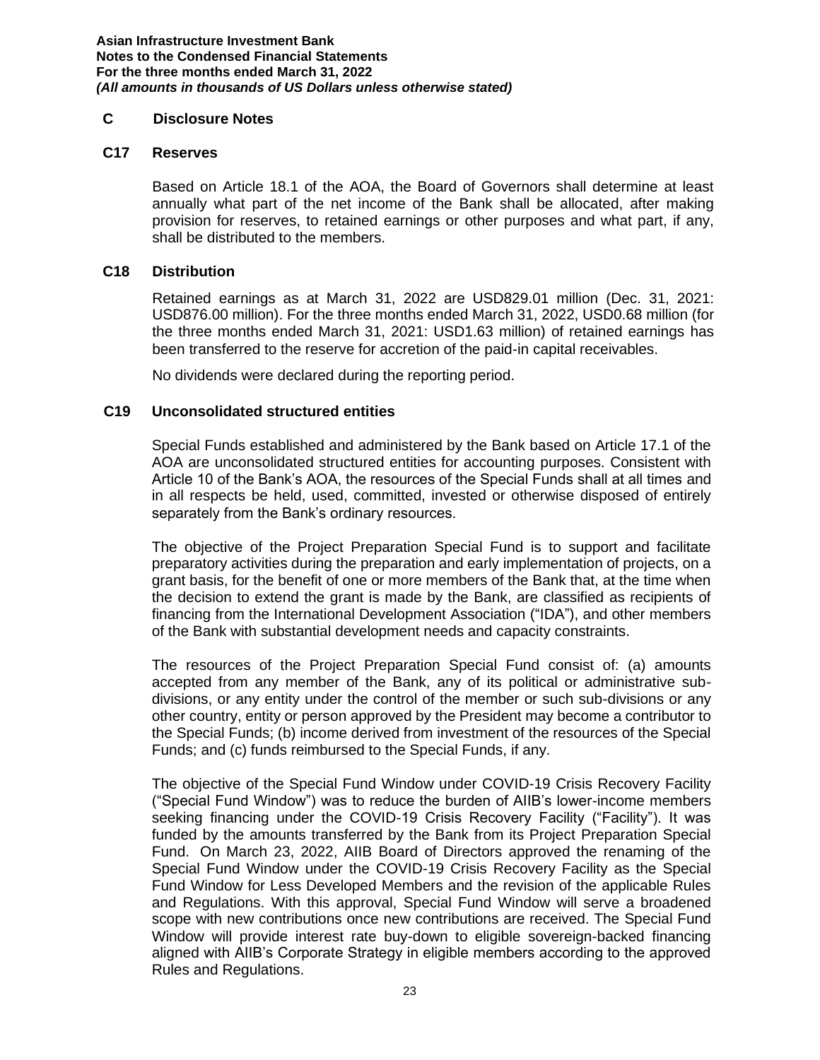## C Disclosure Notes

### C17 Reserves

Based on Article 18.1 of the AOA, the Board of Governors shall determine at least annually what part of the net income of the Bank shall be allocated, after making provision for reserves, to retained earnings or other purposes and what part, if any, shall be distributed to the members.

### C18 Distribution

Retained earnings as at March 31, 2022 are USD829.01 million (Dec. 31, 2021: USD876.00 million). For the three months ended March 31, 2022, USD0.68 million (for the three months ended March 31, 2021: USD1.63 million) of retained earnings has been transferred to the reserve for accretion of the paid-in capital receivables.

No dividends were declared during the reporting period.

### C19 Unconsolidated structured entities

Special Funds established and administered by the Bank based on Article 17.1 of the AOA are unconsolidated structured entities for accounting purposes. Consistent with Article 10 of the Bank's AOA, the resources of the Special Funds shall at all times and in all respects be held, used, committed, invested or otherwise disposed of entirely separately from the Bank's ordinary resources.

The objective of the Project Preparation Special Fund is to support and facilitate preparatory activities during the preparation and early implementation of projects, on a grant basis, for the benefit of one or more members of the Bank that, at the time when the decision to extend the grant is made by the Bank, are classified as recipients of financing from the International Development Association ("IDA"), and other members of the Bank with substantial development needs and capacity constraints.

The resources of the Project Preparation Special Fund consist of: (a) amounts accepted from any member of the Bank, any of its political or administrative sub-divisions, or any entity under the control of the member or such sub-divisions or any other country, entity or person approved by the President may become a contributor to the Special Funds; (b) income derived from investment of the resources of the Special Funds; and (c) funds reimbursed to the Special Funds, if any.

The objective of the Special Fund Window under COVID-19 Crisis Recovery Facility ("Special Fund Window") was to reduce the burden of AIIB's lower-income members seeking financing under the COVID-19 Crisis Recovery Facility ("Facility"). It was funded by the amounts transferred by the Bank from its Project Preparation Special Fund. On March 23, 2022, AIIB Board of Directors approved the renaming of the Special Fund Window under the COVID-19 Crisis Recovery Facility as the Special Fund Window for Less Developed Members and the revision of the applicable Rules and Regulations. With this approval, Special Fund Window will serve a broadened scope with new contributions once new contributions are received. The Special Fund Window will provide interest rate buy-down to eligible sovereign-backed financing aligned with AIIB's Corporate Strategy in eligible members according to the approved Rules and Regulations.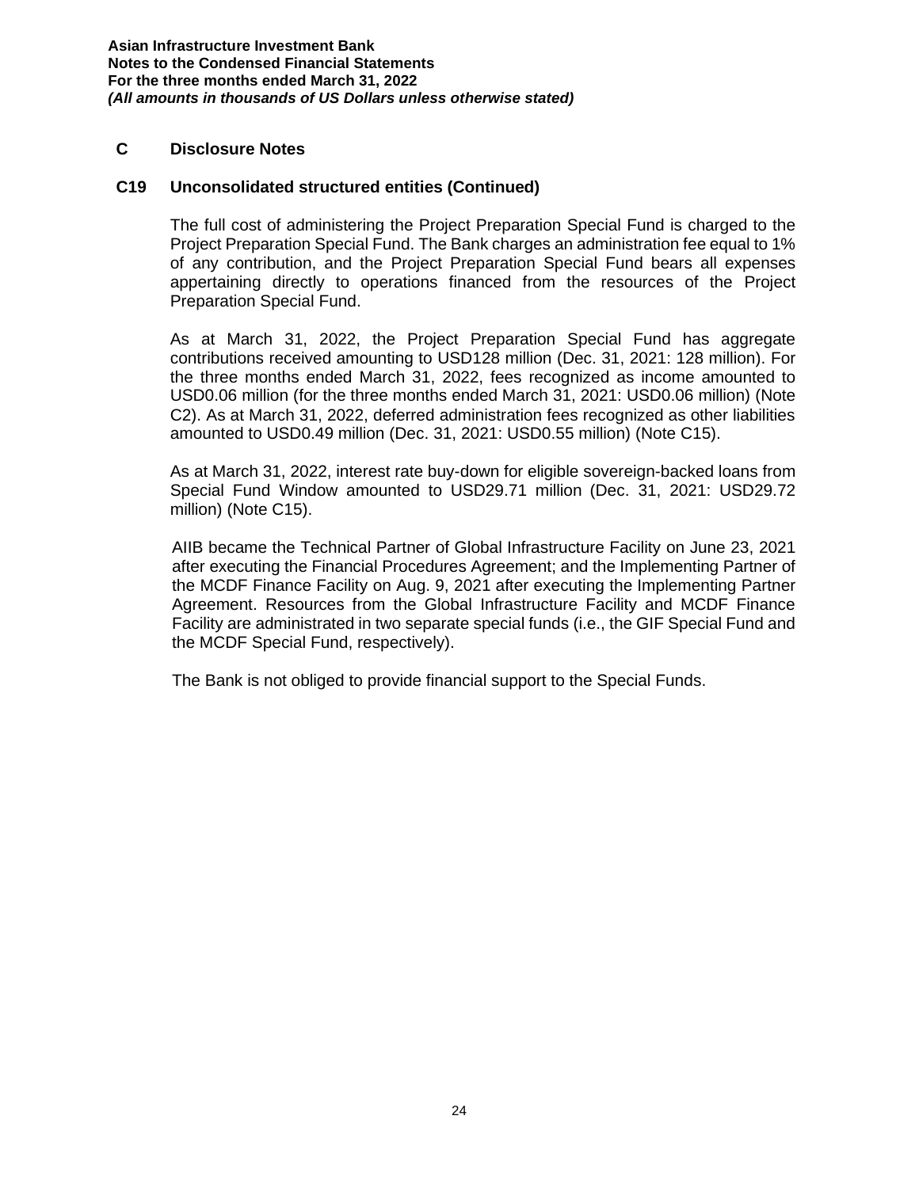## C Disclosure Notes

### C19 Unconsolidated structured entities (Continued)

The full cost of administering the Project Preparation Special Fund is charged to the Project Preparation Special Fund. The Bank charges an administration fee equal to 1% of any contribution, and the Project Preparation Special Fund bears all expenses appertaining directly to operations financed from the resources of the Project Preparation Special Fund.

As at March 31, 2022, the Project Preparation Special Fund has aggregate contributions received amounting to USD128 million (Dec. 31, 2021: 128 million). For the three months ended March 31, 2022, fees recognized as income amounted to USD0.06 million (for the three months ended March 31, 2021: USD0.06 million) (Note C2). As at March 31, 2022, deferred administration fees recognized as other liabilities amounted to USD0.49 million (Dec. 31, 2021: USD0.55 million) (Note C15).

As at March 31, 2022, interest rate buy-down for eligible sovereign-backed loans from Special Fund Window amounted to USD29.71 million (Dec. 31, 2021: USD29.72 million) (Note C15).

AIIB became the Technical Partner of Global Infrastructure Facility on June 23, 2021 after executing the Financial Procedures Agreement; and the Implementing Partner of the MCDF Finance Facility on Aug. 9, 2021 after executing the Implementing Partner Agreement. Resources from the Global Infrastructure Facility and MCDF Finance Facility are administrated in two separate special funds (i.e., the GIF Special Fund and the MCDF Special Fund, respectively).

The Bank is not obliged to provide financial support to the Special Funds.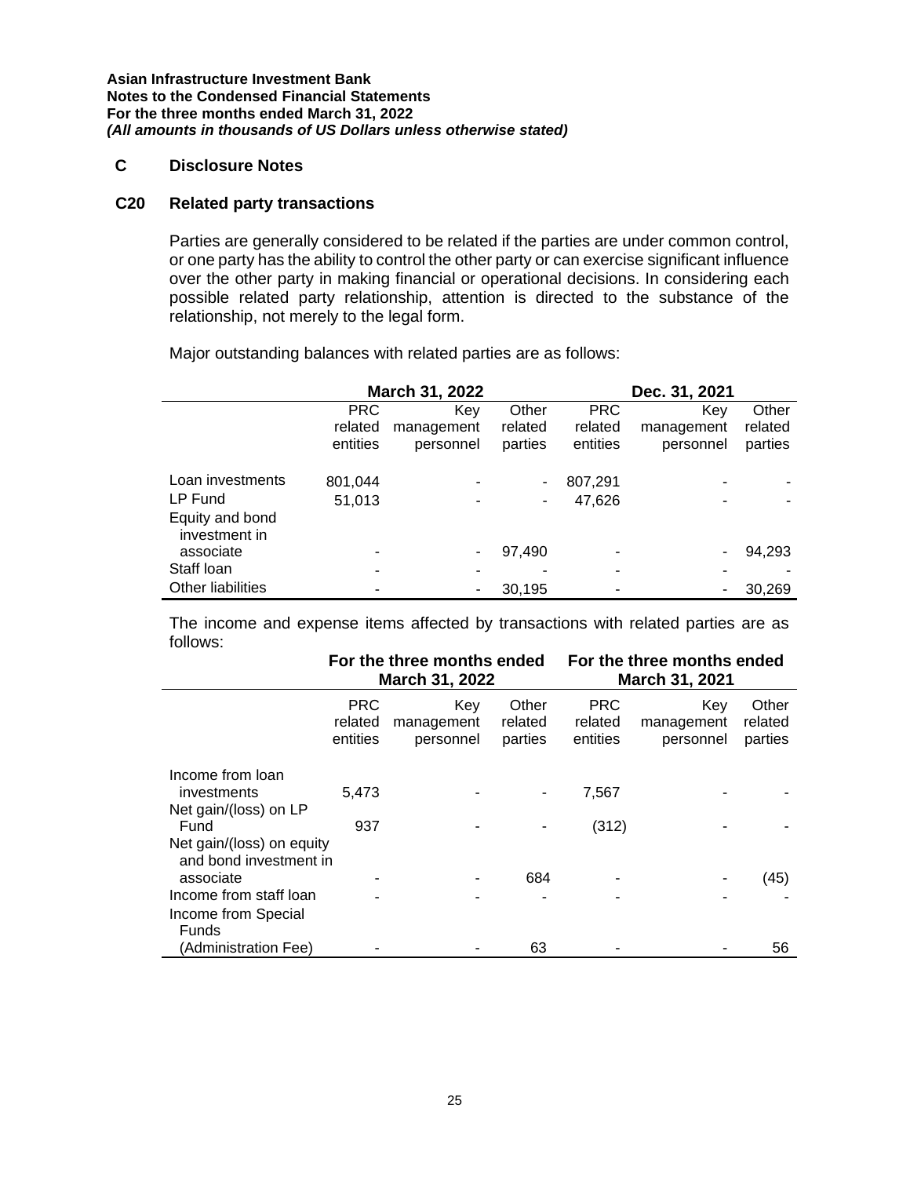**Asian Infrastructure Investment Bank**
**Notes to the Condensed Financial Statements**
**For the three months ended March 31, 2022**
***(All amounts in thousands of US Dollars unless otherwise stated)***

## C Disclosure Notes

### C20 Related party transactions

Parties are generally considered to be related if the parties are under common control, or one party has the ability to control the other party or can exercise significant influence over the other party in making financial or operational decisions. In considering each possible related party relationship, attention is directed to the substance of the relationship, not merely to the legal form.

Major outstanding balances with related parties are as follows:

| | March 31, 2022 | | | Dec. 31, 2021 | | |
|---|---|---|---|---|---|---|
| | PRC related entities | Key management personnel | Other related parties | PRC related entities | Key management personnel | Other related parties |
| Loan investments | 801,044 | - | - | 807,291 | - | - |
| LP Fund | 51,013 | - | - | 47,626 | - | - |
| Equity and bond investment in associate | - | - | 97,490 | - | - | 94,293 |
| Staff loan | - | - | - | - | - | - |
| Other liabilities | - | - | 30,195 | - | - | 30,269 |

The income and expense items affected by transactions with related parties are as follows:

| | For the three months ended March 31, 2022 | | | For the three months ended March 31, 2021 | | |
|---|---|---|---|---|---|---|
| | PRC related entities | Key management personnel | Other related parties | PRC related entities | Key management personnel | Other related parties |
| Income from loan investments | 5,473 | - | - | 7,567 | - | - |
| Net gain/(loss) on LP Fund | 937 | - | - | (312) | - | - |
| Net gain/(loss) on equity and bond investment in associate | - | - | 684 | - | - | (45) |
| Income from staff loan | - | - | - | - | - | - |
| Income from Special Funds (Administration Fee) | - | - | 63 | - | - | 56 |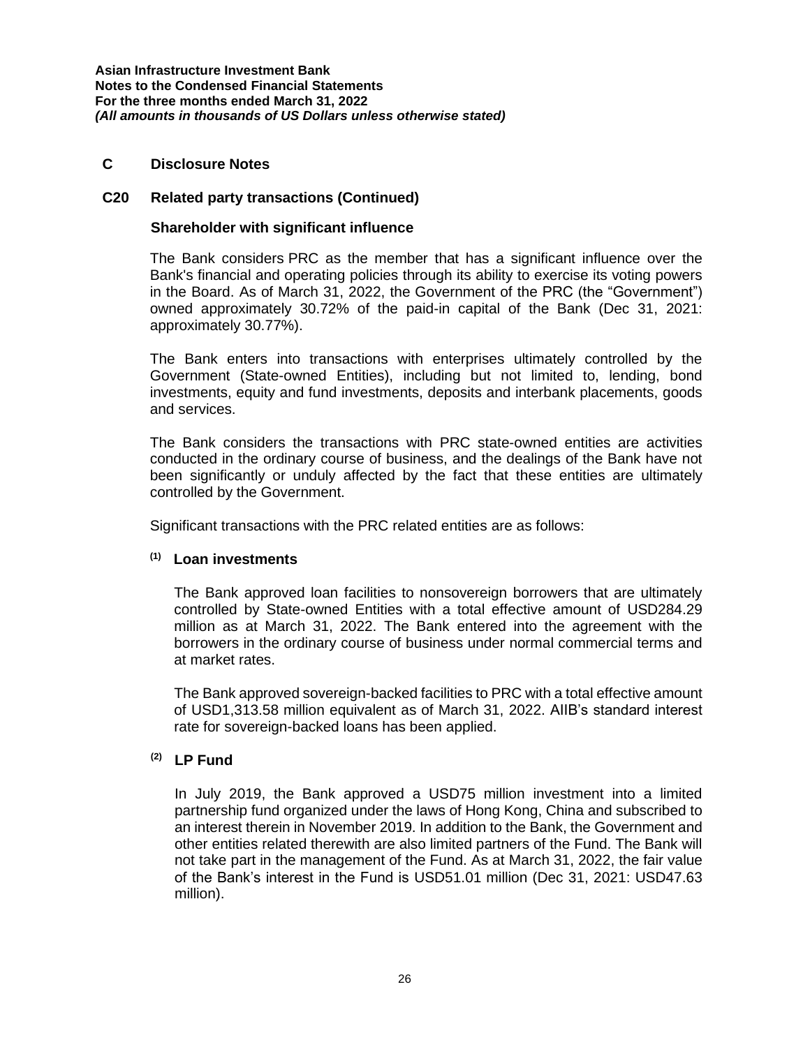## C Disclosure Notes

### C20 Related party transactions (Continued)

#### Shareholder with significant influence

The Bank considers PRC as the member that has a significant influence over the Bank's financial and operating policies through its ability to exercise its voting powers in the Board. As of March 31, 2022, the Government of the PRC (the "Government") owned approximately 30.72% of the paid-in capital of the Bank (Dec 31, 2021: approximately 30.77%).

The Bank enters into transactions with enterprises ultimately controlled by the Government (State-owned Entities), including but not limited to, lending, bond investments, equity and fund investments, deposits and interbank placements, goods and services.

The Bank considers the transactions with PRC state-owned entities are activities conducted in the ordinary course of business, and the dealings of the Bank have not been significantly or unduly affected by the fact that these entities are ultimately controlled by the Government.

Significant transactions with the PRC related entities are as follows:

**(1) Loan investments**

The Bank approved loan facilities to nonsovereign borrowers that are ultimately controlled by State-owned Entities with a total effective amount of USD284.29 million as at March 31, 2022. The Bank entered into the agreement with the borrowers in the ordinary course of business under normal commercial terms and at market rates.

The Bank approved sovereign-backed facilities to PRC with a total effective amount of USD1,313.58 million equivalent as of March 31, 2022. AIIB's standard interest rate for sovereign-backed loans has been applied.

**(2) LP Fund**

In July 2019, the Bank approved a USD75 million investment into a limited partnership fund organized under the laws of Hong Kong, China and subscribed to an interest therein in November 2019. In addition to the Bank, the Government and other entities related therewith are also limited partners of the Fund. The Bank will not take part in the management of the Fund. As at March 31, 2022, the fair value of the Bank's interest in the Fund is USD51.01 million (Dec 31, 2021: USD47.63 million).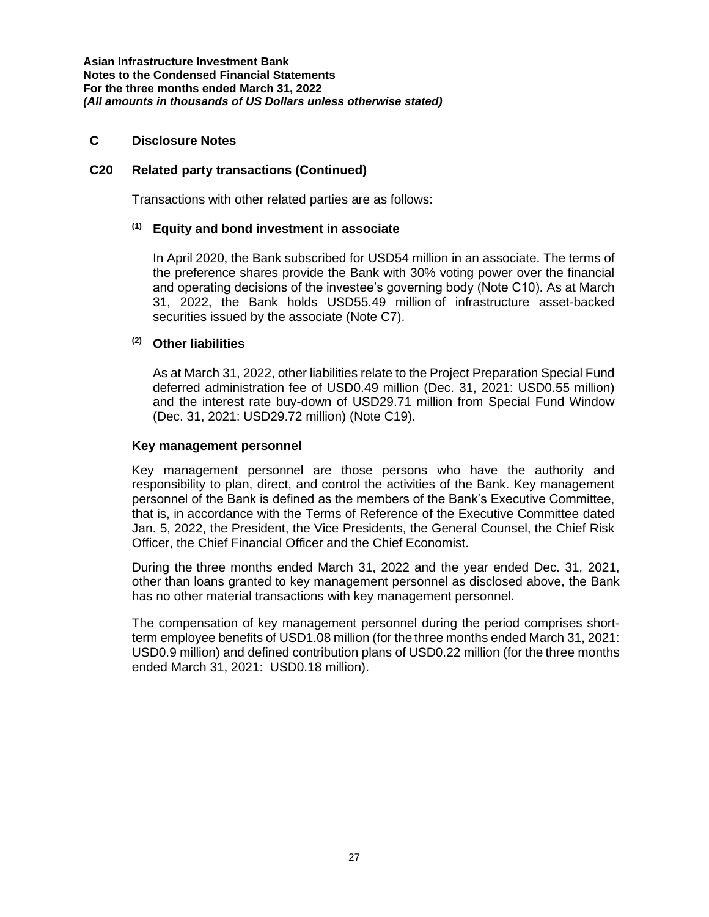## C Disclosure Notes

### C20 Related party transactions (Continued)

Transactions with other related parties are as follows:

#### (1) Equity and bond investment in associate

In April 2020, the Bank subscribed for USD54 million in an associate. The terms of the preference shares provide the Bank with 30% voting power over the financial and operating decisions of the investee's governing body (Note C10). As at March 31, 2022, the Bank holds USD55.49 million of infrastructure asset-backed securities issued by the associate (Note C7).

#### (2) Other liabilities

As at March 31, 2022, other liabilities relate to the Project Preparation Special Fund deferred administration fee of USD0.49 million (Dec. 31, 2021: USD0.55 million) and the interest rate buy-down of USD29.71 million from Special Fund Window (Dec. 31, 2021: USD29.72 million) (Note C19).

#### Key management personnel

Key management personnel are those persons who have the authority and responsibility to plan, direct, and control the activities of the Bank. Key management personnel of the Bank is defined as the members of the Bank's Executive Committee, that is, in accordance with the Terms of Reference of the Executive Committee dated Jan. 5, 2022, the President, the Vice Presidents, the General Counsel, the Chief Risk Officer, the Chief Financial Officer and the Chief Economist.

During the three months ended March 31, 2022 and the year ended Dec. 31, 2021, other than loans granted to key management personnel as disclosed above, the Bank has no other material transactions with key management personnel.

The compensation of key management personnel during the period comprises short-term employee benefits of USD1.08 million (for the three months ended March 31, 2021: USD0.9 million) and defined contribution plans of USD0.22 million (for the three months ended March 31, 2021: USD0.18 million).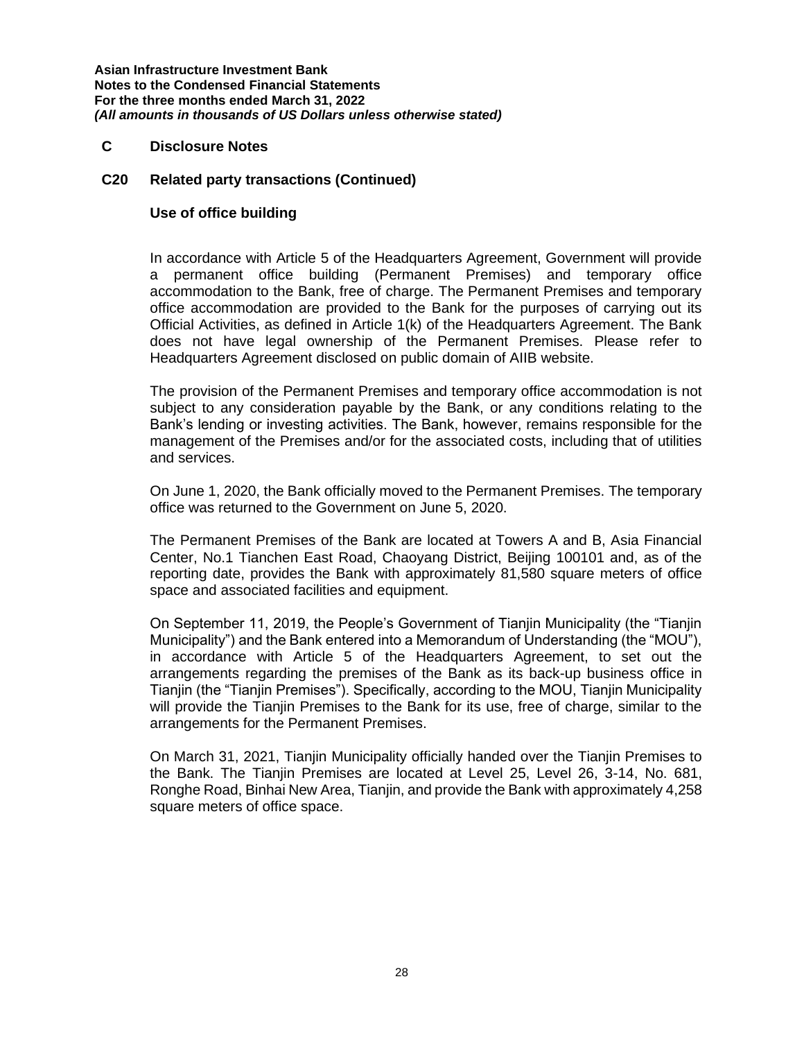## C Disclosure Notes

### C20 Related party transactions (Continued)

#### Use of office building

In accordance with Article 5 of the Headquarters Agreement, Government will provide a permanent office building (Permanent Premises) and temporary office accommodation to the Bank, free of charge. The Permanent Premises and temporary office accommodation are provided to the Bank for the purposes of carrying out its Official Activities, as defined in Article 1(k) of the Headquarters Agreement. The Bank does not have legal ownership of the Permanent Premises. Please refer to Headquarters Agreement disclosed on public domain of AIIB website.

The provision of the Permanent Premises and temporary office accommodation is not subject to any consideration payable by the Bank, or any conditions relating to the Bank's lending or investing activities. The Bank, however, remains responsible for the management of the Premises and/or for the associated costs, including that of utilities and services.

On June 1, 2020, the Bank officially moved to the Permanent Premises. The temporary office was returned to the Government on June 5, 2020.

The Permanent Premises of the Bank are located at Towers A and B, Asia Financial Center, No.1 Tianchen East Road, Chaoyang District, Beijing 100101 and, as of the reporting date, provides the Bank with approximately 81,580 square meters of office space and associated facilities and equipment.

On September 11, 2019, the People's Government of Tianjin Municipality (the "Tianjin Municipality") and the Bank entered into a Memorandum of Understanding (the "MOU"), in accordance with Article 5 of the Headquarters Agreement, to set out the arrangements regarding the premises of the Bank as its back-up business office in Tianjin (the "Tianjin Premises"). Specifically, according to the MOU, Tianjin Municipality will provide the Tianjin Premises to the Bank for its use, free of charge, similar to the arrangements for the Permanent Premises.

On March 31, 2021, Tianjin Municipality officially handed over the Tianjin Premises to the Bank. The Tianjin Premises are located at Level 25, Level 26, 3-14, No. 681, Ronghe Road, Binhai New Area, Tianjin, and provide the Bank with approximately 4,258 square meters of office space.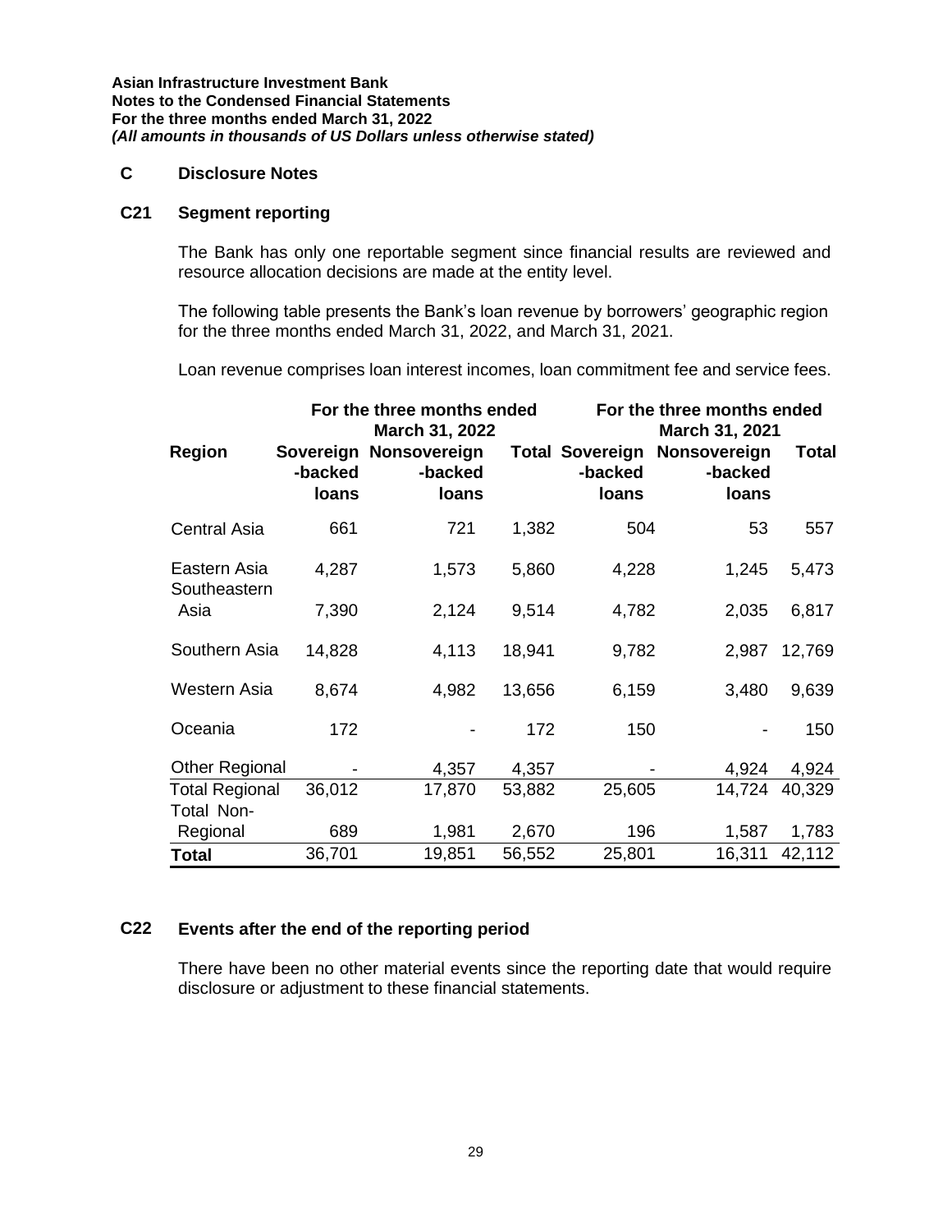**Asian Infrastructure Investment Bank**
**Notes to the Condensed Financial Statements**
**For the three months ended March 31, 2022**
***(All amounts in thousands of US Dollars unless otherwise stated)***

## C Disclosure Notes

### C21 Segment reporting

The Bank has only one reportable segment since financial results are reviewed and resource allocation decisions are made at the entity level.

The following table presents the Bank's loan revenue by borrowers' geographic region for the three months ended March 31, 2022, and March 31, 2021.

Loan revenue comprises loan interest incomes, loan commitment fee and service fees.

| | For the three months ended March 31, 2022 | | | For the three months ended March 31, 2021 | | |
|---|---|---|---|---|---|---|
| **Region** | **Sovereign -backed loans** | **Nonsovereign -backed loans** | **Total** | **Sovereign -backed loans** | **Nonsovereign -backed loans** | **Total** |
| Central Asia | 661 | 721 | 1,382 | 504 | 53 | 557 |
| Eastern Asia | 4,287 | 1,573 | 5,860 | 4,228 | 1,245 | 5,473 |
| Southeastern Asia | 7,390 | 2,124 | 9,514 | 4,782 | 2,035 | 6,817 |
| Southern Asia | 14,828 | 4,113 | 18,941 | 9,782 | 2,987 | 12,769 |
| Western Asia | 8,674 | 4,982 | 13,656 | 6,159 | 3,480 | 9,639 |
| Oceania | 172 | - | 172 | 150 | - | 150 |
| Other Regional | - | 4,357 | 4,357 | - | 4,924 | 4,924 |
| Total Regional | 36,012 | 17,870 | 53,882 | 25,605 | 14,724 | 40,329 |
| Total Non-Regional | 689 | 1,981 | 2,670 | 196 | 1,587 | 1,783 |
| **Total** | 36,701 | 19,851 | 56,552 | 25,801 | 16,311 | 42,112 |

### C22 Events after the end of the reporting period

There have been no other material events since the reporting date that would require disclosure or adjustment to these financial statements.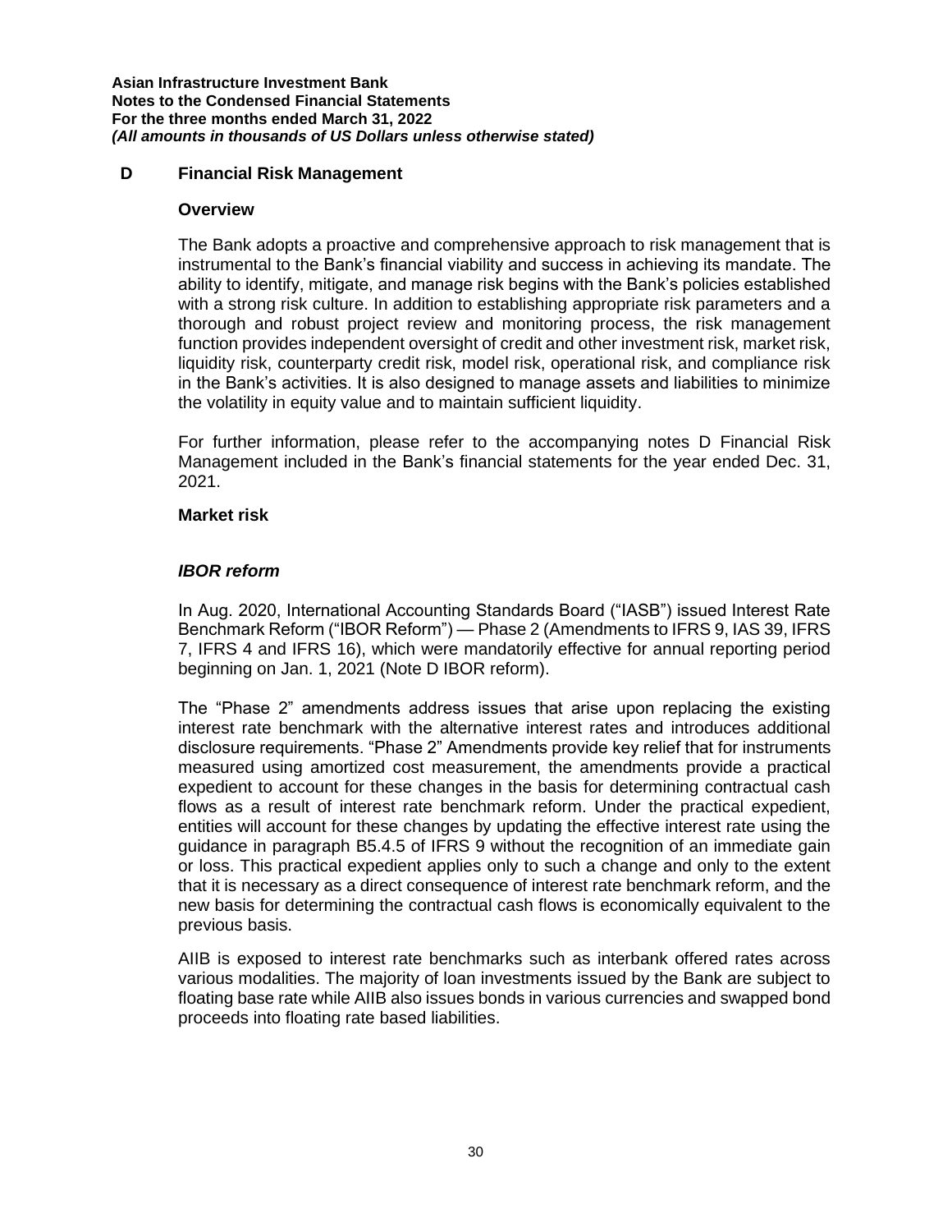## D Financial Risk Management

### Overview

The Bank adopts a proactive and comprehensive approach to risk management that is instrumental to the Bank's financial viability and success in achieving its mandate. The ability to identify, mitigate, and manage risk begins with the Bank's policies established with a strong risk culture. In addition to establishing appropriate risk parameters and a thorough and robust project review and monitoring process, the risk management function provides independent oversight of credit and other investment risk, market risk, liquidity risk, counterparty credit risk, model risk, operational risk, and compliance risk in the Bank's activities. It is also designed to manage assets and liabilities to minimize the volatility in equity value and to maintain sufficient liquidity.

For further information, please refer to the accompanying notes D Financial Risk Management included in the Bank's financial statements for the year ended Dec. 31, 2021.

### Market risk

#### *IBOR reform*

In Aug. 2020, International Accounting Standards Board ("IASB") issued Interest Rate Benchmark Reform ("IBOR Reform") — Phase 2 (Amendments to IFRS 9, IAS 39, IFRS 7, IFRS 4 and IFRS 16), which were mandatorily effective for annual reporting period beginning on Jan. 1, 2021 (Note D IBOR reform).

The "Phase 2" amendments address issues that arise upon replacing the existing interest rate benchmark with the alternative interest rates and introduces additional disclosure requirements. "Phase 2" Amendments provide key relief that for instruments measured using amortized cost measurement, the amendments provide a practical expedient to account for these changes in the basis for determining contractual cash flows as a result of interest rate benchmark reform. Under the practical expedient, entities will account for these changes by updating the effective interest rate using the guidance in paragraph B5.4.5 of IFRS 9 without the recognition of an immediate gain or loss. This practical expedient applies only to such a change and only to the extent that it is necessary as a direct consequence of interest rate benchmark reform, and the new basis for determining the contractual cash flows is economically equivalent to the previous basis.

AIIB is exposed to interest rate benchmarks such as interbank offered rates across various modalities. The majority of loan investments issued by the Bank are subject to floating base rate while AIIB also issues bonds in various currencies and swapped bond proceeds into floating rate based liabilities.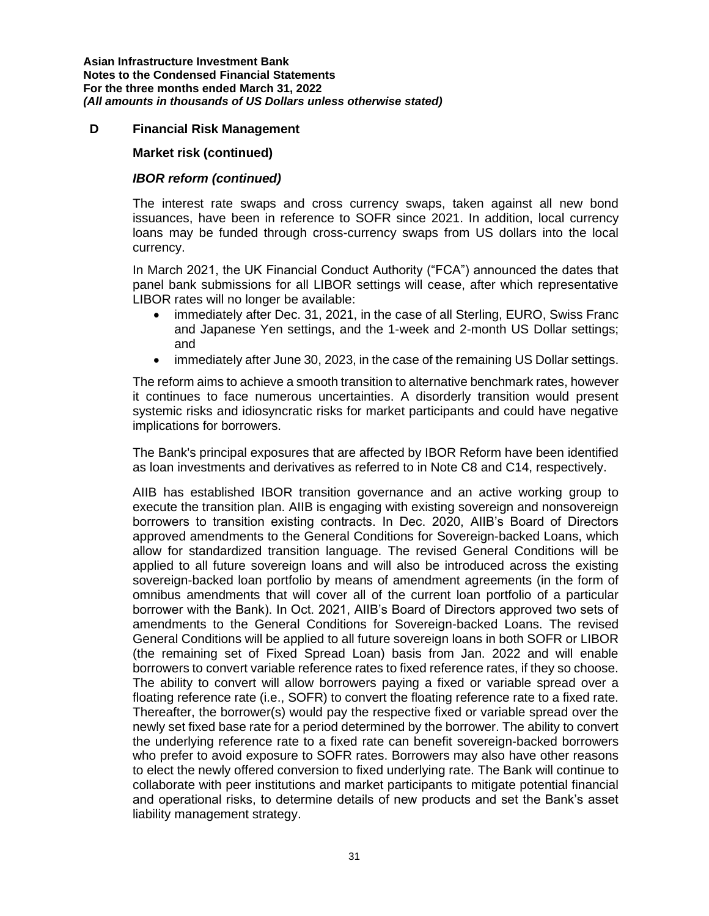## D Financial Risk Management

### Market risk (continued)

#### *IBOR reform (continued)*

The interest rate swaps and cross currency swaps, taken against all new bond issuances, have been in reference to SOFR since 2021. In addition, local currency loans may be funded through cross-currency swaps from US dollars into the local currency.

In March 2021, the UK Financial Conduct Authority ("FCA") announced the dates that panel bank submissions for all LIBOR settings will cease, after which representative LIBOR rates will no longer be available:

- immediately after Dec. 31, 2021, in the case of all Sterling, EURO, Swiss Franc and Japanese Yen settings, and the 1-week and 2-month US Dollar settings; and
- immediately after June 30, 2023, in the case of the remaining US Dollar settings.

The reform aims to achieve a smooth transition to alternative benchmark rates, however it continues to face numerous uncertainties. A disorderly transition would present systemic risks and idiosyncratic risks for market participants and could have negative implications for borrowers.

The Bank's principal exposures that are affected by IBOR Reform have been identified as loan investments and derivatives as referred to in Note C8 and C14, respectively.

AIIB has established IBOR transition governance and an active working group to execute the transition plan. AIIB is engaging with existing sovereign and nonsovereign borrowers to transition existing contracts. In Dec. 2020, AIIB's Board of Directors approved amendments to the General Conditions for Sovereign-backed Loans, which allow for standardized transition language. The revised General Conditions will be applied to all future sovereign loans and will also be introduced across the existing sovereign-backed loan portfolio by means of amendment agreements (in the form of omnibus amendments that will cover all of the current loan portfolio of a particular borrower with the Bank). In Oct. 2021, AIIB's Board of Directors approved two sets of amendments to the General Conditions for Sovereign-backed Loans. The revised General Conditions will be applied to all future sovereign loans in both SOFR or LIBOR (the remaining set of Fixed Spread Loan) basis from Jan. 2022 and will enable borrowers to convert variable reference rates to fixed reference rates, if they so choose. The ability to convert will allow borrowers paying a fixed or variable spread over a floating reference rate (i.e., SOFR) to convert the floating reference rate to a fixed rate. Thereafter, the borrower(s) would pay the respective fixed or variable spread over the newly set fixed base rate for a period determined by the borrower. The ability to convert the underlying reference rate to a fixed rate can benefit sovereign-backed borrowers who prefer to avoid exposure to SOFR rates. Borrowers may also have other reasons to elect the newly offered conversion to fixed underlying rate. The Bank will continue to collaborate with peer institutions and market participants to mitigate potential financial and operational risks, to determine details of new products and set the Bank's asset liability management strategy.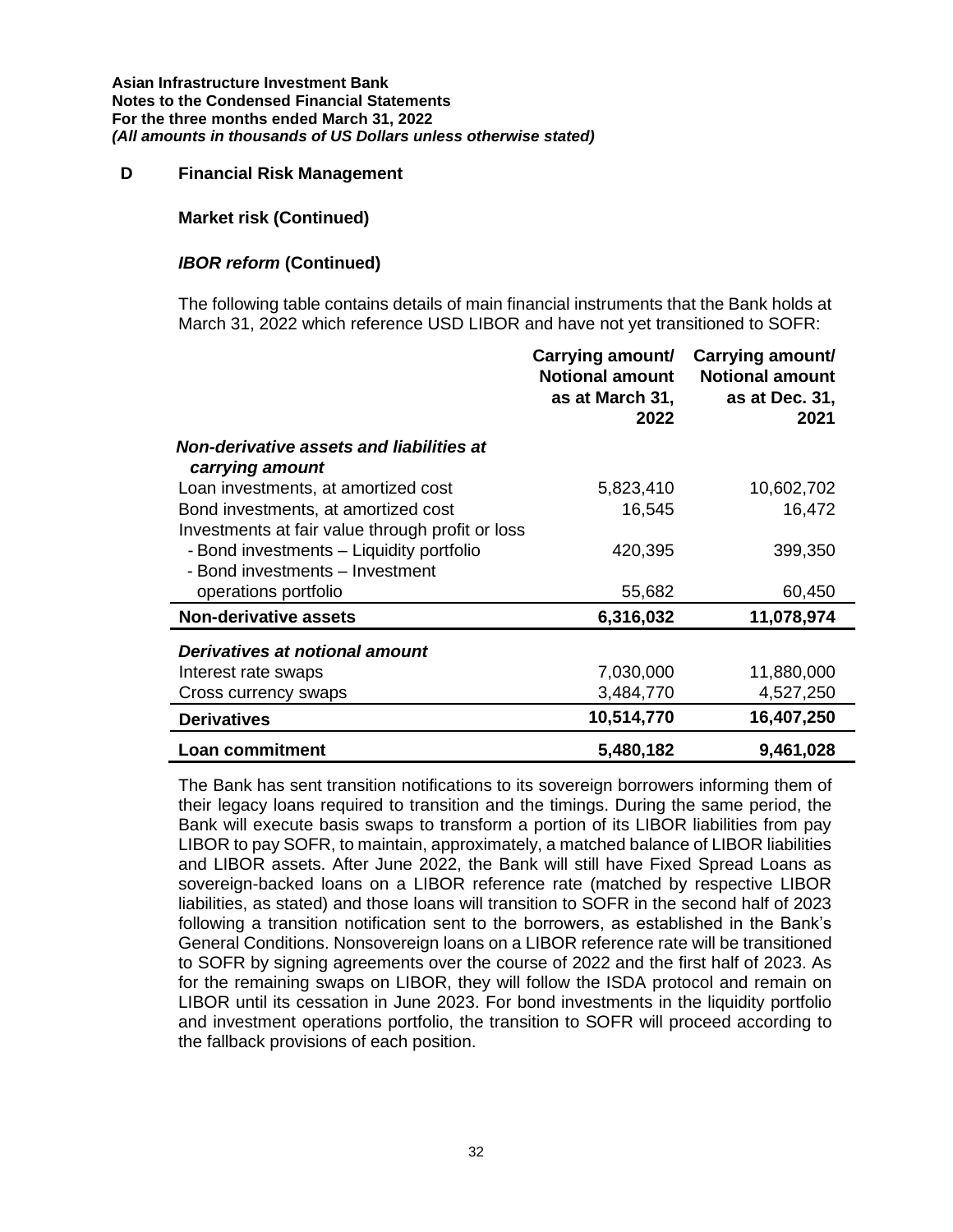**Asian Infrastructure Investment Bank**
**Notes to the Condensed Financial Statements**
**For the three months ended March 31, 2022**
***(All amounts in thousands of US Dollars unless otherwise stated)***

## D Financial Risk Management

### Market risk (Continued)

### *IBOR reform* (Continued)

The following table contains details of main financial instruments that the Bank holds at March 31, 2022 which reference USD LIBOR and have not yet transitioned to SOFR:

| | Carrying amount/ Notional amount as at March 31, 2022 | Carrying amount/ Notional amount as at Dec. 31, 2021 |
|---|---|---|
| ***Non-derivative assets and liabilities at carrying amount*** | | |
| Loan investments, at amortized cost | 5,823,410 | 10,602,702 |
| Bond investments, at amortized cost | 16,545 | 16,472 |
| Investments at fair value through profit or loss | | |
| - Bond investments – Liquidity portfolio | 420,395 | 399,350 |
| - Bond investments – Investment operations portfolio | 55,682 | 60,450 |
| **Non-derivative assets** | **6,316,032** | **11,078,974** |
| ***Derivatives at notional amount*** | | |
| Interest rate swaps | 7,030,000 | 11,880,000 |
| Cross currency swaps | 3,484,770 | 4,527,250 |
| **Derivatives** | **10,514,770** | **16,407,250** |
| **Loan commitment** | **5,480,182** | **9,461,028** |

The Bank has sent transition notifications to its sovereign borrowers informing them of their legacy loans required to transition and the timings. During the same period, the Bank will execute basis swaps to transform a portion of its LIBOR liabilities from pay LIBOR to pay SOFR, to maintain, approximately, a matched balance of LIBOR liabilities and LIBOR assets. After June 2022, the Bank will still have Fixed Spread Loans as sovereign-backed loans on a LIBOR reference rate (matched by respective LIBOR liabilities, as stated) and those loans will transition to SOFR in the second half of 2023 following a transition notification sent to the borrowers, as established in the Bank's General Conditions. Nonsovereign loans on a LIBOR reference rate will be transitioned to SOFR by signing agreements over the course of 2022 and the first half of 2023. As for the remaining swaps on LIBOR, they will follow the ISDA protocol and remain on LIBOR until its cessation in June 2023. For bond investments in the liquidity portfolio and investment operations portfolio, the transition to SOFR will proceed according to the fallback provisions of each position.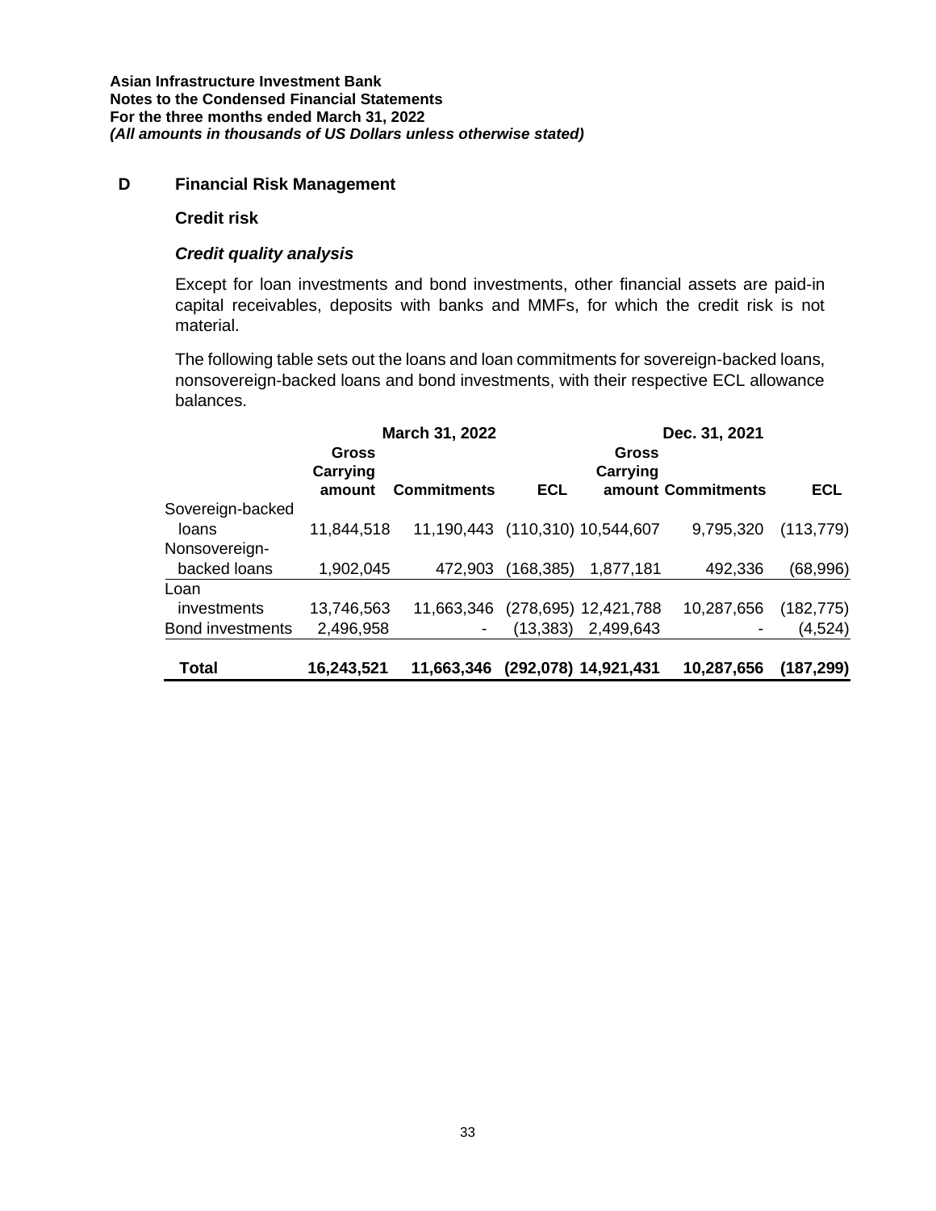## D Financial Risk Management

### Credit risk

#### *Credit quality analysis*

Except for loan investments and bond investments, other financial assets are paid-in capital receivables, deposits with banks and MMFs, for which the credit risk is not material.

The following table sets out the loans and loan commitments for sovereign-backed loans, nonsovereign-backed loans and bond investments, with their respective ECL allowance balances.

| | March 31, 2022 | | | Dec. 31, 2021 | | |
|---|---|---|---|---|---|---|
| | Gross Carrying amount | Commitments | ECL | Gross Carrying amount | Commitments | ECL |
| Sovereign-backed loans | 11,844,518 | 11,190,443 | (110,310) | 10,544,607 | 9,795,320 | (113,779) |
| Nonsovereign-backed loans | 1,902,045 | 472,903 | (168,385) | 1,877,181 | 492,336 | (68,996) |
| Loan investments | 13,746,563 | 11,663,346 | (278,695) | 12,421,788 | 10,287,656 | (182,775) |
| Bond investments | 2,496,958 | - | (13,383) | 2,499,643 | - | (4,524) |
| **Total** | **16,243,521** | **11,663,346** | **(292,078)** | **14,921,431** | **10,287,656** | **(187,299)** |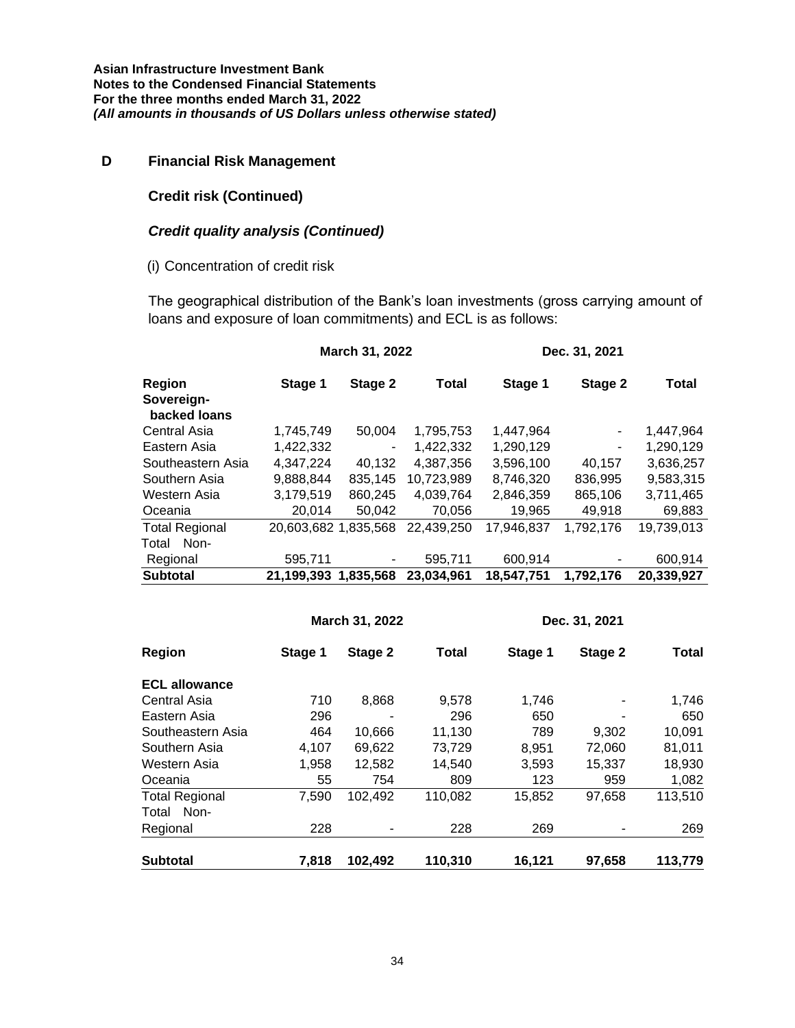**Asian Infrastructure Investment Bank**
**Notes to the Condensed Financial Statements**
**For the three months ended March 31, 2022**
***(All amounts in thousands of US Dollars unless otherwise stated)***

## D Financial Risk Management

### Credit risk (Continued)

### *Credit quality analysis (Continued)*

(i) Concentration of credit risk

The geographical distribution of the Bank's loan investments (gross carrying amount of loans and exposure of loan commitments) and ECL is as follows:

| | March 31, 2022 | | | Dec. 31, 2021 | | |
|---|---|---|---|---|---|---|
| **Region** | **Stage 1** | **Stage 2** | **Total** | **Stage 1** | **Stage 2** | **Total** |
| **Sovereign-backed loans** | | | | | | |
| Central Asia | 1,745,749 | 50,004 | 1,795,753 | 1,447,964 | - | 1,447,964 |
| Eastern Asia | 1,422,332 | - | 1,422,332 | 1,290,129 | - | 1,290,129 |
| Southeastern Asia | 4,347,224 | 40,132 | 4,387,356 | 3,596,100 | 40,157 | 3,636,257 |
| Southern Asia | 9,888,844 | 835,145 | 10,723,989 | 8,746,320 | 836,995 | 9,583,315 |
| Western Asia | 3,179,519 | 860,245 | 4,039,764 | 2,846,359 | 865,106 | 3,711,465 |
| Oceania | 20,014 | 50,042 | 70,056 | 19,965 | 49,918 | 69,883 |
| Total Regional | 20,603,682 | 1,835,568 | 22,439,250 | 17,946,837 | 1,792,176 | 19,739,013 |
| Total Non-Regional | 595,711 | - | 595,711 | 600,914 | - | 600,914 |
| **Subtotal** | **21,199,393** | **1,835,568** | **23,034,961** | **18,547,751** | **1,792,176** | **20,339,927** |

| | March 31, 2022 | | | Dec. 31, 2021 | | |
|---|---|---|---|---|---|---|
| **Region** | **Stage 1** | **Stage 2** | **Total** | **Stage 1** | **Stage 2** | **Total** |
| **ECL allowance** | | | | | | |
| Central Asia | 710 | 8,868 | 9,578 | 1,746 | - | 1,746 |
| Eastern Asia | 296 | - | 296 | 650 | - | 650 |
| Southeastern Asia | 464 | 10,666 | 11,130 | 789 | 9,302 | 10,091 |
| Southern Asia | 4,107 | 69,622 | 73,729 | 8,951 | 72,060 | 81,011 |
| Western Asia | 1,958 | 12,582 | 14,540 | 3,593 | 15,337 | 18,930 |
| Oceania | 55 | 754 | 809 | 123 | 959 | 1,082 |
| Total Regional | 7,590 | 102,492 | 110,082 | 15,852 | 97,658 | 113,510 |
| Total Non-Regional | 228 | - | 228 | 269 | - | 269 |
| **Subtotal** | **7,818** | **102,492** | **110,310** | **16,121** | **97,658** | **113,779** |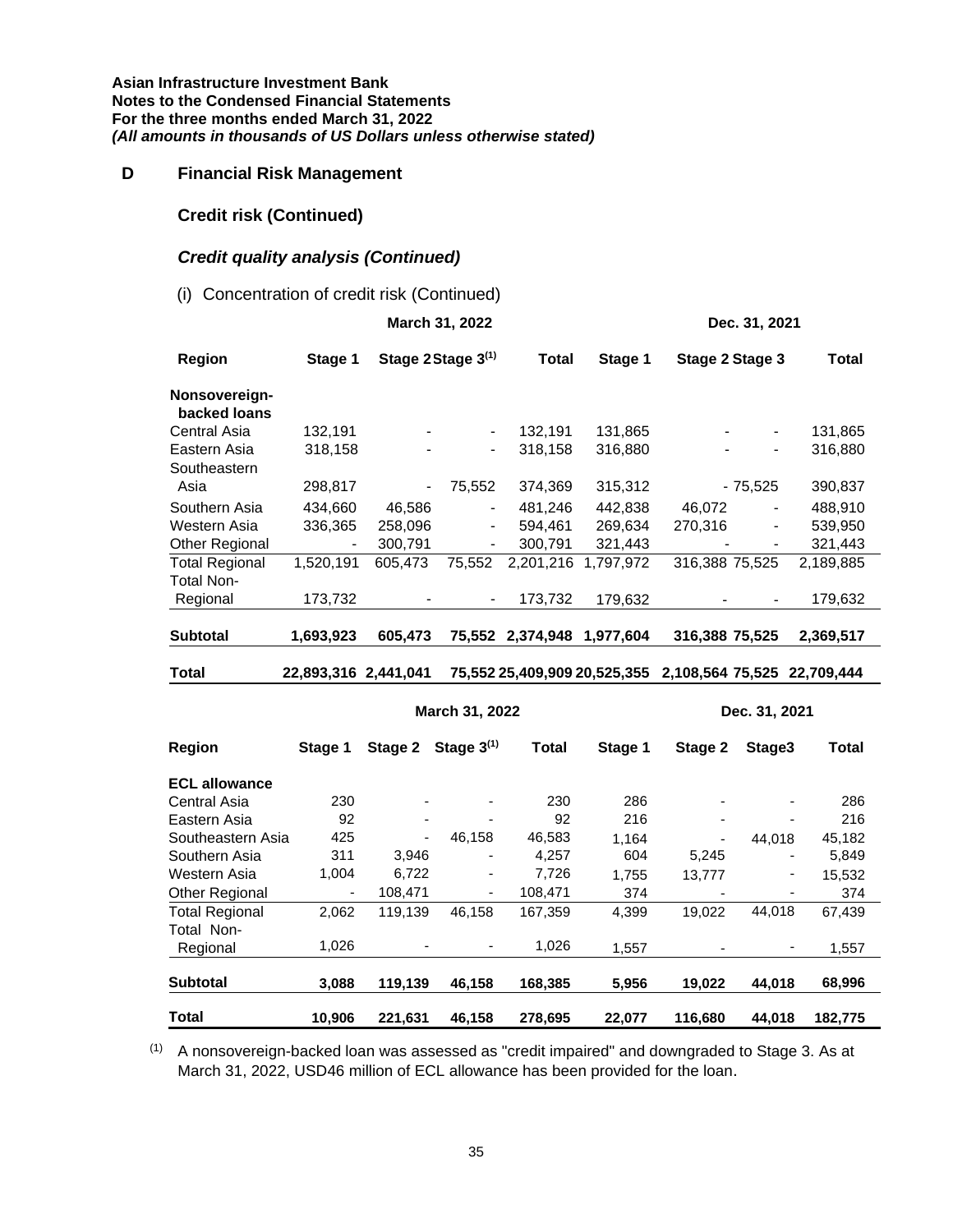**Asian Infrastructure Investment Bank**
**Notes to the Condensed Financial Statements**
**For the three months ended March 31, 2022**
***(All amounts in thousands of US Dollars unless otherwise stated)***

## D Financial Risk Management

### Credit risk (Continued)

#### *Credit quality analysis (Continued)*

(i) Concentration of credit risk (Continued)

| | March 31, 2022 | | | | Dec. 31, 2021 | | | |
|---|---|---|---|---|---|---|---|---|
| **Region** | **Stage 1** | **Stage 2** | **Stage 3[1]** | **Total** | **Stage 1** | **Stage 2** | **Stage 3** | **Total** |
| **Nonsovereign-backed loans** | | | | | | | | |
| Central Asia | 132,191 | - | - | 132,191 | 131,865 | - | - | 131,865 |
| Eastern Asia | 318,158 | - | - | 318,158 | 316,880 | - | - | 316,880 |
| Southeastern Asia | 298,817 | - | 75,552 | 374,369 | 315,312 | - | 75,525 | 390,837 |
| Southern Asia | 434,660 | 46,586 | - | 481,246 | 442,838 | 46,072 | - | 488,910 |
| Western Asia | 336,365 | 258,096 | - | 594,461 | 269,634 | 270,316 | - | 539,950 |
| Other Regional | - | 300,791 | - | 300,791 | 321,443 | - | - | 321,443 |
| Total Regional | 1,520,191 | 605,473 | 75,552 | 2,201,216 | 1,797,972 | 316,388 | 75,525 | 2,189,885 |
| Total Non-Regional | 173,732 | - | - | 173,732 | 179,632 | - | - | 179,632 |
| **Subtotal** | **1,693,923** | **605,473** | **75,552** | **2,374,948** | **1,977,604** | **316,388** | **75,525** | **2,369,517** |
| **Total** | **22,893,316** | **2,441,041** | **75,552** | **25,409,909** | **20,525,355** | **2,108,564** | **75,525** | **22,709,444** |

| | March 31, 2022 | | | | Dec. 31, 2021 | | | |
|---|---|---|---|---|---|---|---|---|
| **Region** | **Stage 1** | **Stage 2** | **Stage 3[1]** | **Total** | **Stage 1** | **Stage 2** | **Stage3** | **Total** |
| **ECL allowance** | | | | | | | | |
| Central Asia | 230 | - | - | 230 | 286 | - | - | 286 |
| Eastern Asia | 92 | - | - | 92 | 216 | - | - | 216 |
| Southeastern Asia | 425 | - | 46,158 | 46,583 | 1,164 | - | 44,018 | 45,182 |
| Southern Asia | 311 | 3,946 | - | 4,257 | 604 | 5,245 | - | 5,849 |
| Western Asia | 1,004 | 6,722 | - | 7,726 | 1,755 | 13,777 | - | 15,532 |
| Other Regional | - | 108,471 | - | 108,471 | 374 | - | - | 374 |
| Total Regional | 2,062 | 119,139 | 46,158 | 167,359 | 4,399 | 19,022 | 44,018 | 67,439 |
| Total Non-Regional | 1,026 | - | - | 1,026 | 1,557 | - | - | 1,557 |
| **Subtotal** | **3,088** | **119,139** | **46,158** | **168,385** | **5,956** | **19,022** | **44,018** | **68,996** |
| **Total** | **10,906** | **221,631** | **46,158** | **278,695** | **22,077** | **116,680** | **44,018** | **182,775** |

[1] A nonsovereign-backed loan was assessed as "credit impaired" and downgraded to Stage 3. As at March 31, 2022, USD46 million of ECL allowance has been provided for the loan.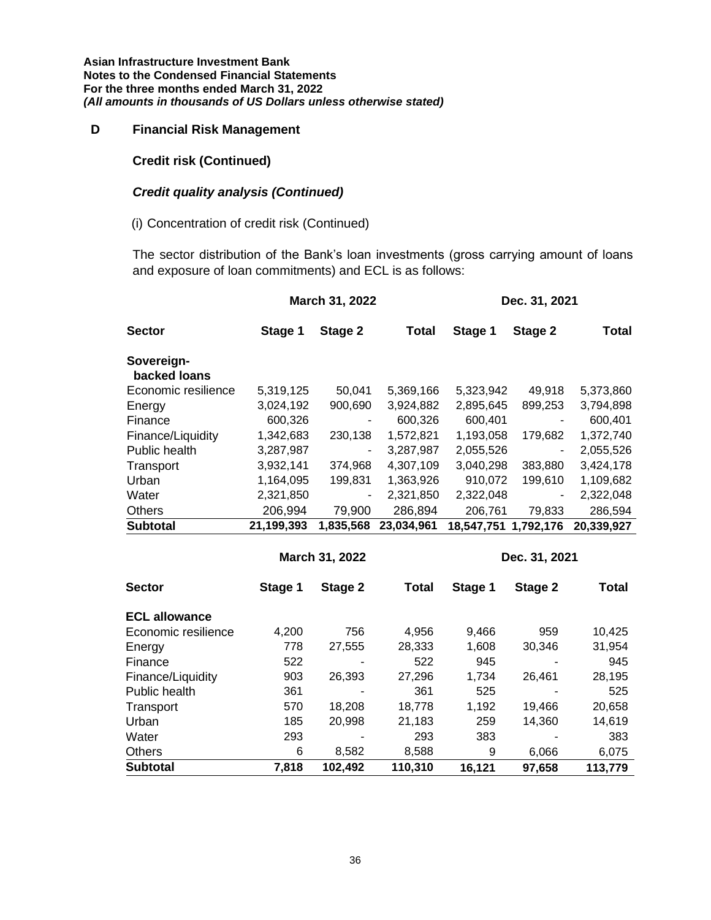**Asian Infrastructure Investment Bank**
**Notes to the Condensed Financial Statements**
**For the three months ended March 31, 2022**
***(All amounts in thousands of US Dollars unless otherwise stated)***

## D Financial Risk Management

### Credit risk (Continued)

#### *Credit quality analysis (Continued)*

(i) Concentration of credit risk (Continued)

The sector distribution of the Bank's loan investments (gross carrying amount of loans and exposure of loan commitments) and ECL is as follows:

| | March 31, 2022 | | | Dec. 31, 2021 | | |
|---|---|---|---|---|---|---|
| **Sector** | **Stage 1** | **Stage 2** | **Total** | **Stage 1** | **Stage 2** | **Total** |
| **Sovereign-backed loans** | | | | | | |
| Economic resilience | 5,319,125 | 50,041 | 5,369,166 | 5,323,942 | 49,918 | 5,373,860 |
| Energy | 3,024,192 | 900,690 | 3,924,882 | 2,895,645 | 899,253 | 3,794,898 |
| Finance | 600,326 | - | 600,326 | 600,401 | - | 600,401 |
| Finance/Liquidity | 1,342,683 | 230,138 | 1,572,821 | 1,193,058 | 179,682 | 1,372,740 |
| Public health | 3,287,987 | - | 3,287,987 | 2,055,526 | - | 2,055,526 |
| Transport | 3,932,141 | 374,968 | 4,307,109 | 3,040,298 | 383,880 | 3,424,178 |
| Urban | 1,164,095 | 199,831 | 1,363,926 | 910,072 | 199,610 | 1,109,682 |
| Water | 2,321,850 | - | 2,321,850 | 2,322,048 | - | 2,322,048 |
| Others | 206,994 | 79,900 | 286,894 | 206,761 | 79,833 | 286,594 |
| **Subtotal** | **21,199,393** | **1,835,568** | **23,034,961** | **18,547,751** | **1,792,176** | **20,339,927** |

| | March 31, 2022 | | | Dec. 31, 2021 | | |
|---|---|---|---|---|---|---|
| **Sector** | **Stage 1** | **Stage 2** | **Total** | **Stage 1** | **Stage 2** | **Total** |
| **ECL allowance** | | | | | | |
| Economic resilience | 4,200 | 756 | 4,956 | 9,466 | 959 | 10,425 |
| Energy | 778 | 27,555 | 28,333 | 1,608 | 30,346 | 31,954 |
| Finance | 522 | - | 522 | 945 | - | 945 |
| Finance/Liquidity | 903 | 26,393 | 27,296 | 1,734 | 26,461 | 28,195 |
| Public health | 361 | - | 361 | 525 | - | 525 |
| Transport | 570 | 18,208 | 18,778 | 1,192 | 19,466 | 20,658 |
| Urban | 185 | 20,998 | 21,183 | 259 | 14,360 | 14,619 |
| Water | 293 | - | 293 | 383 | - | 383 |
| Others | 6 | 8,582 | 8,588 | 9 | 6,066 | 6,075 |
| **Subtotal** | **7,818** | **102,492** | **110,310** | **16,121** | **97,658** | **113,779** |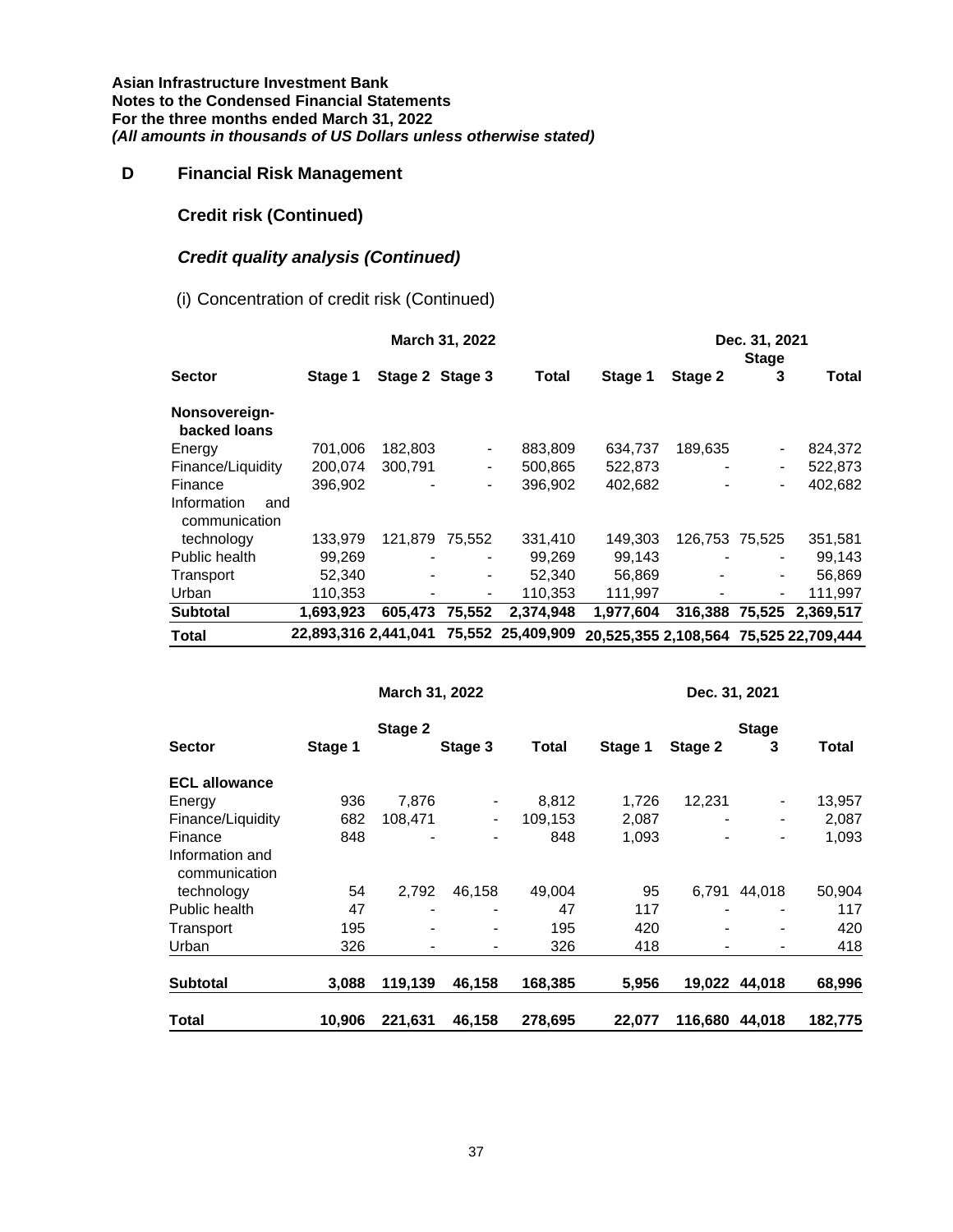**Asian Infrastructure Investment Bank**
**Notes to the Condensed Financial Statements**
**For the three months ended March 31, 2022**
***(All amounts in thousands of US Dollars unless otherwise stated)***

## D Financial Risk Management

### Credit risk (Continued)

### *Credit quality analysis (Continued)*

(i) Concentration of credit risk (Continued)

| | March 31, 2022 | | | | Dec. 31, 2021 | | | |
|---|---|---|---|---|---|---|---|---|
| **Sector** | **Stage 1** | **Stage 2** | **Stage 3** | **Total** | **Stage 1** | **Stage 2** | **Stage 3** | **Total** |
| **Nonsovereign-backed loans** | | | | | | | | |
| Energy | 701,006 | 182,803 | - | 883,809 | 634,737 | 189,635 | - | 824,372 |
| Finance/Liquidity | 200,074 | 300,791 | - | 500,865 | 522,873 | - | - | 522,873 |
| Finance | 396,902 | - | - | 396,902 | 402,682 | - | - | 402,682 |
| Information and communication technology | 133,979 | 121,879 | 75,552 | 331,410 | 149,303 | 126,753 | 75,525 | 351,581 |
| Public health | 99,269 | - | - | 99,269 | 99,143 | - | - | 99,143 |
| Transport | 52,340 | - | - | 52,340 | 56,869 | - | - | 56,869 |
| Urban | 110,353 | - | - | 110,353 | 111,997 | - | - | 111,997 |
| **Subtotal** | **1,693,923** | **605,473** | **75,552** | **2,374,948** | **1,977,604** | **316,388** | **75,525** | **2,369,517** |
| **Total** | **22,893,316** | **2,441,041** | **75,552** | **25,409,909** | **20,525,355** | **2,108,564** | **75,525** | **22,709,444** |

| | March 31, 2022 | | | | Dec. 31, 2021 | | | |
|---|---|---|---|---|---|---|---|---|
| **Sector** | **Stage 1** | **Stage 2** | **Stage 3** | **Total** | **Stage 1** | **Stage 2** | **Stage 3** | **Total** |
| **ECL allowance** | | | | | | | | |
| Energy | 936 | 7,876 | - | 8,812 | 1,726 | 12,231 | - | 13,957 |
| Finance/Liquidity | 682 | 108,471 | - | 109,153 | 2,087 | - | - | 2,087 |
| Finance | 848 | - | - | 848 | 1,093 | - | - | 1,093 |
| Information and communication technology | 54 | 2,792 | 46,158 | 49,004 | 95 | 6,791 | 44,018 | 50,904 |
| Public health | 47 | - | - | 47 | 117 | - | - | 117 |
| Transport | 195 | - | - | 195 | 420 | - | - | 420 |
| Urban | 326 | - | - | 326 | 418 | - | - | 418 |
| **Subtotal** | **3,088** | **119,139** | **46,158** | **168,385** | **5,956** | **19,022** | **44,018** | **68,996** |
| **Total** | **10,906** | **221,631** | **46,158** | **278,695** | **22,077** | **116,680** | **44,018** | **182,775** |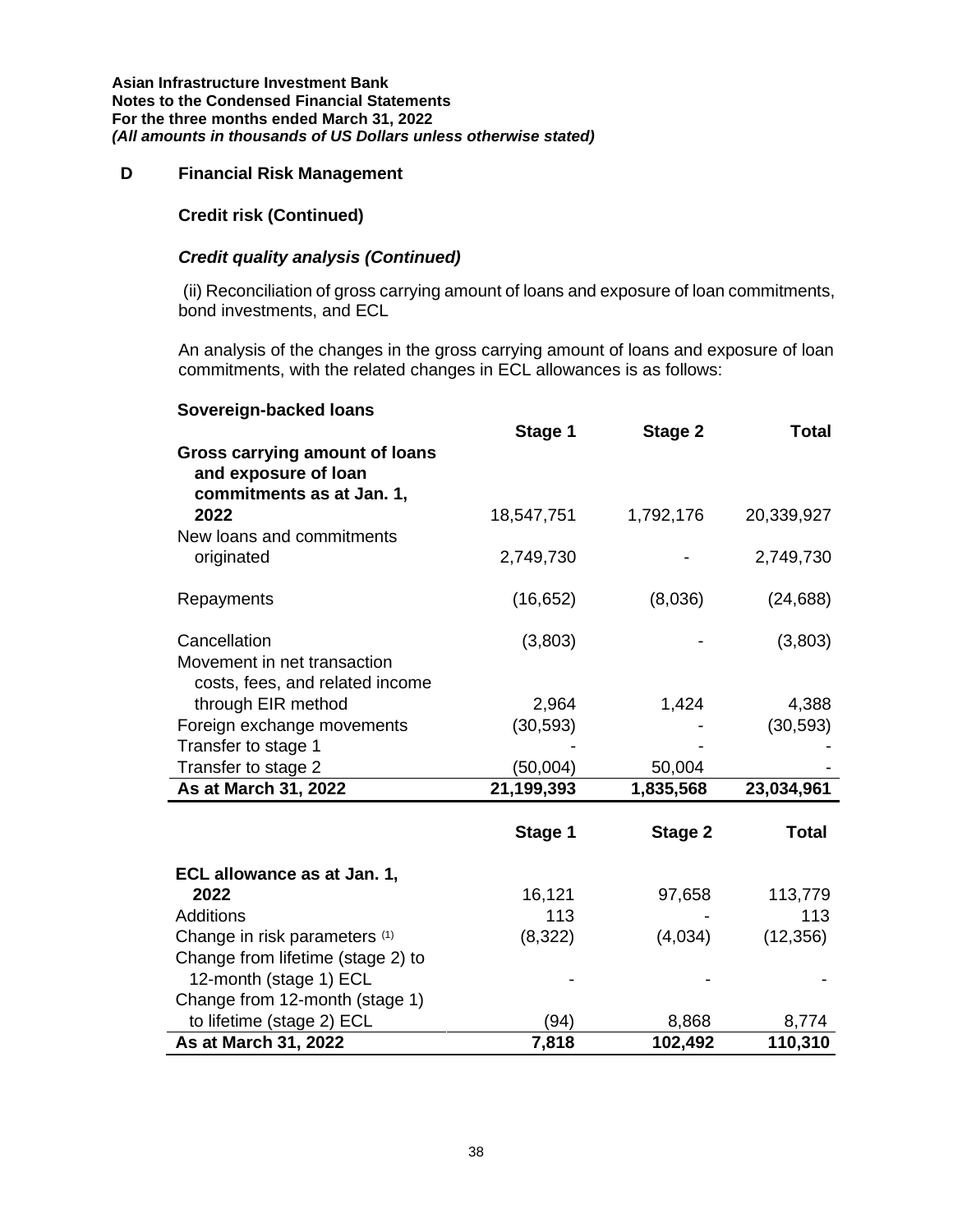**Asian Infrastructure Investment Bank**
**Notes to the Condensed Financial Statements**
**For the three months ended March 31, 2022**
***(All amounts in thousands of US Dollars unless otherwise stated)***

## D Financial Risk Management

### Credit risk (Continued)

#### *Credit quality analysis (Continued)*

(ii) Reconciliation of gross carrying amount of loans and exposure of loan commitments, bond investments, and ECL

An analysis of the changes in the gross carrying amount of loans and exposure of loan commitments, with the related changes in ECL allowances is as follows:

**Sovereign-backed loans**

| | Stage 1 | Stage 2 | Total |
|---|---|---|---|
| **Gross carrying amount of loans and exposure of loan commitments as at Jan. 1, 2022** | 18,547,751 | 1,792,176 | 20,339,927 |
| New loans and commitments originated | 2,749,730 | - | 2,749,730 |
| Repayments | (16,652) | (8,036) | (24,688) |
| Cancellation | (3,803) | - | (3,803) |
| Movement in net transaction costs, fees, and related income through EIR method | 2,964 | 1,424 | 4,388 |
| Foreign exchange movements | (30,593) | - | (30,593) |
| Transfer to stage 1 | - | - | - |
| Transfer to stage 2 | (50,004) | 50,004 | - |
| **As at March 31, 2022** | **21,199,393** | **1,835,568** | **23,034,961** |

| | Stage 1 | Stage 2 | Total |
|---|---|---|---|
| **ECL allowance as at Jan. 1, 2022** | 16,121 | 97,658 | 113,779 |
| Additions | 113 | - | 113 |
| Change in risk parameters (1) | (8,322) | (4,034) | (12,356) |
| Change from lifetime (stage 2) to 12-month (stage 1) ECL | - | - | - |
| Change from 12-month (stage 1) to lifetime (stage 2) ECL | (94) | 8,868 | 8,774 |
| **As at March 31, 2022** | **7,818** | **102,492** | **110,310** |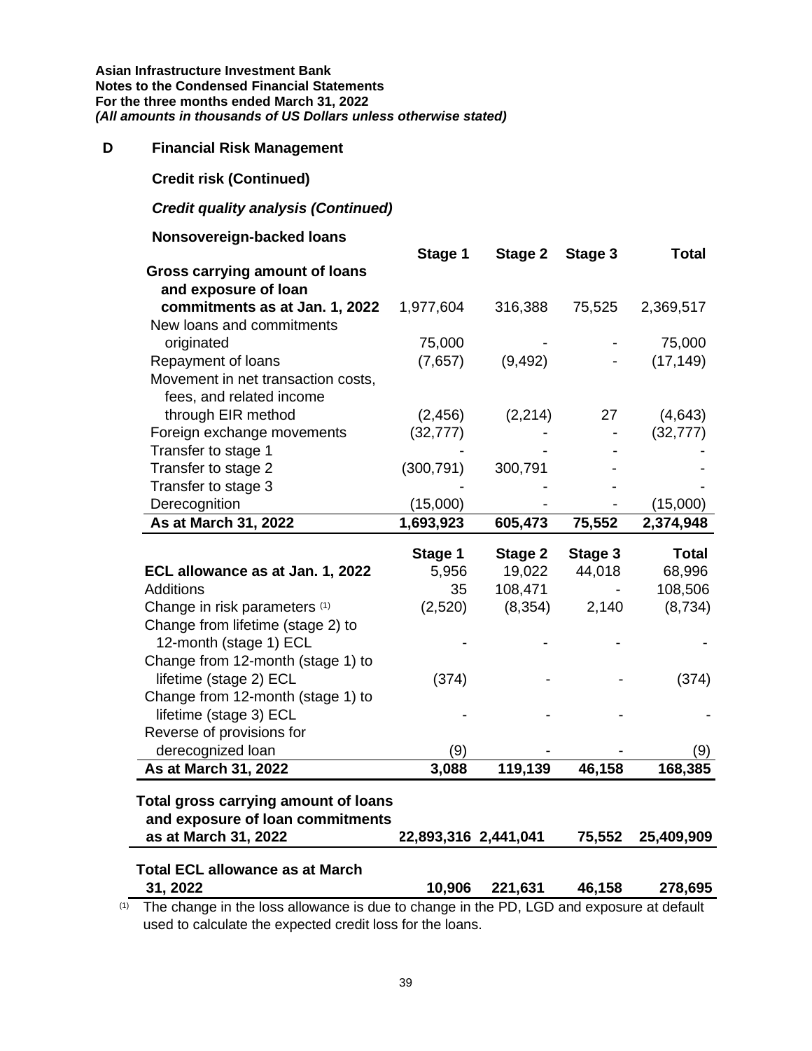**Asian Infrastructure Investment Bank**
**Notes to the Condensed Financial Statements**
**For the three months ended March 31, 2022**
***(All amounts in thousands of US Dollars unless otherwise stated)***

## D Financial Risk Management

### Credit risk (Continued)

#### *Credit quality analysis (Continued)*

**Nonsovereign-backed loans**

| | Stage 1 | Stage 2 | Stage 3 | Total |
|---|---|---|---|---|
| **Gross carrying amount of loans and exposure of loan commitments as at Jan. 1, 2022** | 1,977,604 | 316,388 | 75,525 | 2,369,517 |
| New loans and commitments originated | 75,000 | - | - | 75,000 |
| Repayment of loans | (7,657) | (9,492) | - | (17,149) |
| Movement in net transaction costs, fees, and related income through EIR method | (2,456) | (2,214) | 27 | (4,643) |
| Foreign exchange movements | (32,777) | - | - | (32,777) |
| Transfer to stage 1 | - | - | - | - |
| Transfer to stage 2 | (300,791) | 300,791 | - | - |
| Transfer to stage 3 | - | - | - | - |
| Derecognition | (15,000) | - | - | (15,000) |
| **As at March 31, 2022** | **1,693,923** | **605,473** | **75,552** | **2,374,948** |

| | Stage 1 | Stage 2 | Stage 3 | Total |
|---|---|---|---|---|
| **ECL allowance as at Jan. 1, 2022** | 5,956 | 19,022 | 44,018 | 68,996 |
| Additions | 35 | 108,471 | - | 108,506 |
| Change in risk parameters [1] | (2,520) | (8,354) | 2,140 | (8,734) |
| Change from lifetime (stage 2) to 12-month (stage 1) ECL | - | - | - | - |
| Change from 12-month (stage 1) to lifetime (stage 2) ECL | (374) | - | - | (374) |
| Change from 12-month (stage 1) to lifetime (stage 3) ECL | - | - | - | - |
| Reverse of provisions for derecognized loan | (9) | - | - | (9) |
| **As at March 31, 2022** | **3,088** | **119,139** | **46,158** | **168,385** |

| | Stage 1 | Stage 2 | Stage 3 | Total |
|---|---|---|---|---|
| **Total gross carrying amount of loans and exposure of loan commitments as at March 31, 2022** | **22,893,316** | **2,441,041** | **75,552** | **25,409,909** |
| **Total ECL allowance as at March 31, 2022** | **10,906** | **221,631** | **46,158** | **278,695** |

[1] The change in the loss allowance is due to change in the PD, LGD and exposure at default used to calculate the expected credit loss for the loans.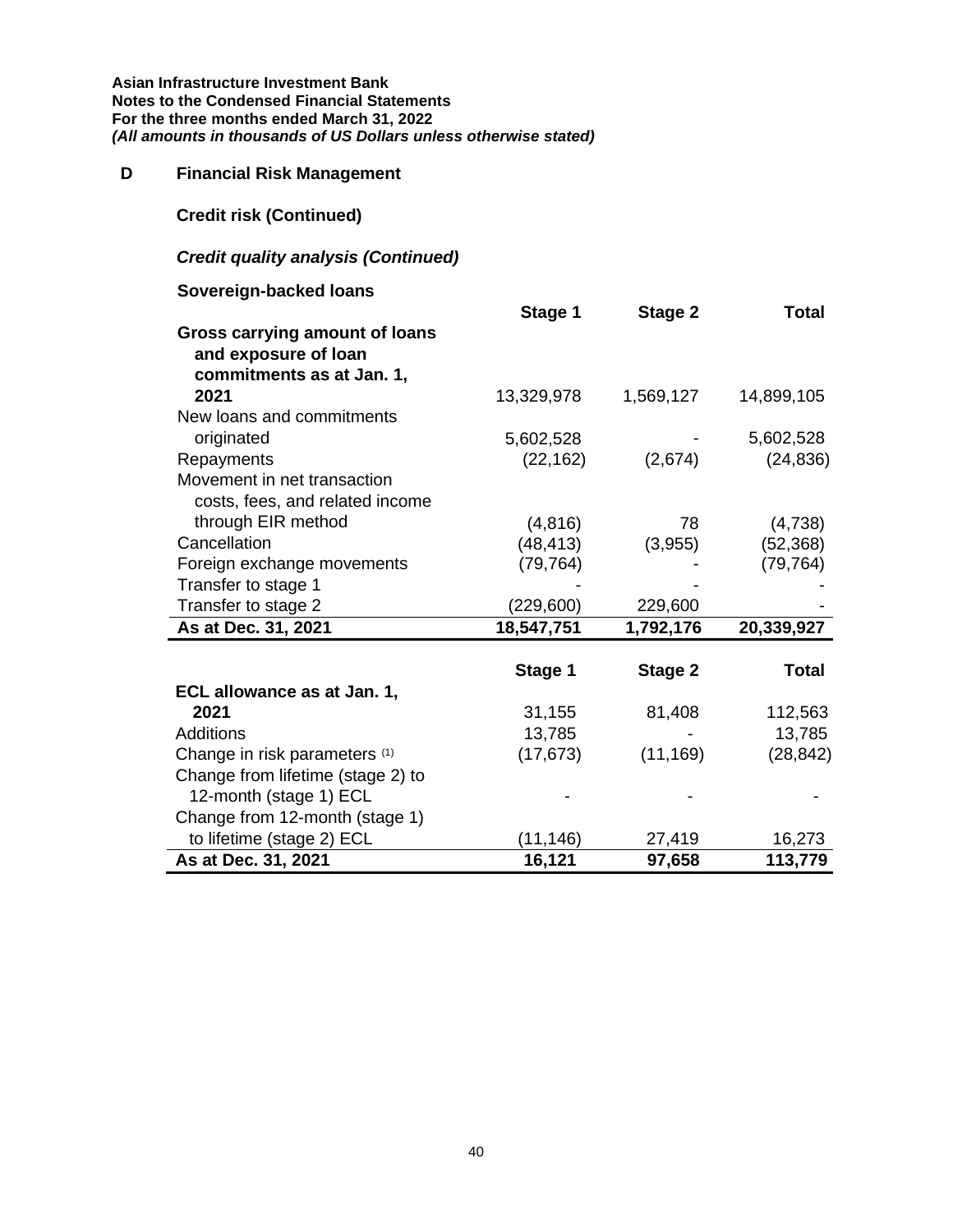# D Financial Risk Management

## Credit risk (Continued)

### *Credit quality analysis (Continued)*

**Sovereign-backed loans**

| | Stage 1 | Stage 2 | Total |
|---|---|---|---|
| **Gross carrying amount of loans and exposure of loan commitments as at Jan. 1, 2021** | 13,329,978 | 1,569,127 | 14,899,105 |
| New loans and commitments originated | 5,602,528 | - | 5,602,528 |
| Repayments | (22,162) | (2,674) | (24,836) |
| Movement in net transaction costs, fees, and related income through EIR method | (4,816) | 78 | (4,738) |
| Cancellation | (48,413) | (3,955) | (52,368) |
| Foreign exchange movements | (79,764) | - | (79,764) |
| Transfer to stage 1 | - | - | - |
| Transfer to stage 2 | (229,600) | 229,600 | - |
| **As at Dec. 31, 2021** | **18,547,751** | **1,792,176** | **20,339,927** |

| | Stage 1 | Stage 2 | Total |
|---|---|---|---|
| **ECL allowance as at Jan. 1, 2021** | 31,155 | 81,408 | 112,563 |
| Additions | 13,785 | - | 13,785 |
| Change in risk parameters [1] | (17,673) | (11,169) | (28,842) |
| Change from lifetime (stage 2) to 12-month (stage 1) ECL | - | - | - |
| Change from 12-month (stage 1) to lifetime (stage 2) ECL | (11,146) | 27,419 | 16,273 |
| **As at Dec. 31, 2021** | **16,121** | **97,658** | **113,779** |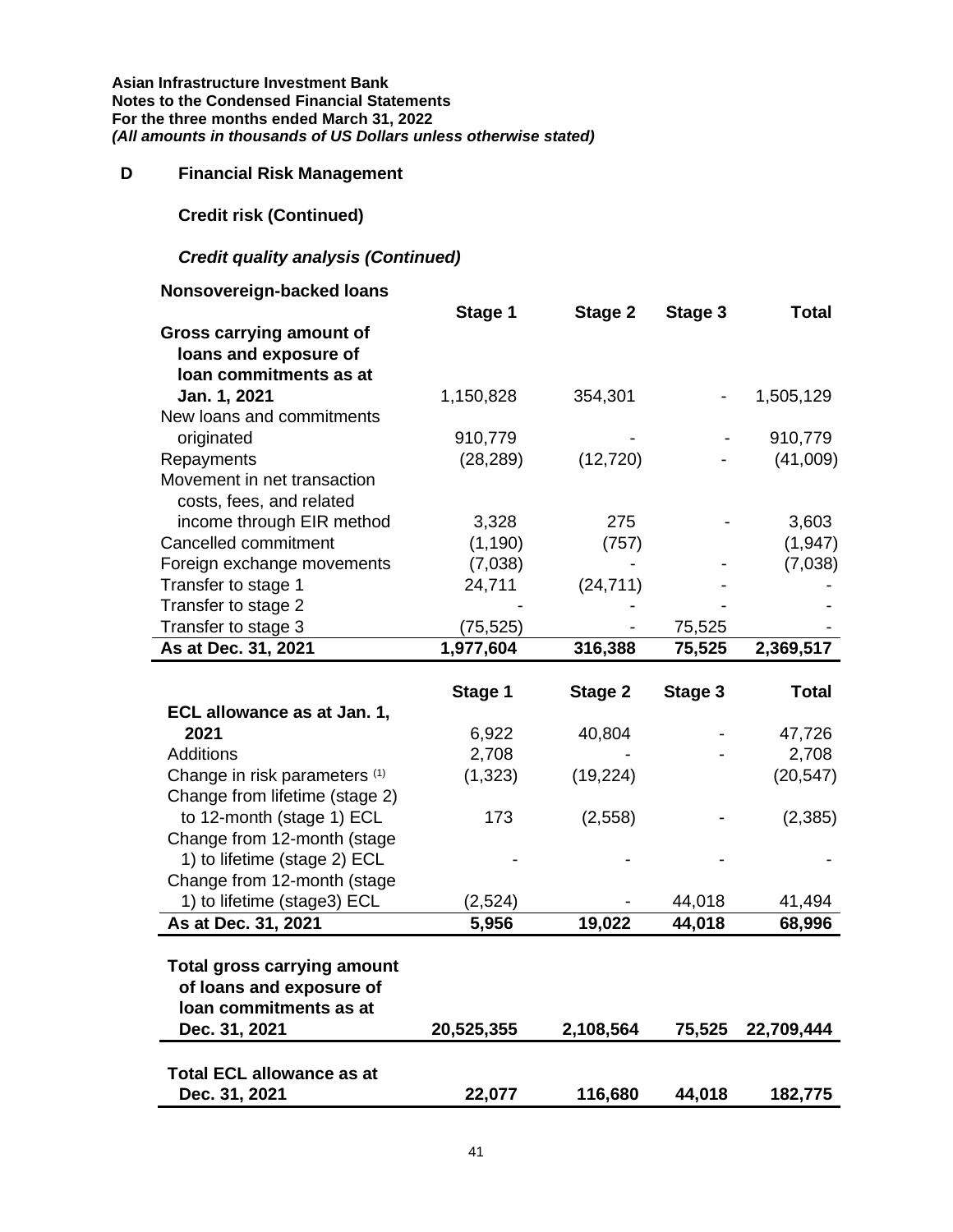**Asian Infrastructure Investment Bank**
**Notes to the Condensed Financial Statements**
**For the three months ended March 31, 2022**
***(All amounts in thousands of US Dollars unless otherwise stated)***

## D Financial Risk Management

### Credit risk (Continued)

#### *Credit quality analysis (Continued)*

**Nonsovereign-backed loans**

| | Stage 1 | Stage 2 | Stage 3 | Total |
|---|---|---|---|---|
| **Gross carrying amount of loans and exposure of loan commitments as at Jan. 1, 2021** | 1,150,828 | 354,301 | - | 1,505,129 |
| New loans and commitments originated | 910,779 | - | - | 910,779 |
| Repayments | (28,289) | (12,720) | - | (41,009) |
| Movement in net transaction costs, fees, and related income through EIR method | 3,328 | 275 | - | 3,603 |
| Cancelled commitment | (1,190) | (757) | | (1,947) |
| Foreign exchange movements | (7,038) | - | - | (7,038) |
| Transfer to stage 1 | 24,711 | (24,711) | - | - |
| Transfer to stage 2 | - | - | - | - |
| Transfer to stage 3 | (75,525) | - | 75,525 | - |
| **As at Dec. 31, 2021** | **1,977,604** | **316,388** | **75,525** | **2,369,517** |

| | Stage 1 | Stage 2 | Stage 3 | Total |
|---|---|---|---|---|
| **ECL allowance as at Jan. 1, 2021** | 6,922 | 40,804 | - | 47,726 |
| Additions | 2,708 | - | - | 2,708 |
| Change in risk parameters [(1)] | (1,323) | (19,224) | | (20,547) |
| Change from lifetime (stage 2) to 12-month (stage 1) ECL | 173 | (2,558) | - | (2,385) |
| Change from 12-month (stage 1) to lifetime (stage 2) ECL | - | - | - | - |
| Change from 12-month (stage 1) to lifetime (stage3) ECL | (2,524) | - | 44,018 | 41,494 |
| **As at Dec. 31, 2021** | **5,956** | **19,022** | **44,018** | **68,996** |

| | | | | |
|---|---|---|---|---|
| **Total gross carrying amount of loans and exposure of loan commitments as at Dec. 31, 2021** | **20,525,355** | **2,108,564** | **75,525** | **22,709,444** |
| **Total ECL allowance as at Dec. 31, 2021** | **22,077** | **116,680** | **44,018** | **182,775** |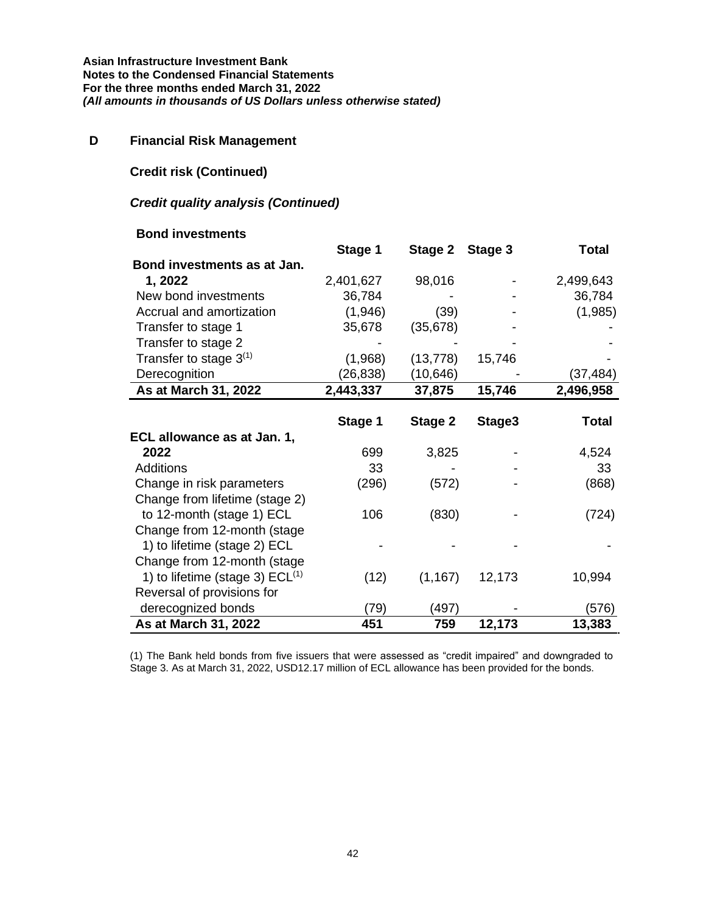**Asian Infrastructure Investment Bank**
**Notes to the Condensed Financial Statements**
**For the three months ended March 31, 2022**
***(All amounts in thousands of US Dollars unless otherwise stated)***

## D Financial Risk Management

### Credit risk (Continued)

### *Credit quality analysis (Continued)*

**Bond investments**

| | Stage 1 | Stage 2 | Stage 3 | Total |
|---|---|---|---|---|
| **Bond investments as at Jan. 1, 2022** | 2,401,627 | 98,016 | - | 2,499,643 |
| New bond investments | 36,784 | - | - | 36,784 |
| Accrual and amortization | (1,946) | (39) | - | (1,985) |
| Transfer to stage 1 | 35,678 | (35,678) | - | - |
| Transfer to stage 2 | - | - | - | - |
| Transfer to stage 3[(1)] | (1,968) | (13,778) | 15,746 | - |
| Derecognition | (26,838) | (10,646) | - | (37,484) |
| **As at March 31, 2022** | **2,443,337** | **37,875** | **15,746** | **2,496,958** |

| | Stage 1 | Stage 2 | Stage3 | Total |
|---|---|---|---|---|
| **ECL allowance as at Jan. 1, 2022** | 699 | 3,825 | - | 4,524 |
| Additions | 33 | - | - | 33 |
| Change in risk parameters | (296) | (572) | - | (868) |
| Change from lifetime (stage 2) to 12-month (stage 1) ECL | 106 | (830) | - | (724) |
| Change from 12-month (stage 1) to lifetime (stage 2) ECL | - | - | - | - |
| Change from 12-month (stage 1) to lifetime (stage 3) ECL[(1)] | (12) | (1,167) | 12,173 | 10,994 |
| Reversal of provisions for derecognized bonds | (79) | (497) | - | (576) |
| **As at March 31, 2022** | **451** | **759** | **12,173** | **13,383** |

(1) The Bank held bonds from five issuers that were assessed as "credit impaired" and downgraded to Stage 3. As at March 31, 2022, USD12.17 million of ECL allowance has been provided for the bonds.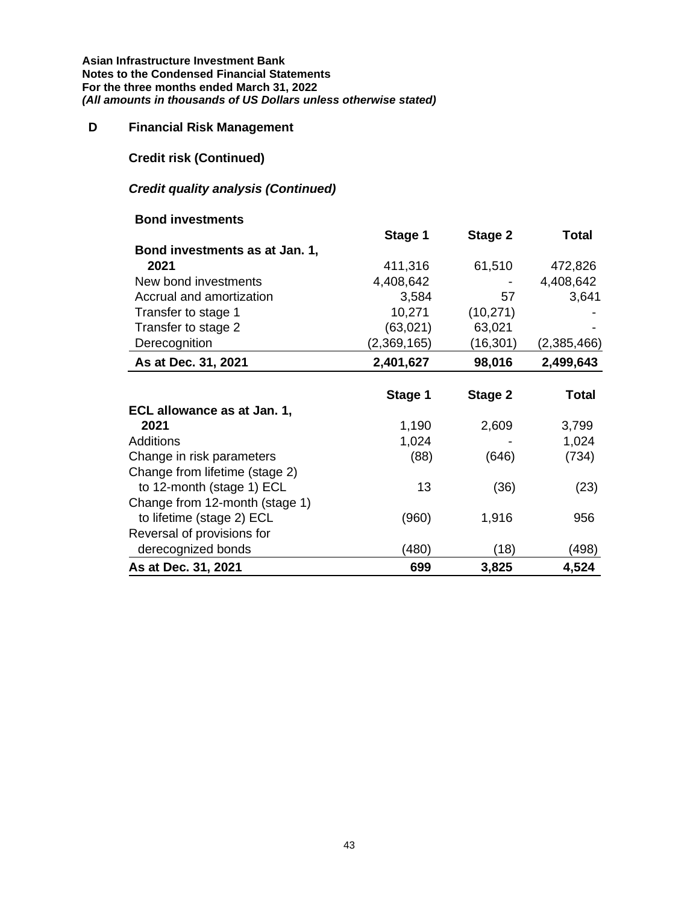Asian Infrastructure Investment Bank
Notes to the Condensed Financial Statements
For the three months ended March 31, 2022
*(All amounts in thousands of US Dollars unless otherwise stated)*

## D Financial Risk Management

### Credit risk (Continued)

#### *Credit quality analysis (Continued)*

**Bond investments**

| | Stage 1 | Stage 2 | Total |
|---|---|---|---|
| **Bond investments as at Jan. 1, 2021** | 411,316 | 61,510 | 472,826 |
| New bond investments | 4,408,642 | - | 4,408,642 |
| Accrual and amortization | 3,584 | 57 | 3,641 |
| Transfer to stage 1 | 10,271 | (10,271) | - |
| Transfer to stage 2 | (63,021) | 63,021 | - |
| Derecognition | (2,369,165) | (16,301) | (2,385,466) |
| **As at Dec. 31, 2021** | **2,401,627** | **98,016** | **2,499,643** |

| | Stage 1 | Stage 2 | Total |
|---|---|---|---|
| **ECL allowance as at Jan. 1, 2021** | 1,190 | 2,609 | 3,799 |
| Additions | 1,024 | - | 1,024 |
| Change in risk parameters | (88) | (646) | (734) |
| Change from lifetime (stage 2) to 12-month (stage 1) ECL | 13 | (36) | (23) |
| Change from 12-month (stage 1) to lifetime (stage 2) ECL | (960) | 1,916 | 956 |
| Reversal of provisions for derecognized bonds | (480) | (18) | (498) |
| **As at Dec. 31, 2021** | **699** | **3,825** | **4,524** |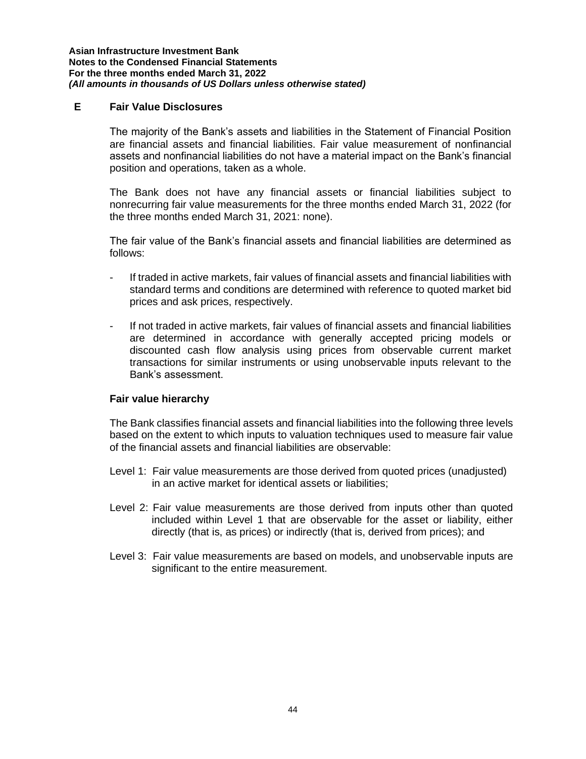## E Fair Value Disclosures

The majority of the Bank's assets and liabilities in the Statement of Financial Position are financial assets and financial liabilities. Fair value measurement of nonfinancial assets and nonfinancial liabilities do not have a material impact on the Bank's financial position and operations, taken as a whole.

The Bank does not have any financial assets or financial liabilities subject to nonrecurring fair value measurements for the three months ended March 31, 2022 (for the three months ended March 31, 2021: none).

The fair value of the Bank's financial assets and financial liabilities are determined as follows:

- If traded in active markets, fair values of financial assets and financial liabilities with standard terms and conditions are determined with reference to quoted market bid prices and ask prices, respectively.
- If not traded in active markets, fair values of financial assets and financial liabilities are determined in accordance with generally accepted pricing models or discounted cash flow analysis using prices from observable current market transactions for similar instruments or using unobservable inputs relevant to the Bank's assessment.

### Fair value hierarchy

The Bank classifies financial assets and financial liabilities into the following three levels based on the extent to which inputs to valuation techniques used to measure fair value of the financial assets and financial liabilities are observable:

Level 1: Fair value measurements are those derived from quoted prices (unadjusted) in an active market for identical assets or liabilities;

Level 2: Fair value measurements are those derived from inputs other than quoted included within Level 1 that are observable for the asset or liability, either directly (that is, as prices) or indirectly (that is, derived from prices); and

Level 3: Fair value measurements are based on models, and unobservable inputs are significant to the entire measurement.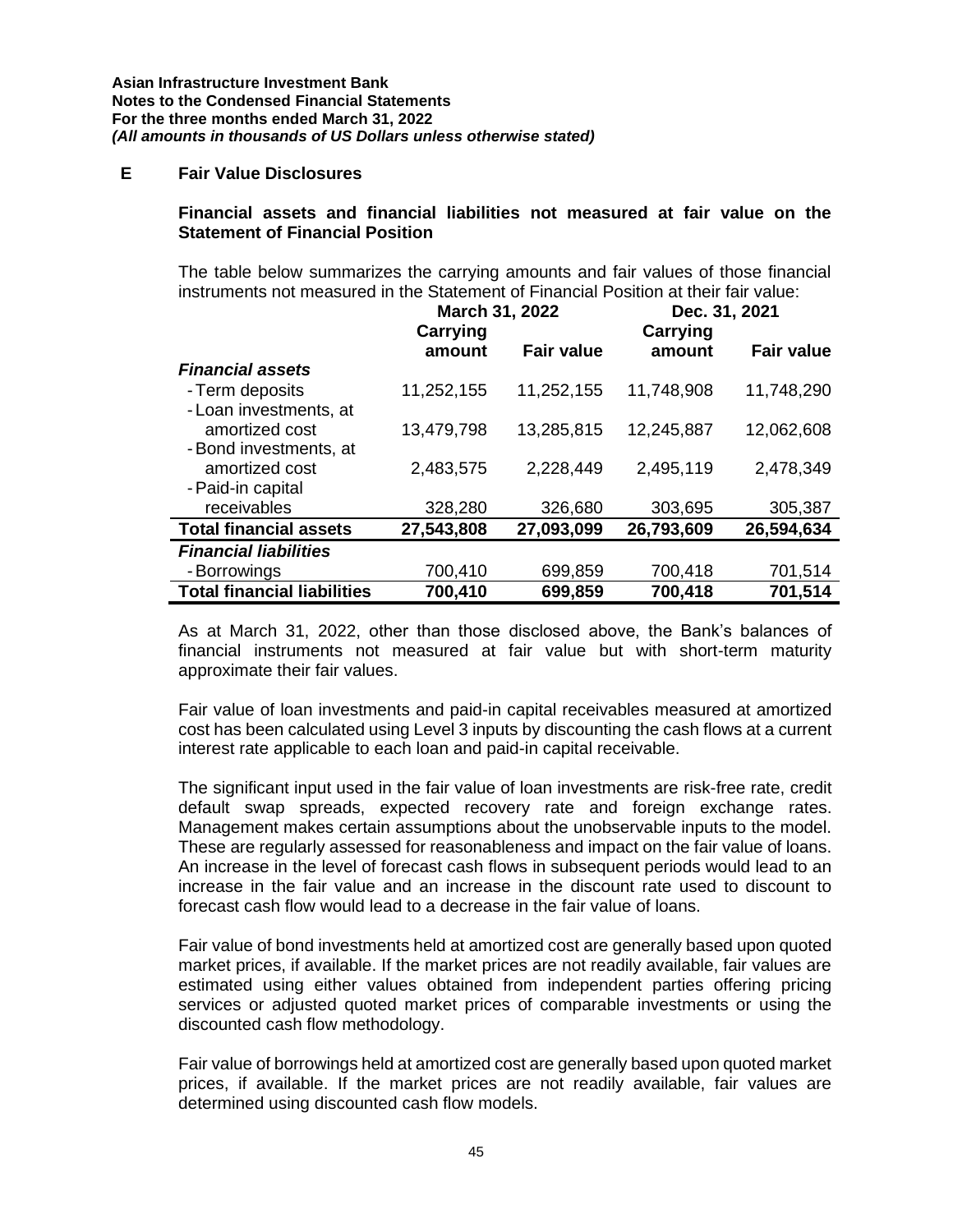## E Fair Value Disclosures

### Financial assets and financial liabilities not measured at fair value on the Statement of Financial Position

The table below summarizes the carrying amounts and fair values of those financial instruments not measured in the Statement of Financial Position at their fair value:

| | March 31, 2022 | | Dec. 31, 2021 | |
|---|---|---|---|---|
| | Carrying amount | Fair value | Carrying amount | Fair value |
| ***Financial assets*** | | | | |
| - Term deposits | 11,252,155 | 11,252,155 | 11,748,908 | 11,748,290 |
| - Loan investments, at amortized cost | 13,479,798 | 13,285,815 | 12,245,887 | 12,062,608 |
| - Bond investments, at amortized cost | 2,483,575 | 2,228,449 | 2,495,119 | 2,478,349 |
| - Paid-in capital receivables | 328,280 | 326,680 | 303,695 | 305,387 |
| **Total financial assets** | **27,543,808** | **27,093,099** | **26,793,609** | **26,594,634** |
| ***Financial liabilities*** | | | | |
| - Borrowings | 700,410 | 699,859 | 700,418 | 701,514 |
| **Total financial liabilities** | **700,410** | **699,859** | **700,418** | **701,514** |

As at March 31, 2022, other than those disclosed above, the Bank's balances of financial instruments not measured at fair value but with short-term maturity approximate their fair values.

Fair value of loan investments and paid-in capital receivables measured at amortized cost has been calculated using Level 3 inputs by discounting the cash flows at a current interest rate applicable to each loan and paid-in capital receivable.

The significant input used in the fair value of loan investments are risk-free rate, credit default swap spreads, expected recovery rate and foreign exchange rates. Management makes certain assumptions about the unobservable inputs to the model. These are regularly assessed for reasonableness and impact on the fair value of loans. An increase in the level of forecast cash flows in subsequent periods would lead to an increase in the fair value and an increase in the discount rate used to discount to forecast cash flow would lead to a decrease in the fair value of loans.

Fair value of bond investments held at amortized cost are generally based upon quoted market prices, if available. If the market prices are not readily available, fair values are estimated using either values obtained from independent parties offering pricing services or adjusted quoted market prices of comparable investments or using the discounted cash flow methodology.

Fair value of borrowings held at amortized cost are generally based upon quoted market prices, if available. If the market prices are not readily available, fair values are determined using discounted cash flow models.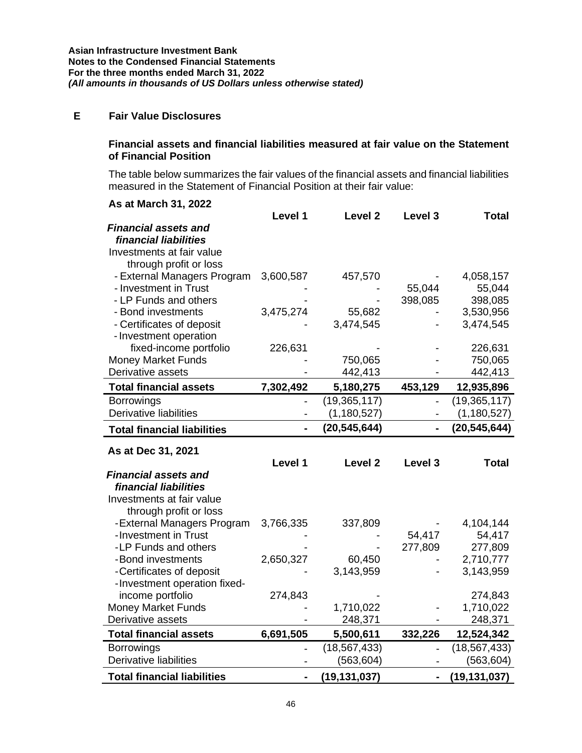## E Fair Value Disclosures

### Financial assets and financial liabilities measured at fair value on the Statement of Financial Position

The table below summarizes the fair values of the financial assets and financial liabilities measured in the Statement of Financial Position at their fair value:

**As at March 31, 2022**

| | Level 1 | Level 2 | Level 3 | Total |
|---|---|---|---|---|
| ***Financial assets and financial liabilities*** | | | | |
| Investments at fair value through profit or loss | | | | |
| - External Managers Program | 3,600,587 | 457,570 | - | 4,058,157 |
| - Investment in Trust | - | - | 55,044 | 55,044 |
| - LP Funds and others | - | - | 398,085 | 398,085 |
| - Bond investments | 3,475,274 | 55,682 | - | 3,530,956 |
| - Certificates of deposit | - | 3,474,545 | - | 3,474,545 |
| - Investment operation fixed-income portfolio | 226,631 | - | - | 226,631 |
| Money Market Funds | - | 750,065 | - | 750,065 |
| Derivative assets | - | 442,413 | - | 442,413 |
| **Total financial assets** | **7,302,492** | **5,180,275** | **453,129** | **12,935,896** |
| Borrowings | - | (19,365,117) | - | (19,365,117) |
| Derivative liabilities | - | (1,180,527) | - | (1,180,527) |
| **Total financial liabilities** | **-** | **(20,545,644)** | **-** | **(20,545,644)** |

**As at Dec 31, 2021**

| | Level 1 | Level 2 | Level 3 | Total |
|---|---|---|---|---|
| ***Financial assets and financial liabilities*** | | | | |
| Investments at fair value through profit or loss | | | | |
| -External Managers Program | 3,766,335 | 337,809 | - | 4,104,144 |
| -Investment in Trust | - | - | 54,417 | 54,417 |
| -LP Funds and others | - | - | 277,809 | 277,809 |
| -Bond investments | 2,650,327 | 60,450 | - | 2,710,777 |
| -Certificates of deposit | - | 3,143,959 | - | 3,143,959 |
| -Investment operation fixed-income portfolio | 274,843 | - | | 274,843 |
| Money Market Funds | - | 1,710,022 | - | 1,710,022 |
| Derivative assets | - | 248,371 | - | 248,371 |
| **Total financial assets** | **6,691,505** | **5,500,611** | **332,226** | **12,524,342** |
| Borrowings | - | (18,567,433) | - | (18,567,433) |
| Derivative liabilities | - | (563,604) | - | (563,604) |
| **Total financial liabilities** | **-** | **(19,131,037)** | **-** | **(19,131,037)** |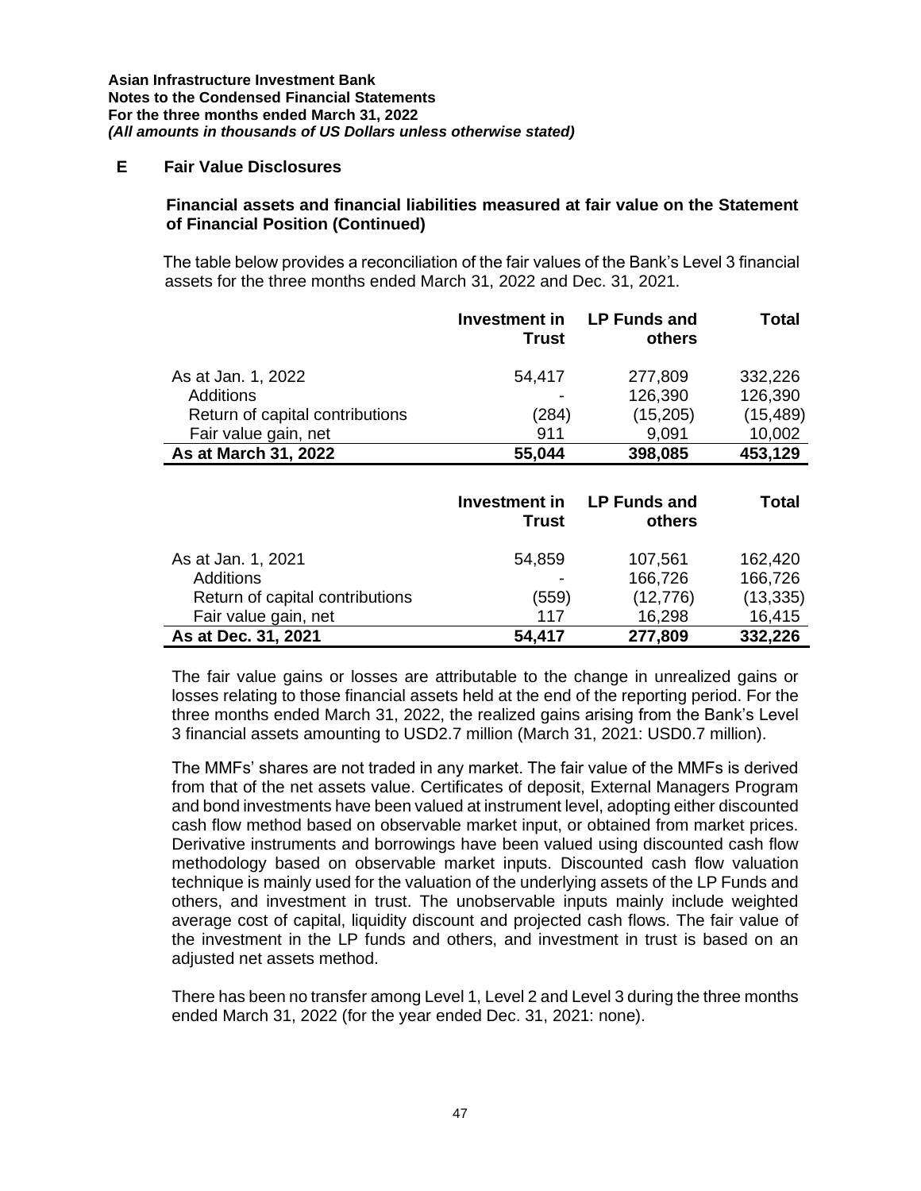## E Fair Value Disclosures

### Financial assets and financial liabilities measured at fair value on the Statement of Financial Position (Continued)

The table below provides a reconciliation of the fair values of the Bank's Level 3 financial assets for the three months ended March 31, 2022 and Dec. 31, 2021.

| | Investment in Trust | LP Funds and others | Total |
|---|---|---|---|
| As at Jan. 1, 2022 | 54,417 | 277,809 | 332,226 |
| Additions | - | 126,390 | 126,390 |
| Return of capital contributions | (284) | (15,205) | (15,489) |
| Fair value gain, net | 911 | 9,091 | 10,002 |
| **As at March 31, 2022** | **55,044** | **398,085** | **453,129** |

| | Investment in Trust | LP Funds and others | Total |
|---|---|---|---|
| As at Jan. 1, 2021 | 54,859 | 107,561 | 162,420 |
| Additions | - | 166,726 | 166,726 |
| Return of capital contributions | (559) | (12,776) | (13,335) |
| Fair value gain, net | 117 | 16,298 | 16,415 |
| **As at Dec. 31, 2021** | **54,417** | **277,809** | **332,226** |

The fair value gains or losses are attributable to the change in unrealized gains or losses relating to those financial assets held at the end of the reporting period. For the three months ended March 31, 2022, the realized gains arising from the Bank's Level 3 financial assets amounting to USD2.7 million (March 31, 2021: USD0.7 million).

The MMFs' shares are not traded in any market. The fair value of the MMFs is derived from that of the net assets value. Certificates of deposit, External Managers Program and bond investments have been valued at instrument level, adopting either discounted cash flow method based on observable market input, or obtained from market prices. Derivative instruments and borrowings have been valued using discounted cash flow methodology based on observable market inputs. Discounted cash flow valuation technique is mainly used for the valuation of the underlying assets of the LP Funds and others, and investment in trust. The unobservable inputs mainly include weighted average cost of capital, liquidity discount and projected cash flows. The fair value of the investment in the LP funds and others, and investment in trust is based on an adjusted net assets method.

There has been no transfer among Level 1, Level 2 and Level 3 during the three months ended March 31, 2022 (for the year ended Dec. 31, 2021: none).